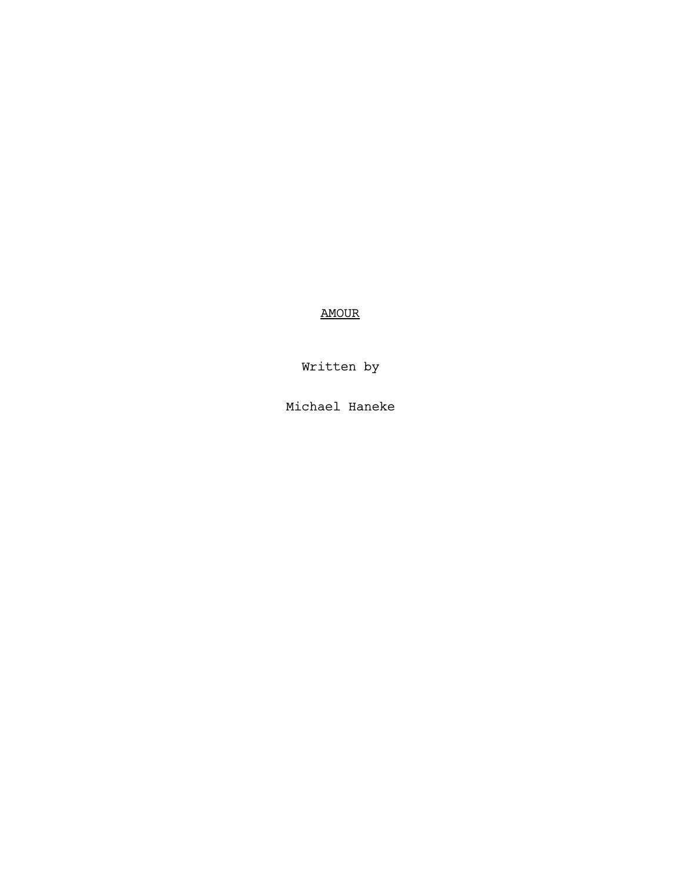# AMOUR

Written by

Michael Haneke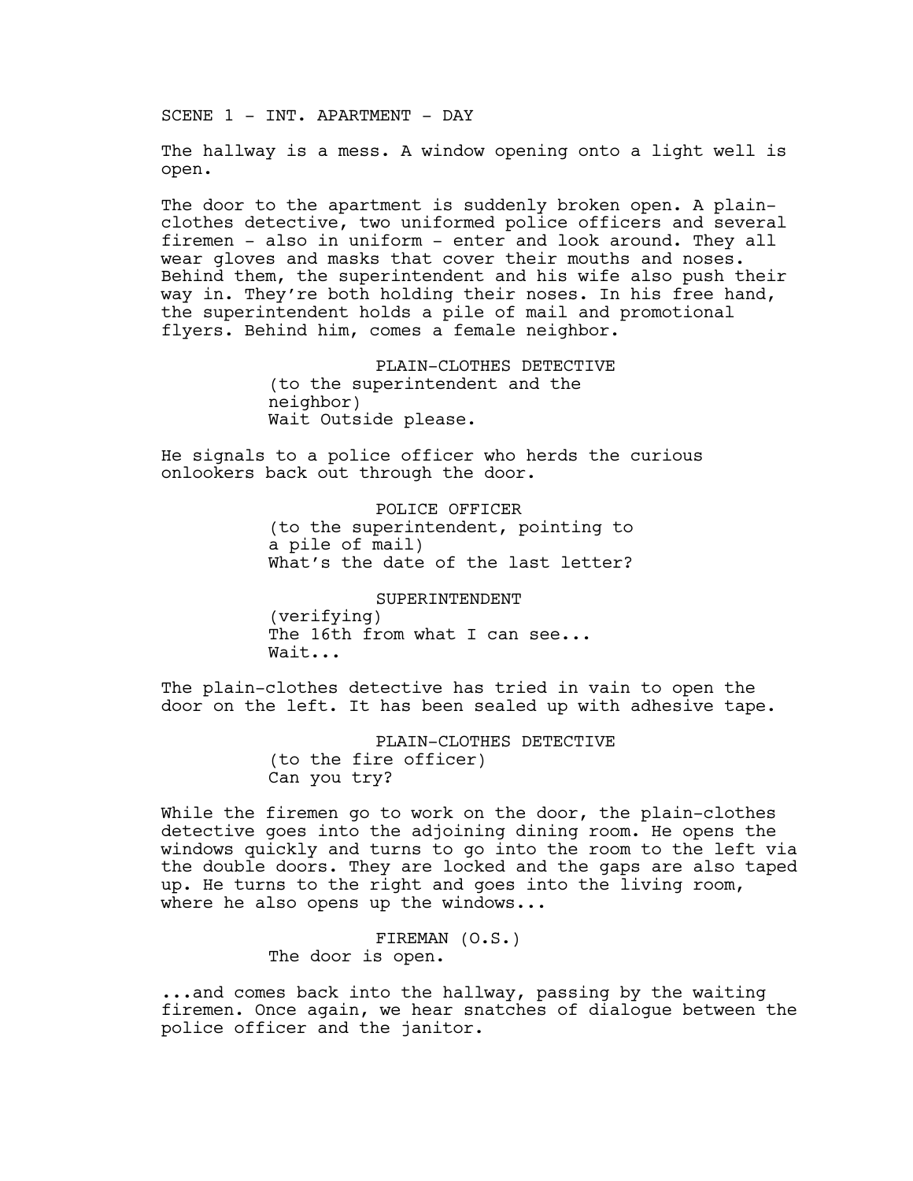SCENE 1 - INT. APARTMENT - DAY

The hallway is a mess. A window opening onto a light well is open.

The door to the apartment is suddenly broken open. A plain-clothes detective, two uniformed police officers and several firemen - also in uniform - enter and look around. They all wear gloves and masks that cover their mouths and noses. Behind them, the superintendent and his wife also push their way in. They're both holding their noses. In his free hand, the superintendent holds a pile of mail and promotional flyers. Behind him, comes a female neighbor.

PLAIN-CLOTHES DETECTIVE
(to the superintendent and the neighbor)
Wait Outside please.

He signals to a police officer who herds the curious onlookers back out through the door.

POLICE OFFICER
(to the superintendent, pointing to a pile of mail)
What's the date of the last letter?

SUPERINTENDENT
(verifying)
The 16th from what I can see...
Wait...

The plain-clothes detective has tried in vain to open the door on the left. It has been sealed up with adhesive tape.

PLAIN-CLOTHES DETECTIVE
(to the fire officer)
Can you try?

While the firemen go to work on the door, the plain-clothes detective goes into the adjoining dining room. He opens the windows quickly and turns to go into the room to the left via the double doors. They are locked and the gaps are also taped up. He turns to the right and goes into the living room, where he also opens up the windows...

FIREMAN (O.S.)
The door is open.

...and comes back into the hallway, passing by the waiting firemen. Once again, we hear snatches of dialogue between the police officer and the janitor.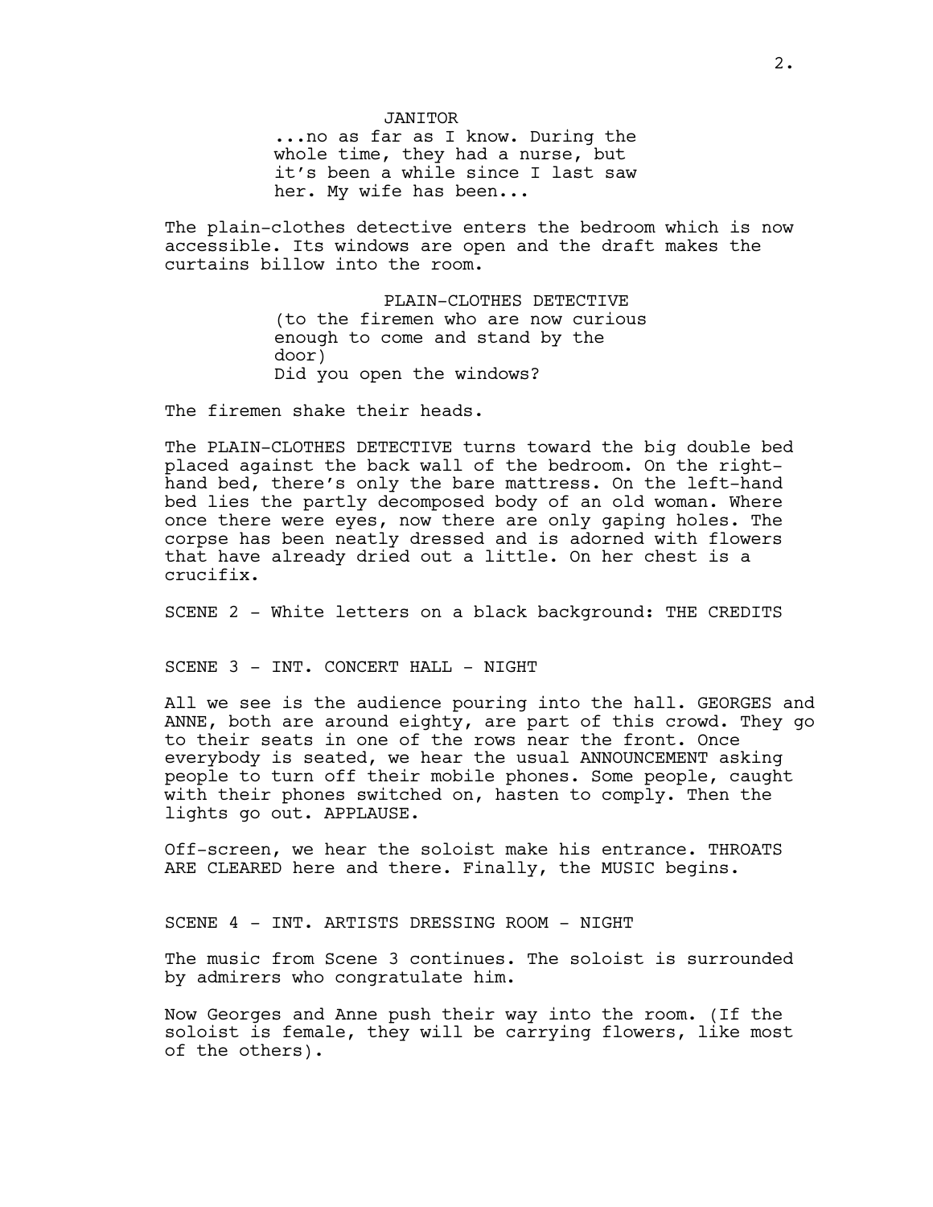JANITOR
...no as far as I know. During the whole time, they had a nurse, but it's been a while since I last saw her. My wife has been...

The plain-clothes detective enters the bedroom which is now accessible. Its windows are open and the draft makes the curtains billow into the room.

PLAIN-CLOTHES DETECTIVE
(to the firemen who are now curious enough to come and stand by the door)
Did you open the windows?

The firemen shake their heads.

The PLAIN-CLOTHES DETECTIVE turns toward the big double bed placed against the back wall of the bedroom. On the right-hand bed, there's only the bare mattress. On the left-hand bed lies the partly decomposed body of an old woman. Where once there were eyes, now there are only gaping holes. The corpse has been neatly dressed and is adorned with flowers that have already dried out a little. On her chest is a crucifix.

SCENE 2 - White letters on a black background: THE CREDITS

SCENE 3 - INT. CONCERT HALL - NIGHT

All we see is the audience pouring into the hall. GEORGES and ANNE, both are around eighty, are part of this crowd. They go to their seats in one of the rows near the front. Once everybody is seated, we hear the usual ANNOUNCEMENT asking people to turn off their mobile phones. Some people, caught with their phones switched on, hasten to comply. Then the lights go out. APPLAUSE.

Off-screen, we hear the soloist make his entrance. THROATS ARE CLEARED here and there. Finally, the MUSIC begins.

SCENE 4 - INT. ARTISTS DRESSING ROOM - NIGHT

The music from Scene 3 continues. The soloist is surrounded by admirers who congratulate him.

Now Georges and Anne push their way into the room. (If the soloist is female, they will be carrying flowers, like most of the others).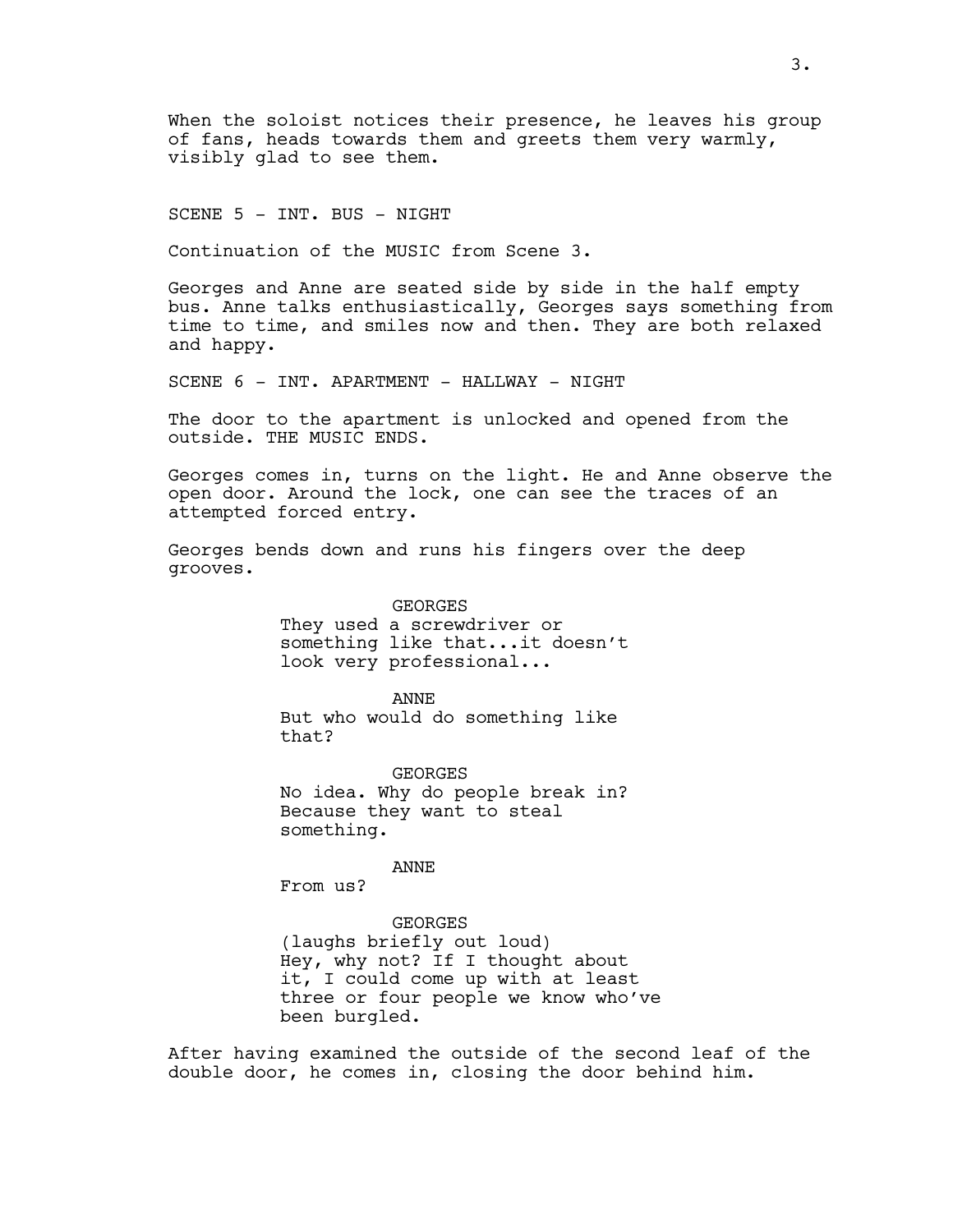When the soloist notices their presence, he leaves his group of fans, heads towards them and greets them very warmly, visibly glad to see them.

SCENE 5 - INT. BUS - NIGHT

Continuation of the MUSIC from Scene 3.

Georges and Anne are seated side by side in the half empty bus. Anne talks enthusiastically, Georges says something from time to time, and smiles now and then. They are both relaxed and happy.

SCENE 6 - INT. APARTMENT - HALLWAY - NIGHT

The door to the apartment is unlocked and opened from the outside. THE MUSIC ENDS.

Georges comes in, turns on the light. He and Anne observe the open door. Around the lock, one can see the traces of an attempted forced entry.

Georges bends down and runs his fingers over the deep grooves.

GEORGES
They used a screwdriver or something like that...it doesn't look very professional...

ANNE
But who would do something like that?

GEORGES
No idea. Why do people break in? Because they want to steal something.

ANNE
From us?

GEORGES
(laughs briefly out loud)
Hey, why not? If I thought about it, I could come up with at least three or four people we know who've been burgled.

After having examined the outside of the second leaf of the double door, he comes in, closing the door behind him.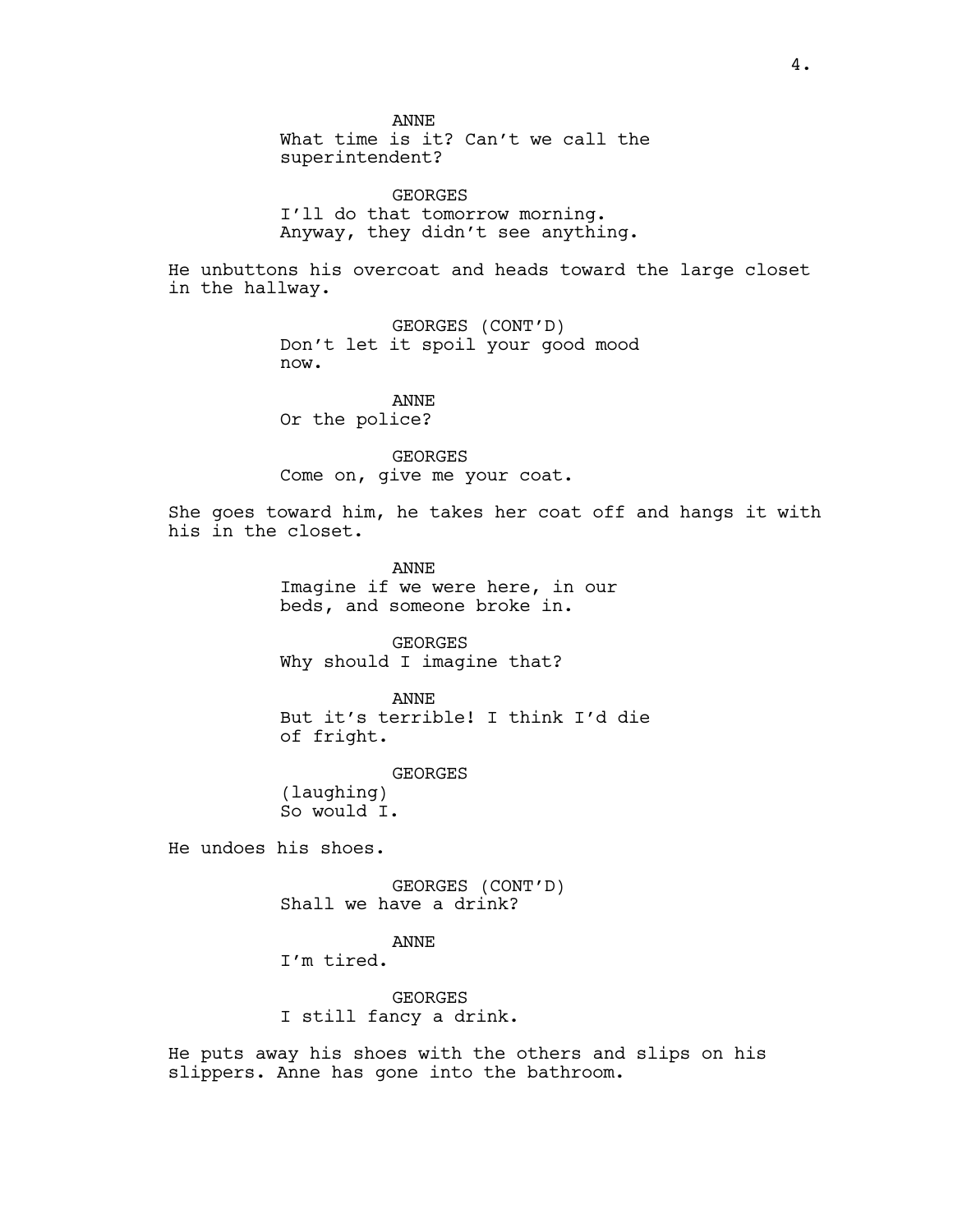ANNE
What time is it? Can't we call the superintendent?

GEORGES
I'll do that tomorrow morning. Anyway, they didn't see anything.

He unbuttons his overcoat and heads toward the large closet in the hallway.

GEORGES (CONT'D)
Don't let it spoil your good mood now.

ANNE
Or the police?

GEORGES
Come on, give me your coat.

She goes toward him, he takes her coat off and hangs it with his in the closet.

ANNE
Imagine if we were here, in our beds, and someone broke in.

GEORGES
Why should I imagine that?

ANNE
But it's terrible! I think I'd die of fright.

GEORGES
(laughing)
So would I.

He undoes his shoes.

GEORGES (CONT'D)
Shall we have a drink?

ANNE
I'm tired.

GEORGES
I still fancy a drink.

He puts away his shoes with the others and slips on his slippers. Anne has gone into the bathroom.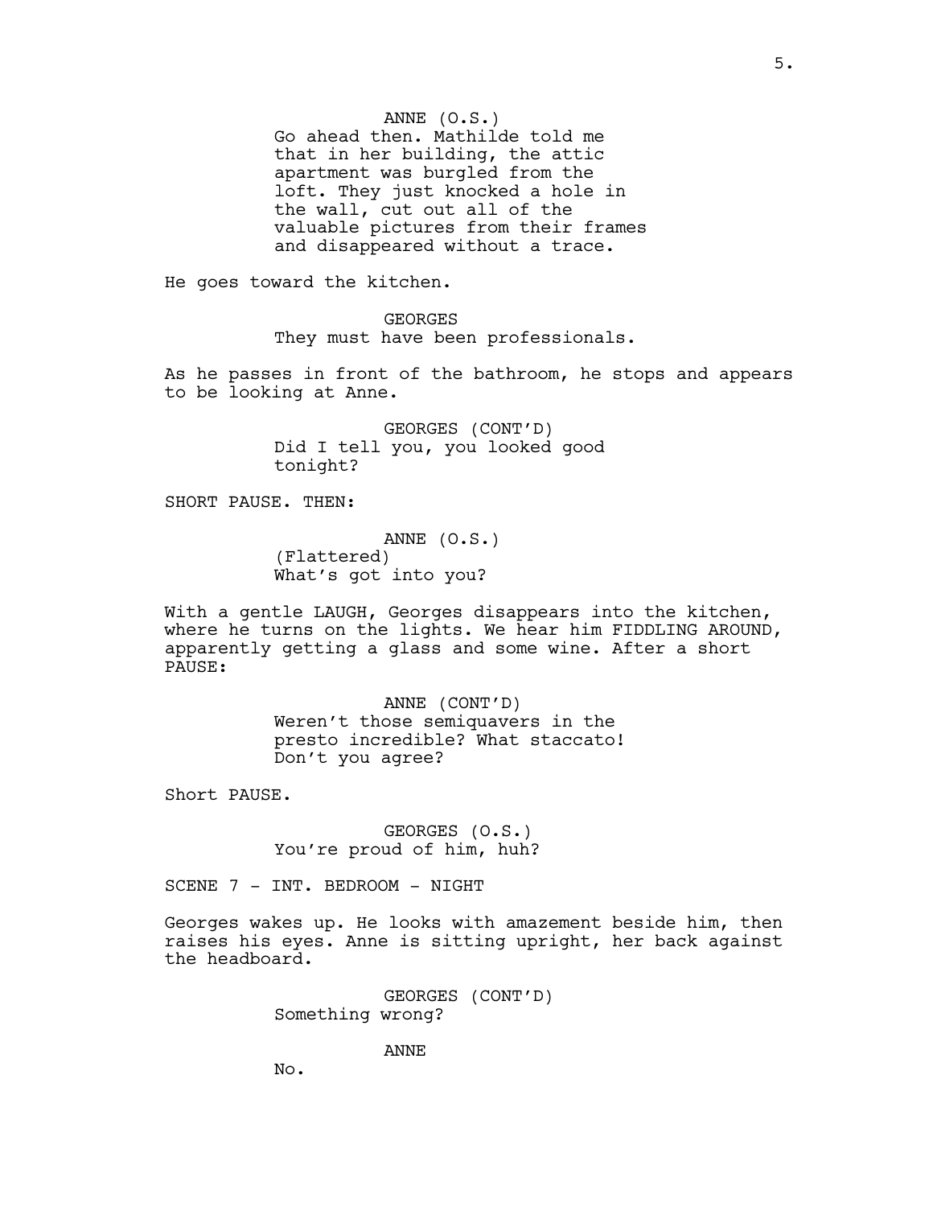ANNE (O.S.)
Go ahead then. Mathilde told me that in her building, the attic apartment was burgled from the loft. They just knocked a hole in the wall, cut out all of the valuable pictures from their frames and disappeared without a trace.

He goes toward the kitchen.

GEORGES
They must have been professionals.

As he passes in front of the bathroom, he stops and appears to be looking at Anne.

GEORGES (CONT'D)
Did I tell you, you looked good tonight?

SHORT PAUSE. THEN:

ANNE (O.S.)
(Flattered)
What's got into you?

With a gentle LAUGH, Georges disappears into the kitchen, where he turns on the lights. We hear him FIDDLING AROUND, apparently getting a glass and some wine. After a short PAUSE:

ANNE (CONT'D)
Weren't those semiquavers in the presto incredible? What staccato! Don't you agree?

Short PAUSE.

GEORGES (O.S.)
You're proud of him, huh?

SCENE 7 - INT. BEDROOM - NIGHT

Georges wakes up. He looks with amazement beside him, then raises his eyes. Anne is sitting upright, her back against the headboard.

GEORGES (CONT'D)
Something wrong?

ANNE
No.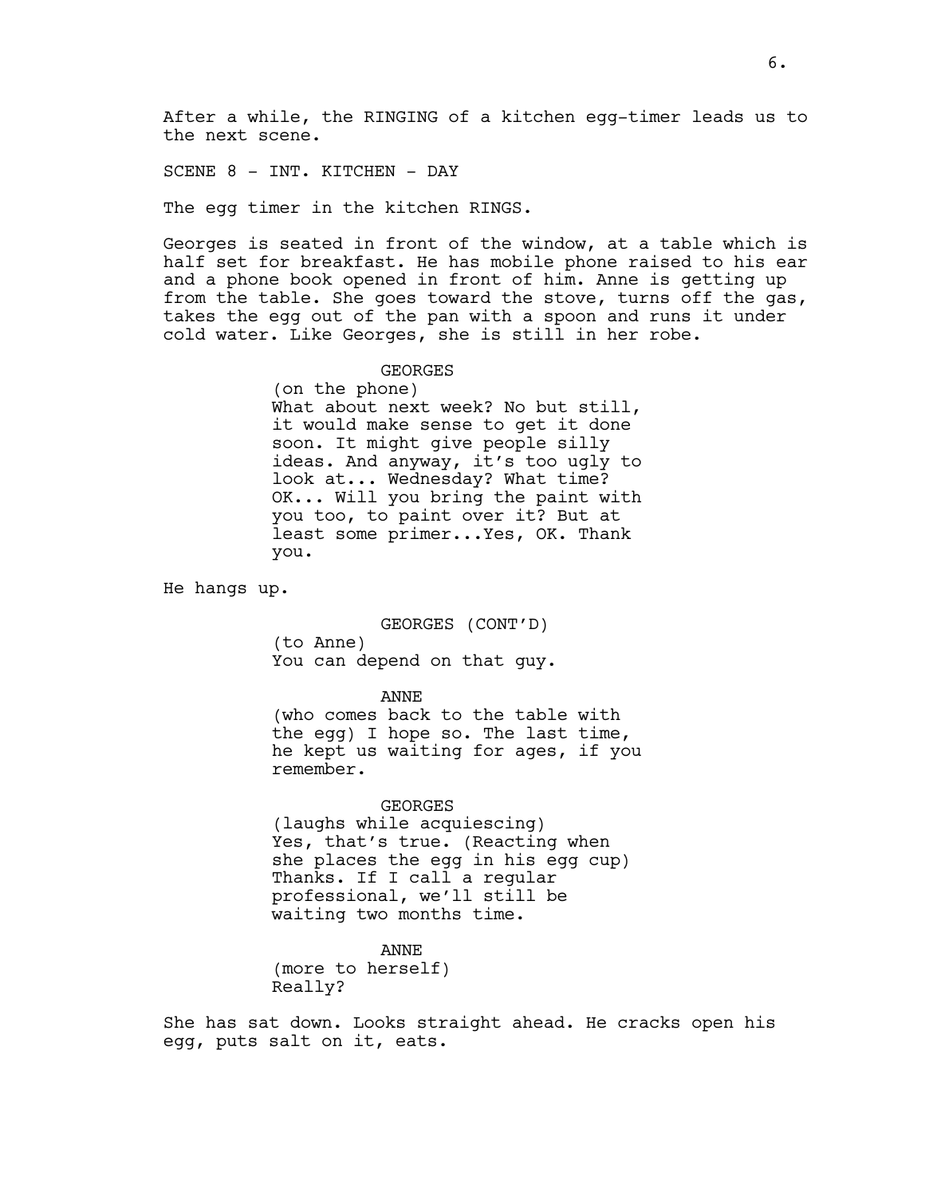After a while, the RINGING of a kitchen egg-timer leads us to the next scene.

SCENE 8 - INT. KITCHEN - DAY

The egg timer in the kitchen RINGS.

Georges is seated in front of the window, at a table which is half set for breakfast. He has mobile phone raised to his ear and a phone book opened in front of him. Anne is getting up from the table. She goes toward the stove, turns off the gas, takes the egg out of the pan with a spoon and runs it under cold water. Like Georges, she is still in her robe.

GEORGES

(on the phone)
What about next week? No but still, it would make sense to get it done soon. It might give people silly ideas. And anyway, it's too ugly to look at... Wednesday? What time? OK... Will you bring the paint with you too, to paint over it? But at least some primer...Yes, OK. Thank you.

He hangs up.

GEORGES (CONT'D)

(to Anne)
You can depend on that guy.

ANNE

(who comes back to the table with the egg) I hope so. The last time, he kept us waiting for ages, if you remember.

GEORGES

(laughs while acquiescing)
Yes, that's true. (Reacting when she places the egg in his egg cup) Thanks. If I call a regular professional, we'll still be waiting two months time.

ANNE

(more to herself)
Really?

She has sat down. Looks straight ahead. He cracks open his egg, puts salt on it, eats.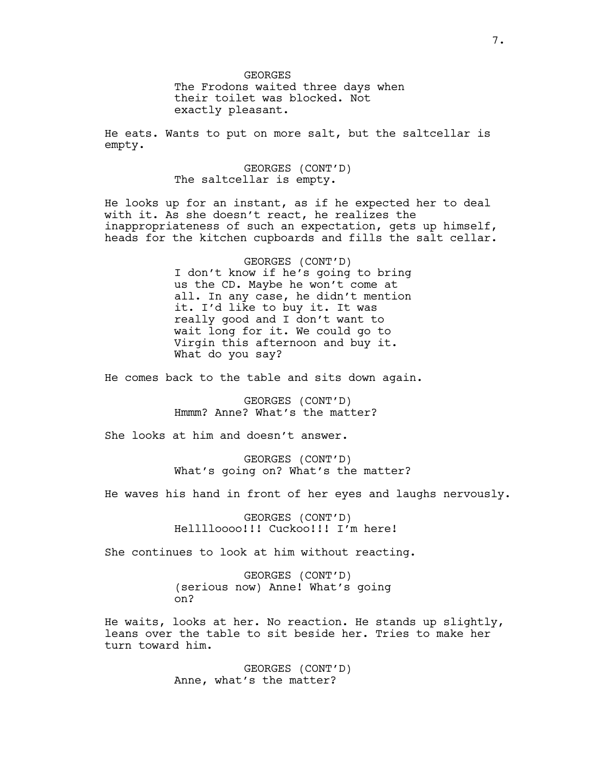GEORGES
The Frodons waited three days when their toilet was blocked. Not exactly pleasant.

He eats. Wants to put on more salt, but the saltcellar is empty.

GEORGES (CONT'D)
The saltcellar is empty.

He looks up for an instant, as if he expected her to deal with it. As she doesn't react, he realizes the inappropriateness of such an expectation, gets up himself, heads for the kitchen cupboards and fills the salt cellar.

GEORGES (CONT'D)
I don't know if he's going to bring us the CD. Maybe he won't come at all. In any case, he didn't mention it. I'd like to buy it. It was really good and I don't want to wait long for it. We could go to Virgin this afternoon and buy it. What do you say?

He comes back to the table and sits down again.

GEORGES (CONT'D)
Hmmm? Anne? What's the matter?

She looks at him and doesn't answer.

GEORGES (CONT'D)
What's going on? What's the matter?

He waves his hand in front of her eyes and laughs nervously.

GEORGES (CONT'D)
Helllloooo!!! Cuckoo!!! I'm here!

She continues to look at him without reacting.

GEORGES (CONT'D)
(serious now) Anne! What's going on?

He waits, looks at her. No reaction. He stands up slightly, leans over the table to sit beside her. Tries to make her turn toward him.

GEORGES (CONT'D)
Anne, what's the matter?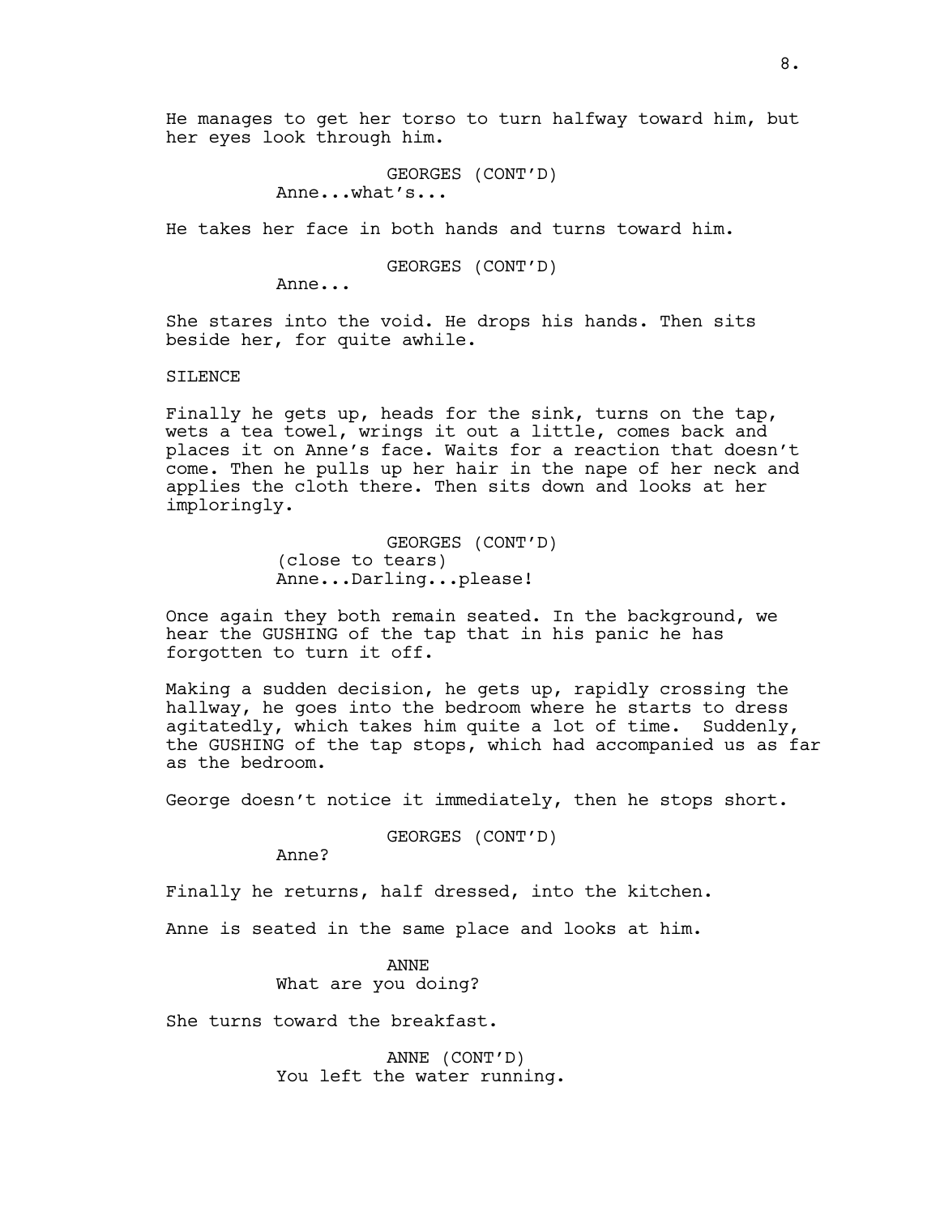He manages to get her torso to turn halfway toward him, but her eyes look through him.

GEORGES (CONT'D)
Anne...what's...

He takes her face in both hands and turns toward him.

GEORGES (CONT'D)
Anne...

She stares into the void. He drops his hands. Then sits beside her, for quite awhile.

SILENCE

Finally he gets up, heads for the sink, turns on the tap, wets a tea towel, wrings it out a little, comes back and places it on Anne's face. Waits for a reaction that doesn't come. Then he pulls up her hair in the nape of her neck and applies the cloth there. Then sits down and looks at her imploringly.

GEORGES (CONT'D)
(close to tears)
Anne...Darling...please!

Once again they both remain seated. In the background, we hear the GUSHING of the tap that in his panic he has forgotten to turn it off.

Making a sudden decision, he gets up, rapidly crossing the hallway, he goes into the bedroom where he starts to dress agitatedly, which takes him quite a lot of time. Suddenly, the GUSHING of the tap stops, which had accompanied us as far as the bedroom.

George doesn't notice it immediately, then he stops short.

GEORGES (CONT'D)
Anne?

Finally he returns, half dressed, into the kitchen.

Anne is seated in the same place and looks at him.

ANNE
What are you doing?

She turns toward the breakfast.

ANNE (CONT'D)
You left the water running.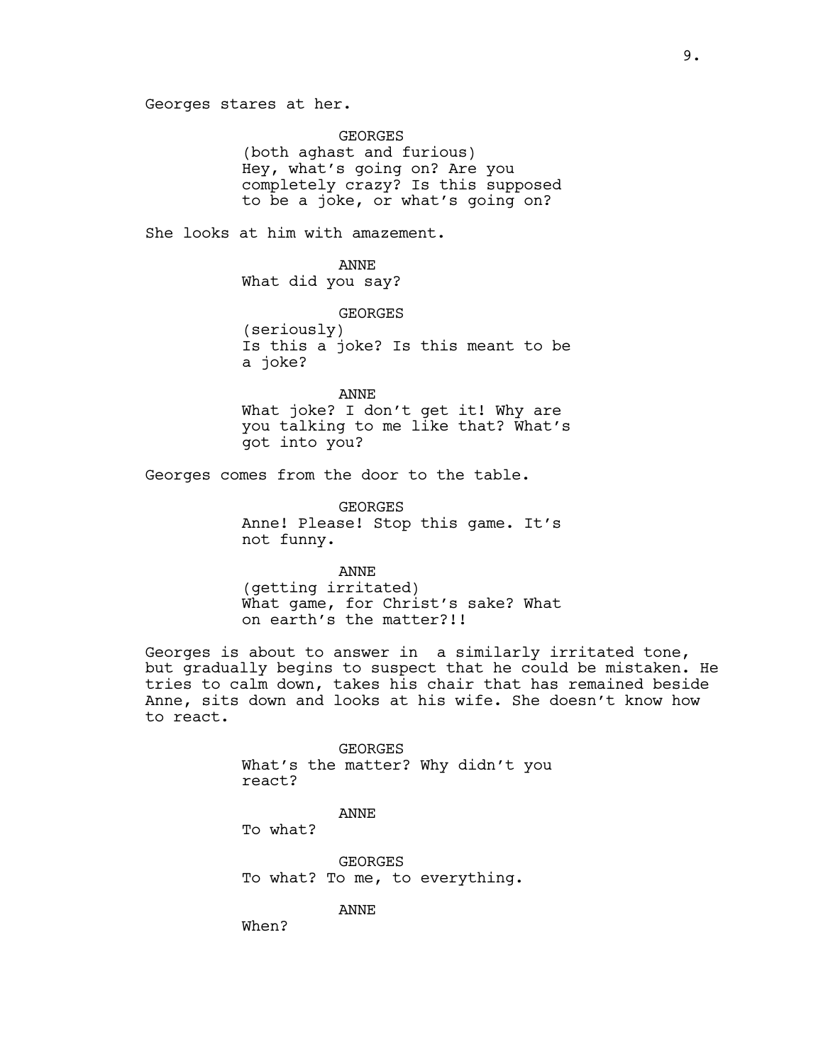Georges stares at her.

GEORGES
(both aghast and furious)
Hey, what's going on? Are you completely crazy? Is this supposed to be a joke, or what's going on?

She looks at him with amazement.

ANNE
What did you say?

GEORGES
(seriously)
Is this a joke? Is this meant to be a joke?

ANNE
What joke? I don't get it! Why are you talking to me like that? What's got into you?

Georges comes from the door to the table.

GEORGES
Anne! Please! Stop this game. It's not funny.

ANNE
(getting irritated)
What game, for Christ's sake? What on earth's the matter?!!

Georges is about to answer in a similarly irritated tone, but gradually begins to suspect that he could be mistaken. He tries to calm down, takes his chair that has remained beside Anne, sits down and looks at his wife. She doesn't know how to react.

GEORGES
What's the matter? Why didn't you react?

ANNE
To what?

GEORGES
To what? To me, to everything.

ANNE
When?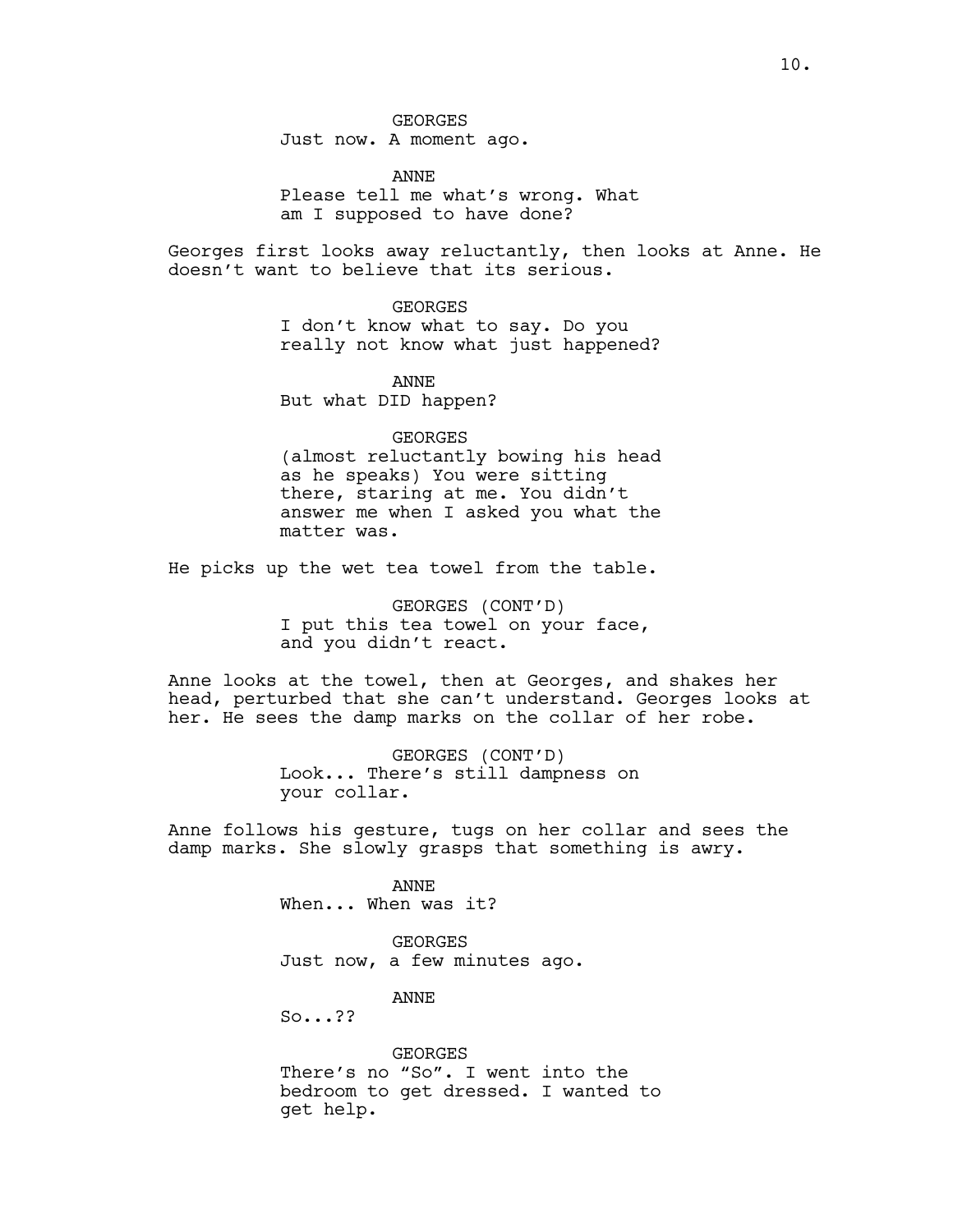GEORGES
Just now. A moment ago.

ANNE
Please tell me what's wrong. What am I supposed to have done?

Georges first looks away reluctantly, then looks at Anne. He doesn't want to believe that its serious.

GEORGES
I don't know what to say. Do you really not know what just happened?

ANNE
But what DID happen?

GEORGES
(almost reluctantly bowing his head as he speaks) You were sitting there, staring at me. You didn't answer me when I asked you what the matter was.

He picks up the wet tea towel from the table.

GEORGES (CONT'D)
I put this tea towel on your face, and you didn't react.

Anne looks at the towel, then at Georges, and shakes her head, perturbed that she can't understand. Georges looks at her. He sees the damp marks on the collar of her robe.

GEORGES (CONT'D)
Look... There's still dampness on your collar.

Anne follows his gesture, tugs on her collar and sees the damp marks. She slowly grasps that something is awry.

ANNE
When... When was it?

GEORGES
Just now, a few minutes ago.

ANNE
So...??

GEORGES
There's no "So". I went into the bedroom to get dressed. I wanted to get help.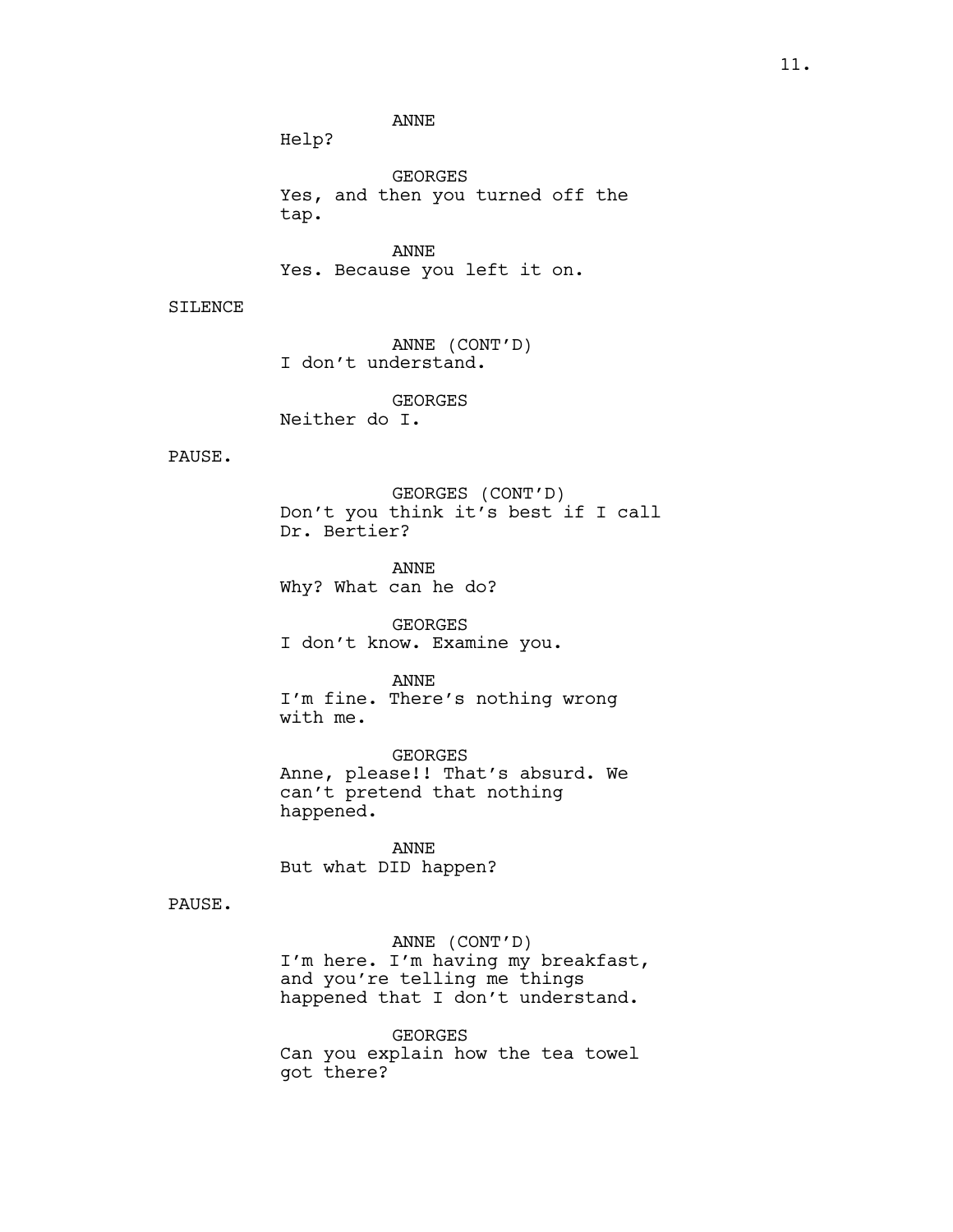ANNE
Help?

GEORGES
Yes, and then you turned off the tap.

ANNE
Yes. Because you left it on.

SILENCE

ANNE (CONT'D)
I don't understand.

GEORGES
Neither do I.

PAUSE.

GEORGES (CONT'D)
Don't you think it's best if I call Dr. Bertier?

ANNE
Why? What can he do?

GEORGES
I don't know. Examine you.

ANNE
I'm fine. There's nothing wrong with me.

GEORGES
Anne, please!! That's absurd. We can't pretend that nothing happened.

ANNE
But what DID happen?

PAUSE.

ANNE (CONT'D)
I'm here. I'm having my breakfast, and you're telling me things happened that I don't understand.

GEORGES
Can you explain how the tea towel got there?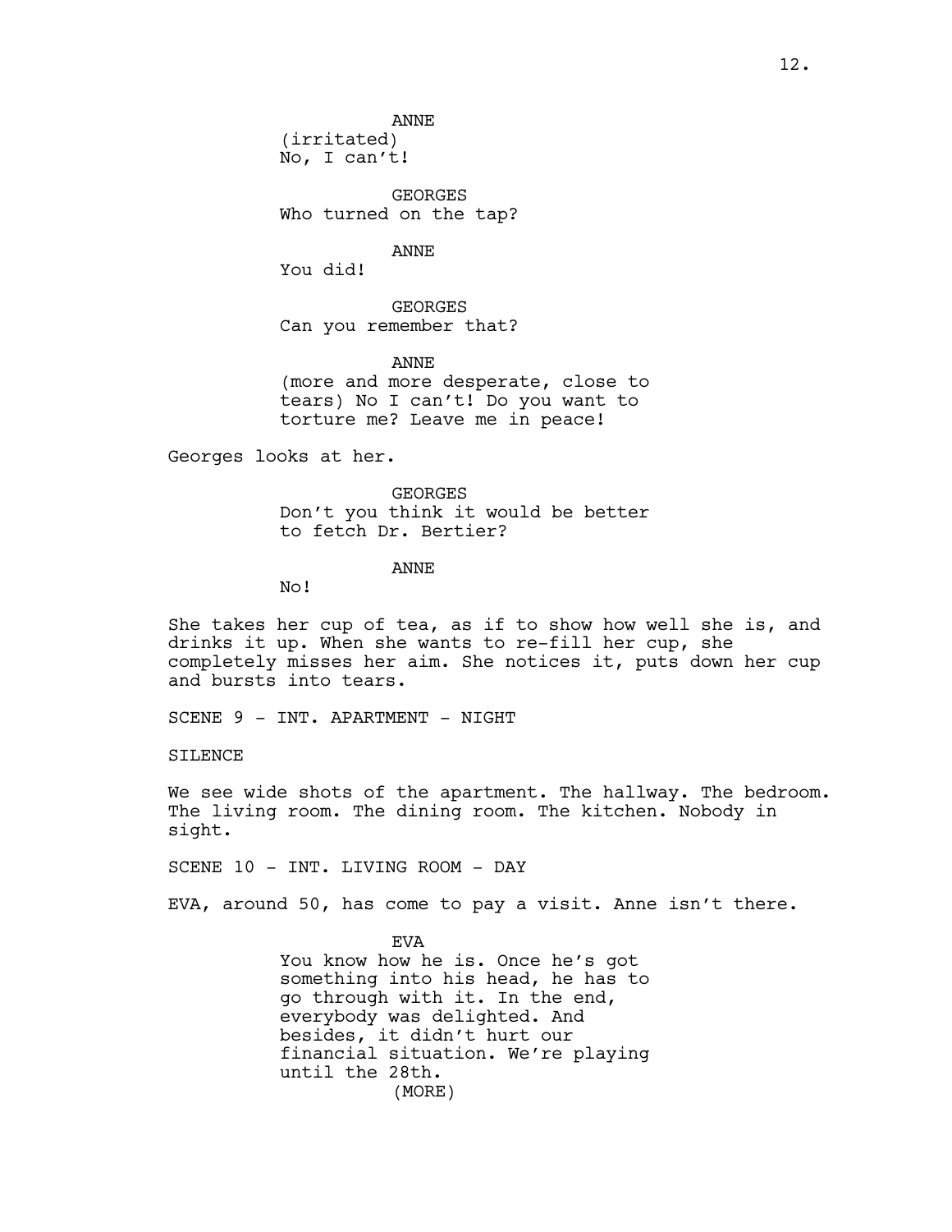ANNE
(irritated)
No, I can't!

GEORGES
Who turned on the tap?

ANNE
You did!

GEORGES
Can you remember that?

ANNE
(more and more desperate, close to tears) No I can't! Do you want to torture me? Leave me in peace!

Georges looks at her.

GEORGES
Don't you think it would be better to fetch Dr. Bertier?

ANNE
No!

She takes her cup of tea, as if to show how well she is, and drinks it up. When she wants to re-fill her cup, she completely misses her aim. She notices it, puts down her cup and bursts into tears.

SCENE 9 - INT. APARTMENT - NIGHT

SILENCE

We see wide shots of the apartment. The hallway. The bedroom. The living room. The dining room. The kitchen. Nobody in sight.

SCENE 10 - INT. LIVING ROOM - DAY

EVA, around 50, has come to pay a visit. Anne isn't there.

EVA
You know how he is. Once he's got something into his head, he has to go through with it. In the end, everybody was delighted. And besides, it didn't hurt our financial situation. We're playing until the 28th.
(MORE)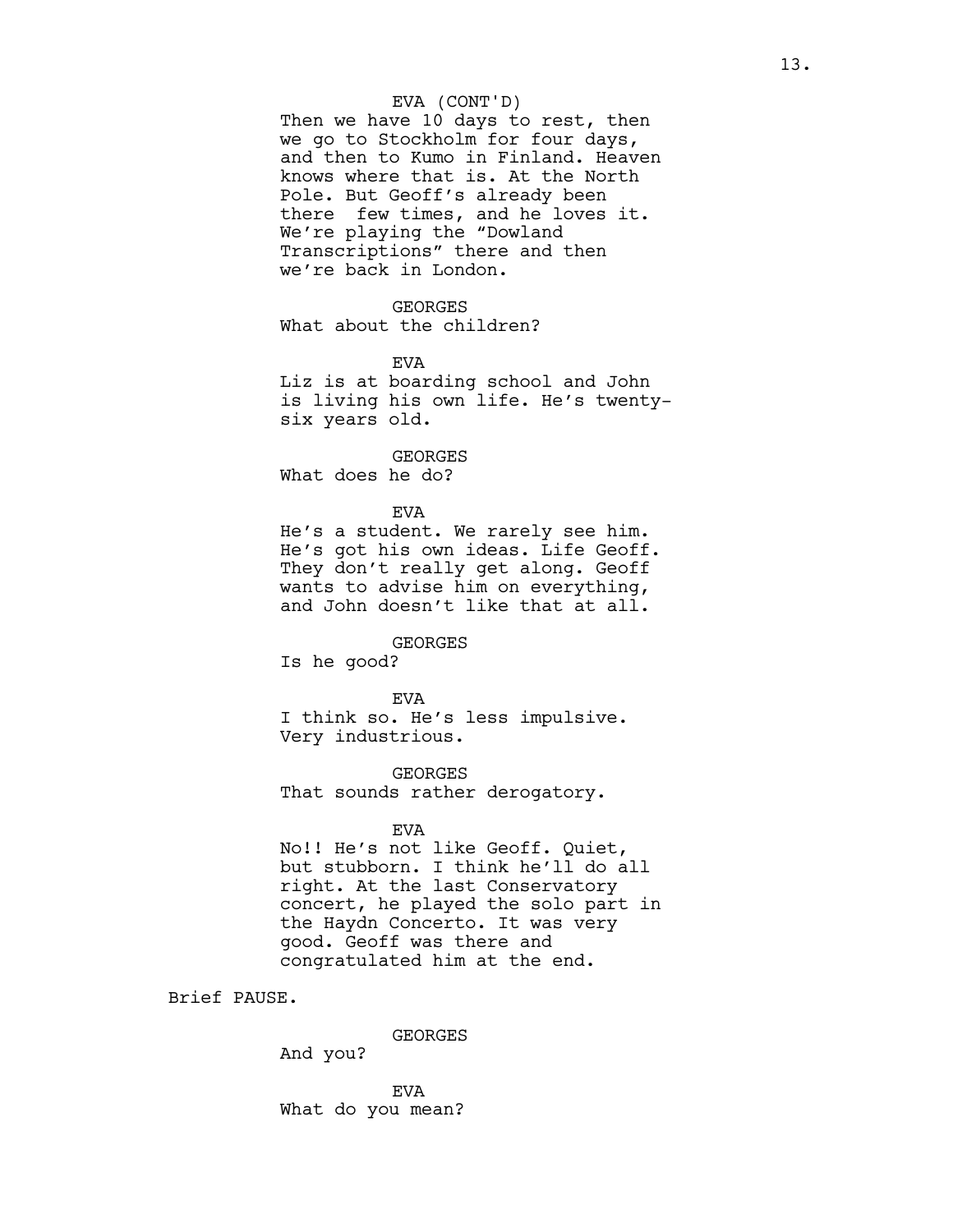EVA (CONT'D)
Then we have 10 days to rest, then we go to Stockholm for four days, and then to Kumo in Finland. Heaven knows where that is. At the North Pole. But Geoff's already been there  few times, and he loves it. We're playing the "Dowland Transcriptions" there and then we're back in London.

GEORGES
What about the children?

EVA
Liz is at boarding school and John is living his own life. He's twenty-six years old.

GEORGES
What does he do?

EVA
He's a student. We rarely see him. He's got his own ideas. Life Geoff. They don't really get along. Geoff wants to advise him on everything, and John doesn't like that at all.

GEORGES
Is he good?

EVA
I think so. He's less impulsive. Very industrious.

GEORGES
That sounds rather derogatory.

EVA
No!! He's not like Geoff. Quiet, but stubborn. I think he'll do all right. At the last Conservatory concert, he played the solo part in the Haydn Concerto. It was very good. Geoff was there and congratulated him at the end.

Brief PAUSE.

GEORGES
And you?

EVA
What do you mean?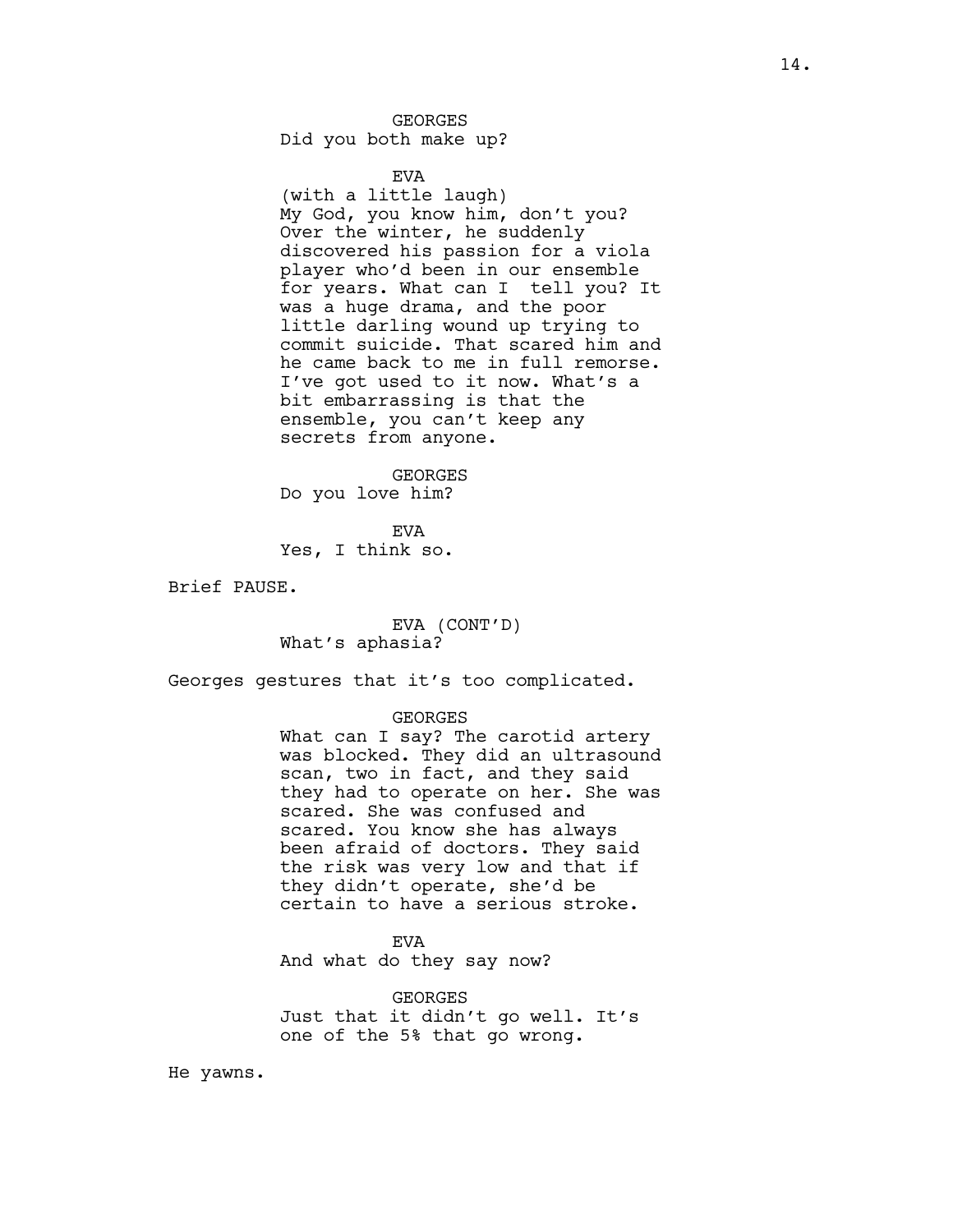GEORGES
Did you both make up?

EVA
(with a little laugh)
My God, you know him, don't you? Over the winter, he suddenly discovered his passion for a viola player who'd been in our ensemble for years. What can I tell you? It was a huge drama, and the poor little darling wound up trying to commit suicide. That scared him and he came back to me in full remorse. I've got used to it now. What's a bit embarrassing is that the ensemble, you can't keep any secrets from anyone.

GEORGES
Do you love him?

EVA
Yes, I think so.

Brief PAUSE.

EVA (CONT'D)
What's aphasia?

Georges gestures that it's too complicated.

GEORGES
What can I say? The carotid artery was blocked. They did an ultrasound scan, two in fact, and they said they had to operate on her. She was scared. She was confused and scared. You know she has always been afraid of doctors. They said the risk was very low and that if they didn't operate, she'd be certain to have a serious stroke.

EVA
And what do they say now?

GEORGES
Just that it didn't go well. It's one of the 5% that go wrong.

He yawns.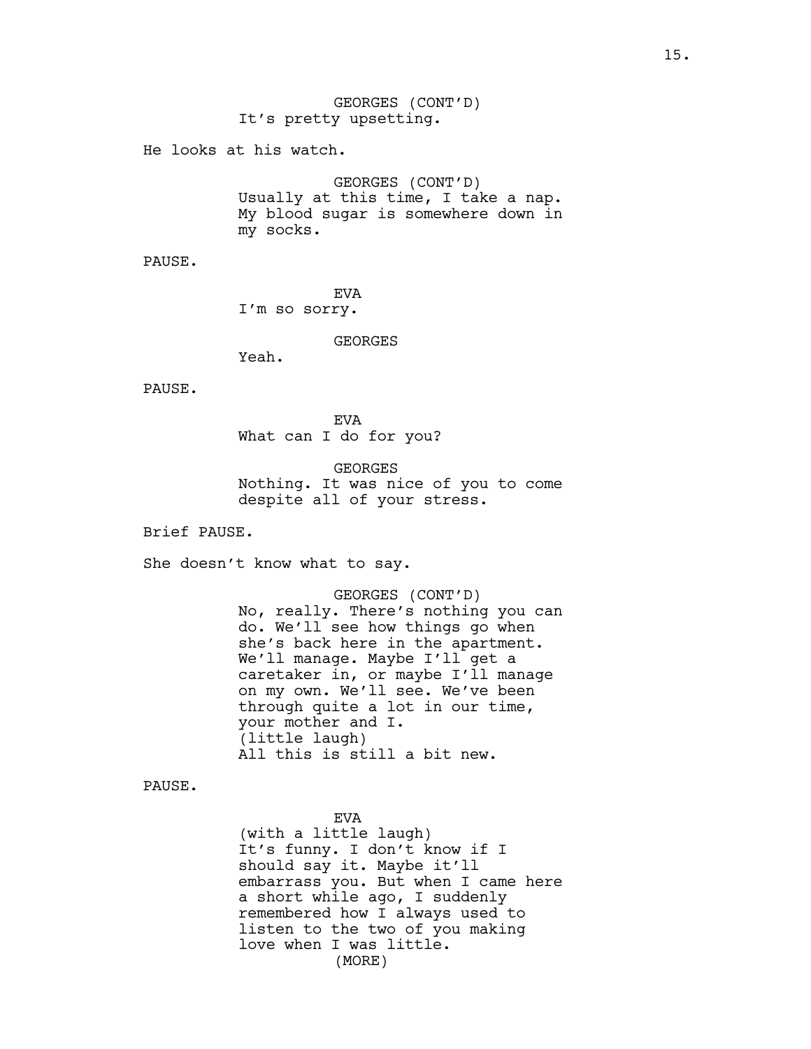GEORGES (CONT'D)
It's pretty upsetting.

He looks at his watch.

GEORGES (CONT'D)
Usually at this time, I take a nap. My blood sugar is somewhere down in my socks.

PAUSE.

EVA
I'm so sorry.

GEORGES
Yeah.

PAUSE.

EVA
What can I do for you?

GEORGES
Nothing. It was nice of you to come despite all of your stress.

Brief PAUSE.

She doesn't know what to say.

GEORGES (CONT'D)
No, really. There's nothing you can do. We'll see how things go when she's back here in the apartment. We'll manage. Maybe I'll get a caretaker in, or maybe I'll manage on my own. We'll see. We've been through quite a lot in our time, your mother and I.
(little laugh)
All this is still a bit new.

PAUSE.

EVA
(with a little laugh)
It's funny. I don't know if I should say it. Maybe it'll embarrass you. But when I came here a short while ago, I suddenly remembered how I always used to listen to the two of you making love when I was little.
(MORE)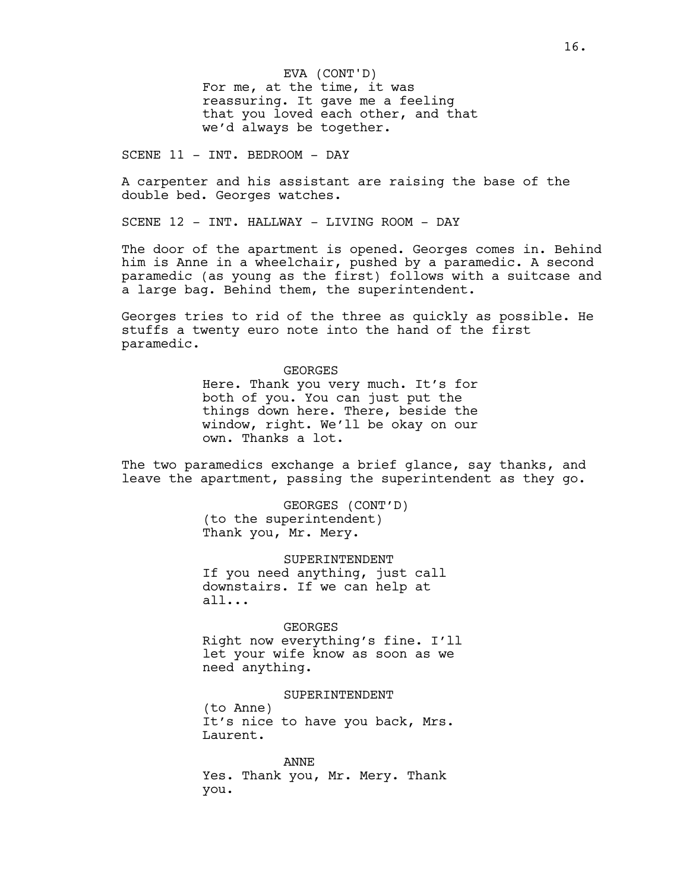EVA (CONT'D)
For me, at the time, it was reassuring. It gave me a feeling that you loved each other, and that we'd always be together.

SCENE 11 - INT. BEDROOM - DAY

A carpenter and his assistant are raising the base of the double bed. Georges watches.

SCENE 12 - INT. HALLWAY - LIVING ROOM - DAY

The door of the apartment is opened. Georges comes in. Behind him is Anne in a wheelchair, pushed by a paramedic. A second paramedic (as young as the first) follows with a suitcase and a large bag. Behind them, the superintendent.

Georges tries to rid of the three as quickly as possible. He stuffs a twenty euro note into the hand of the first paramedic.

GEORGES
Here. Thank you very much. It's for both of you. You can just put the things down here. There, beside the window, right. We'll be okay on our own. Thanks a lot.

The two paramedics exchange a brief glance, say thanks, and leave the apartment, passing the superintendent as they go.

GEORGES (CONT'D)
(to the superintendent)
Thank you, Mr. Mery.

SUPERINTENDENT
If you need anything, just call downstairs. If we can help at all...

GEORGES
Right now everything's fine. I'll let your wife know as soon as we need anything.

SUPERINTENDENT
(to Anne)
It's nice to have you back, Mrs. Laurent.

ANNE
Yes. Thank you, Mr. Mery. Thank you.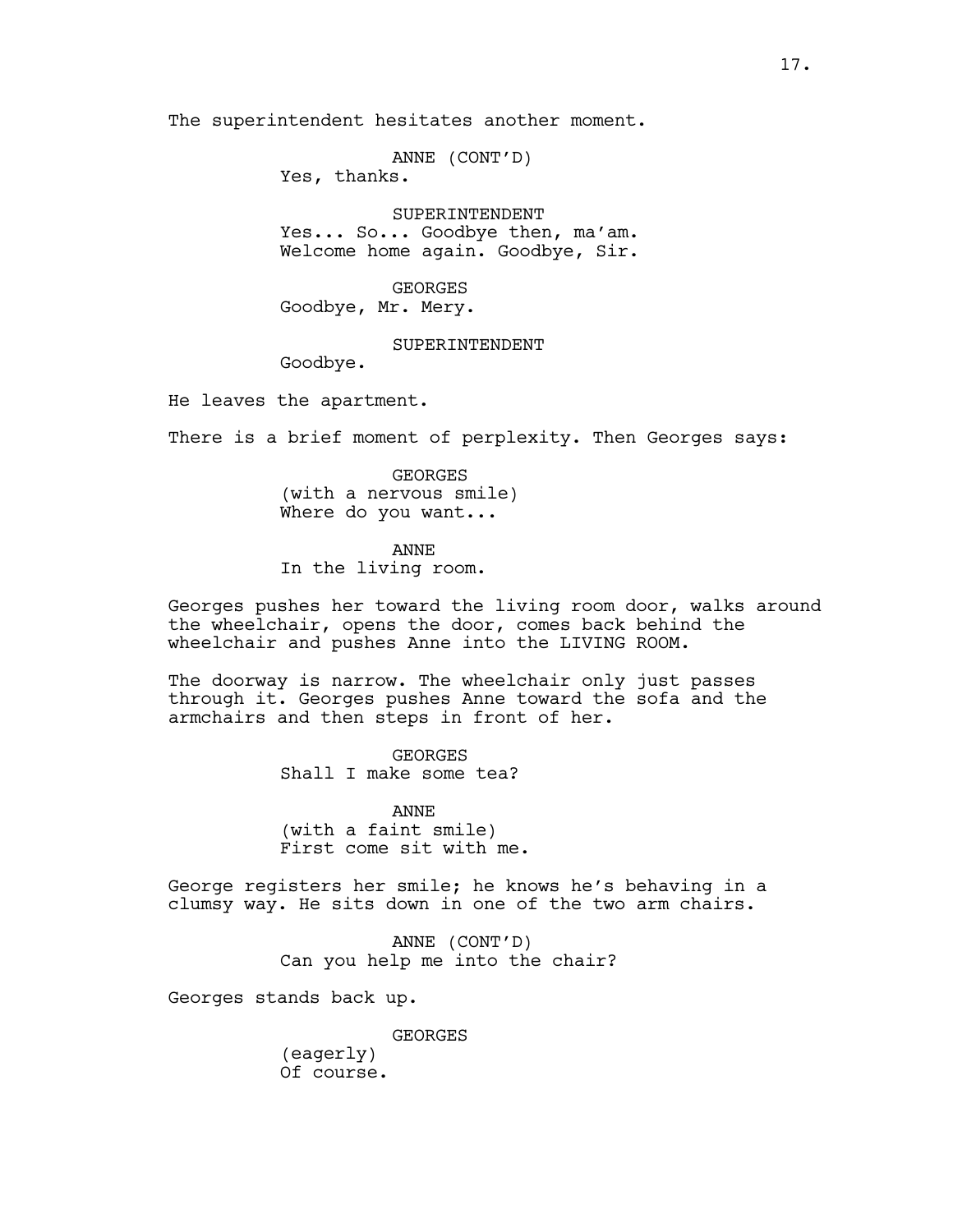The superintendent hesitates another moment.

ANNE (CONT'D)
Yes, thanks.

SUPERINTENDENT
Yes... So... Goodbye then, ma'am.
Welcome home again. Goodbye, Sir.

GEORGES
Goodbye, Mr. Mery.

SUPERINTENDENT
Goodbye.

He leaves the apartment.

There is a brief moment of perplexity. Then Georges says:

GEORGES
(with a nervous smile)
Where do you want...

ANNE
In the living room.

Georges pushes her toward the living room door, walks around the wheelchair, opens the door, comes back behind the wheelchair and pushes Anne into the LIVING ROOM.

The doorway is narrow. The wheelchair only just passes through it. Georges pushes Anne toward the sofa and the armchairs and then steps in front of her.

GEORGES
Shall I make some tea?

ANNE
(with a faint smile)
First come sit with me.

George registers her smile; he knows he's behaving in a clumsy way. He sits down in one of the two arm chairs.

ANNE (CONT'D)
Can you help me into the chair?

Georges stands back up.

GEORGES
(eagerly)
Of course.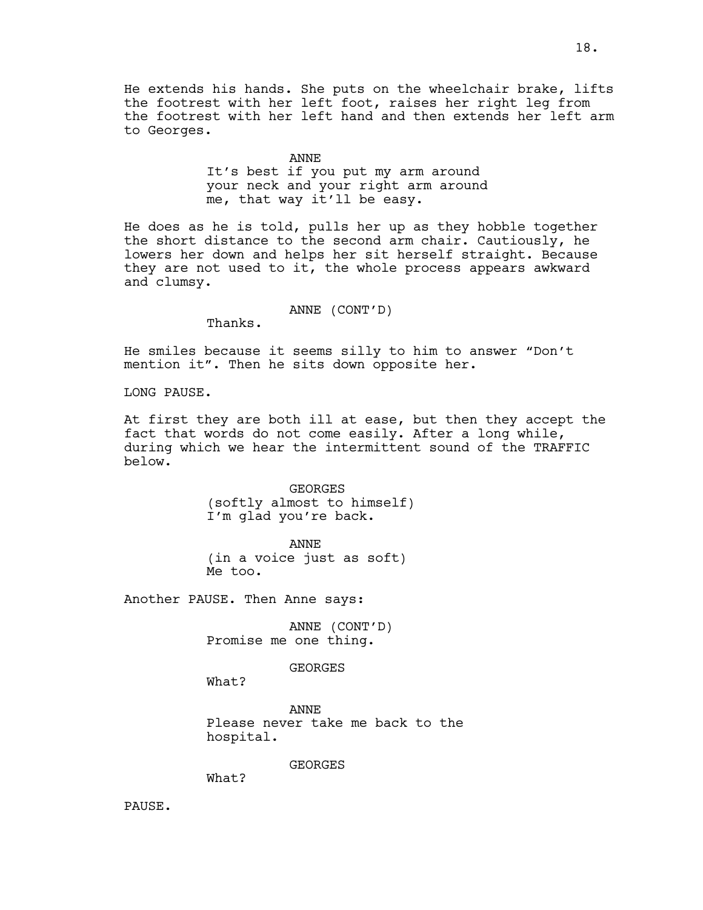He extends his hands. She puts on the wheelchair brake, lifts the footrest with her left foot, raises her right leg from the footrest with her left hand and then extends her left arm to Georges.

ANNE
It's best if you put my arm around your neck and your right arm around me, that way it'll be easy.

He does as he is told, pulls her up as they hobble together the short distance to the second arm chair. Cautiously, he lowers her down and helps her sit herself straight. Because they are not used to it, the whole process appears awkward and clumsy.

ANNE (CONT'D)
Thanks.

He smiles because it seems silly to him to answer "Don't mention it". Then he sits down opposite her.

LONG PAUSE.

At first they are both ill at ease, but then they accept the fact that words do not come easily. After a long while, during which we hear the intermittent sound of the TRAFFIC below.

GEORGES
(softly almost to himself)
I'm glad you're back.

ANNE
(in a voice just as soft)
Me too.

Another PAUSE. Then Anne says:

ANNE (CONT'D)
Promise me one thing.

GEORGES
What?

ANNE
Please never take me back to the hospital.

GEORGES
What?

PAUSE.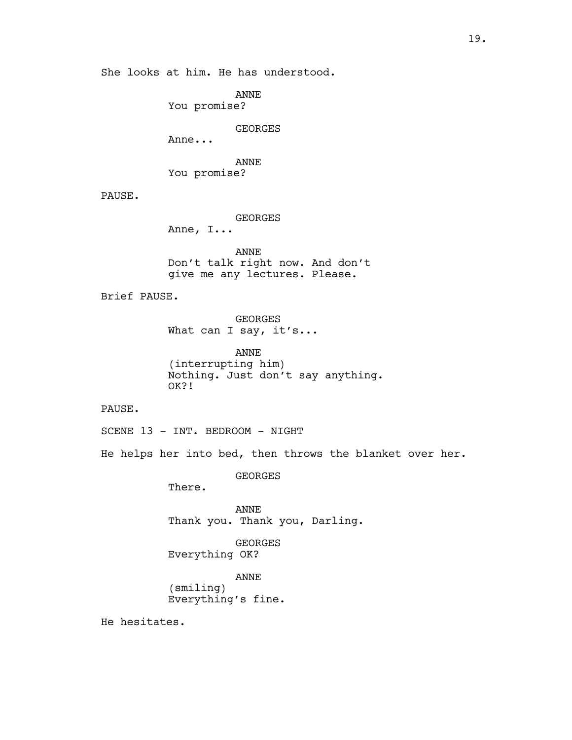She looks at him. He has understood.

ANNE
You promise?

GEORGES
Anne...

ANNE
You promise?

PAUSE.

GEORGES
Anne, I...

ANNE
Don't talk right now. And don't give me any lectures. Please.

Brief PAUSE.

GEORGES
What can I say, it's...

ANNE
(interrupting him)
Nothing. Just don't say anything. OK?!

PAUSE.

SCENE 13 - INT. BEDROOM - NIGHT

He helps her into bed, then throws the blanket over her.

GEORGES
There.

ANNE
Thank you. Thank you, Darling.

GEORGES
Everything OK?

ANNE
(smiling)
Everything's fine.

He hesitates.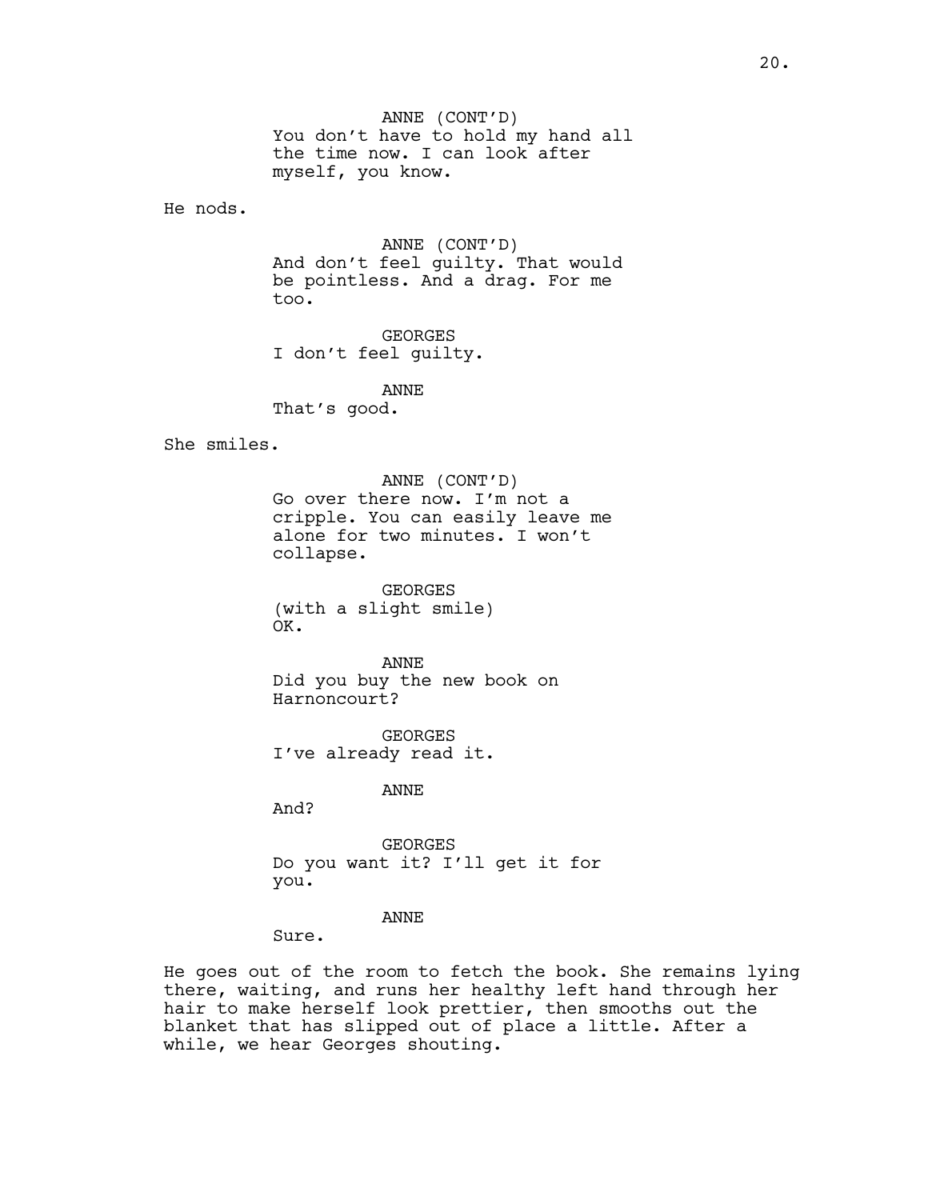ANNE (CONT'D)
You don't have to hold my hand all the time now. I can look after myself, you know.

He nods.

ANNE (CONT'D)
And don't feel guilty. That would be pointless. And a drag. For me too.

GEORGES
I don't feel guilty.

ANNE
That's good.

She smiles.

ANNE (CONT'D)
Go over there now. I'm not a cripple. You can easily leave me alone for two minutes. I won't collapse.

GEORGES
(with a slight smile)
OK.

ANNE
Did you buy the new book on Harnoncourt?

GEORGES
I've already read it.

ANNE
And?

GEORGES
Do you want it? I'll get it for you.

ANNE
Sure.

He goes out of the room to fetch the book. She remains lying there, waiting, and runs her healthy left hand through her hair to make herself look prettier, then smooths out the blanket that has slipped out of place a little. After a while, we hear Georges shouting.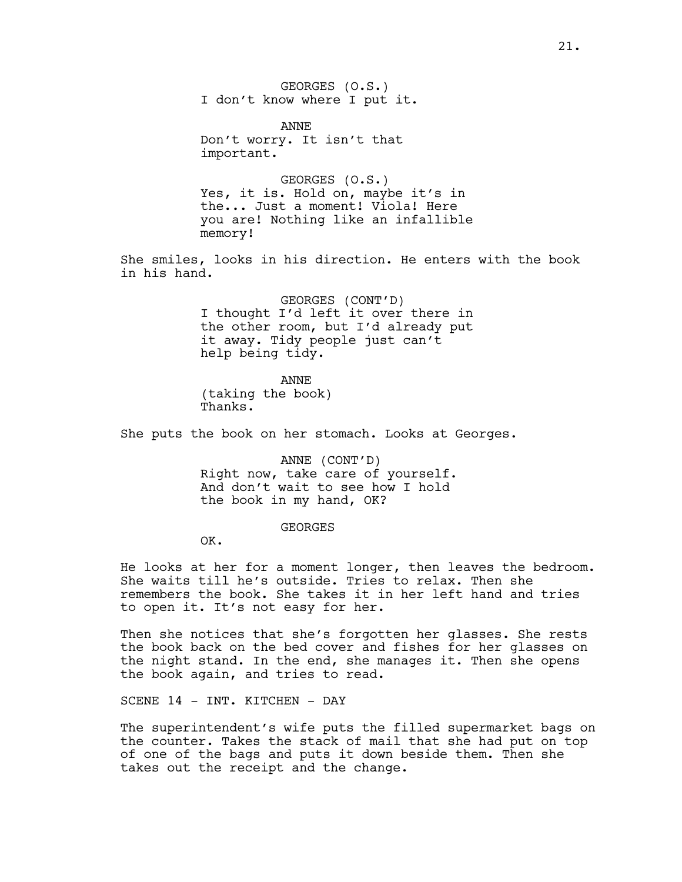GEORGES (O.S.)
I don't know where I put it.

ANNE
Don't worry. It isn't that important.

GEORGES (O.S.)
Yes, it is. Hold on, maybe it's in the... Just a moment! Viola! Here you are! Nothing like an infallible memory!

She smiles, looks in his direction. He enters with the book in his hand.

GEORGES (CONT'D)
I thought I'd left it over there in the other room, but I'd already put it away. Tidy people just can't help being tidy.

ANNE
(taking the book)
Thanks.

She puts the book on her stomach. Looks at Georges.

ANNE (CONT'D)
Right now, take care of yourself. And don't wait to see how I hold the book in my hand, OK?

GEORGES
OK.

He looks at her for a moment longer, then leaves the bedroom. She waits till he's outside. Tries to relax. Then she remembers the book. She takes it in her left hand and tries to open it. It's not easy for her.

Then she notices that she's forgotten her glasses. She rests the book back on the bed cover and fishes for her glasses on the night stand. In the end, she manages it. Then she opens the book again, and tries to read.

SCENE 14 - INT. KITCHEN - DAY

The superintendent's wife puts the filled supermarket bags on the counter. Takes the stack of mail that she had put on top of one of the bags and puts it down beside them. Then she takes out the receipt and the change.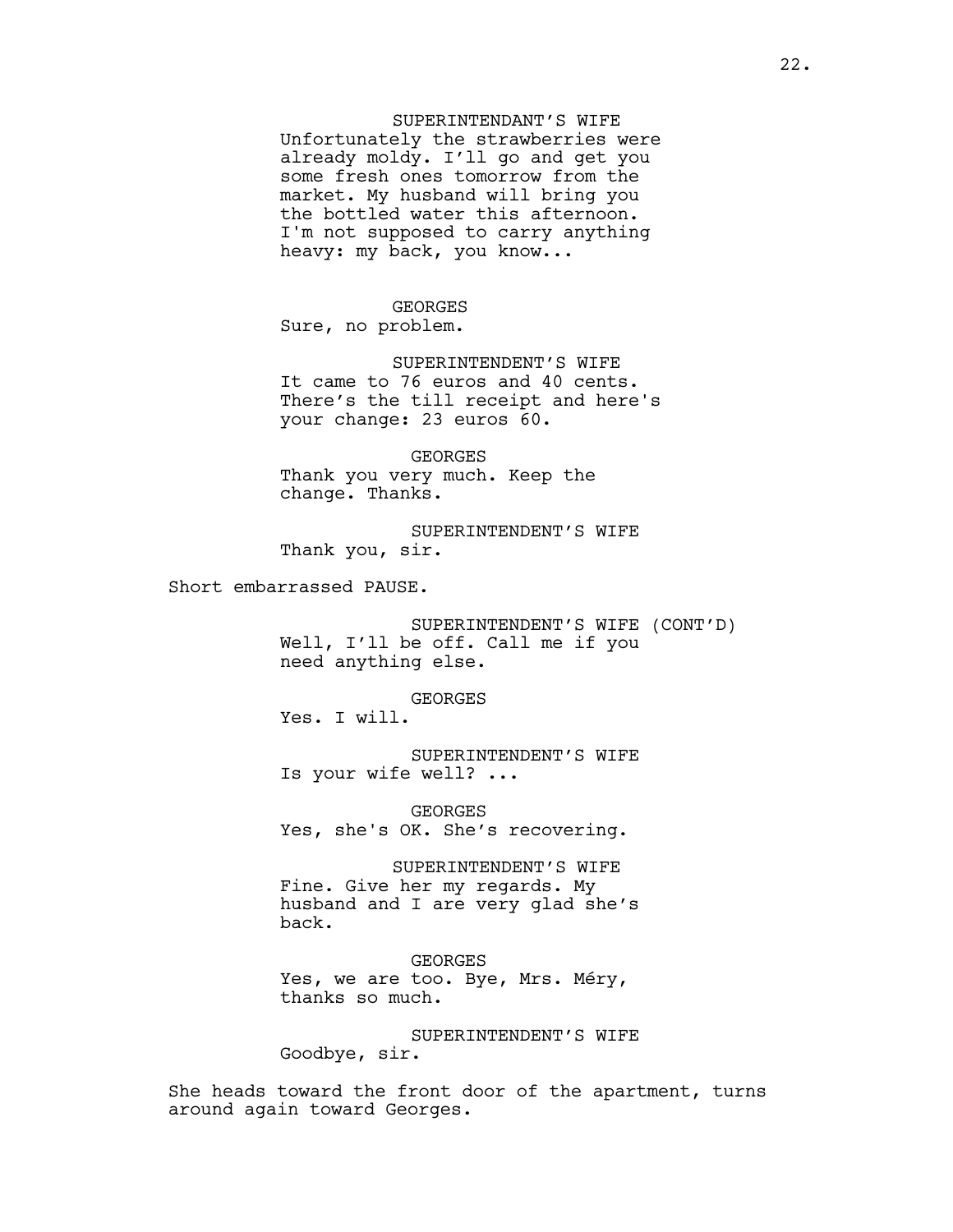SUPERINTENDANT'S WIFE
Unfortunately the strawberries were already moldy. I'll go and get you some fresh ones tomorrow from the market. My husband will bring you the bottled water this afternoon. I'm not supposed to carry anything heavy: my back, you know...

GEORGES
Sure, no problem.

SUPERINTENDENT'S WIFE
It came to 76 euros and 40 cents. There's the till receipt and here's your change: 23 euros 60.

GEORGES
Thank you very much. Keep the change. Thanks.

SUPERINTENDENT'S WIFE
Thank you, sir.

Short embarrassed PAUSE.

SUPERINTENDENT'S WIFE (CONT'D)
Well, I'll be off. Call me if you need anything else.

GEORGES
Yes. I will.

SUPERINTENDENT'S WIFE
Is your wife well? ...

GEORGES
Yes, she's OK. She's recovering.

SUPERINTENDENT'S WIFE
Fine. Give her my regards. My husband and I are very glad she's back.

GEORGES
Yes, we are too. Bye, Mrs. Méry, thanks so much.

SUPERINTENDENT'S WIFE
Goodbye, sir.

She heads toward the front door of the apartment, turns around again toward Georges.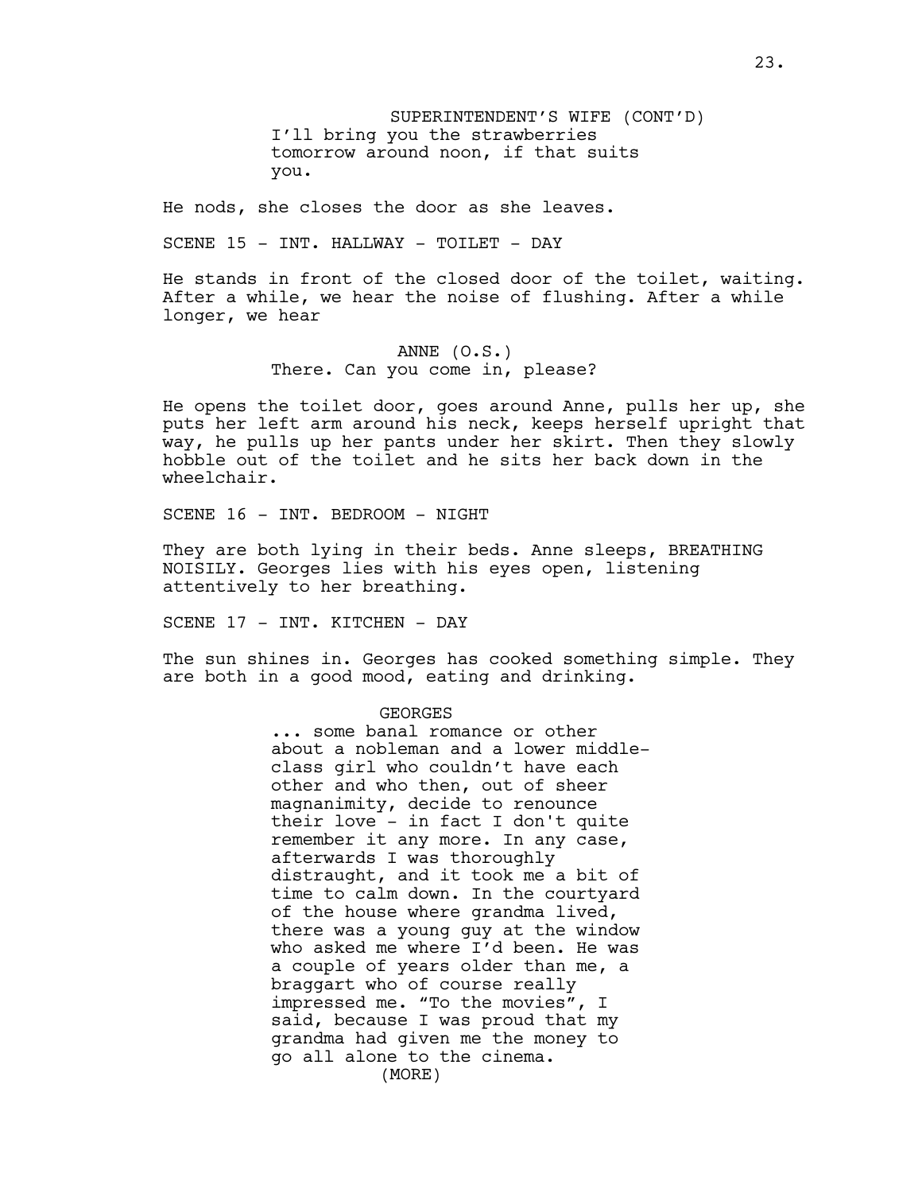SUPERINTENDENT'S WIFE (CONT'D)
I'll bring you the strawberries tomorrow around noon, if that suits you.

He nods, she closes the door as she leaves.

SCENE 15 - INT. HALLWAY - TOILET - DAY

He stands in front of the closed door of the toilet, waiting. After a while, we hear the noise of flushing. After a while longer, we hear

ANNE (O.S.)
There. Can you come in, please?

He opens the toilet door, goes around Anne, pulls her up, she puts her left arm around his neck, keeps herself upright that way, he pulls up her pants under her skirt. Then they slowly hobble out of the toilet and he sits her back down in the wheelchair.

SCENE 16 - INT. BEDROOM - NIGHT

They are both lying in their beds. Anne sleeps, BREATHING NOISILY. Georges lies with his eyes open, listening attentively to her breathing.

SCENE 17 - INT. KITCHEN - DAY

The sun shines in. Georges has cooked something simple. They are both in a good mood, eating and drinking.

GEORGES
... some banal romance or other about a nobleman and a lower middle-class girl who couldn't have each other and who then, out of sheer magnanimity, decide to renounce their love - in fact I don't quite remember it any more. In any case, afterwards I was thoroughly distraught, and it took me a bit of time to calm down. In the courtyard of the house where grandma lived, there was a young guy at the window who asked me where I'd been. He was a couple of years older than me, a braggart who of course really impressed me. "To the movies", I said, because I was proud that my grandma had given me the money to go all alone to the cinema.
(MORE)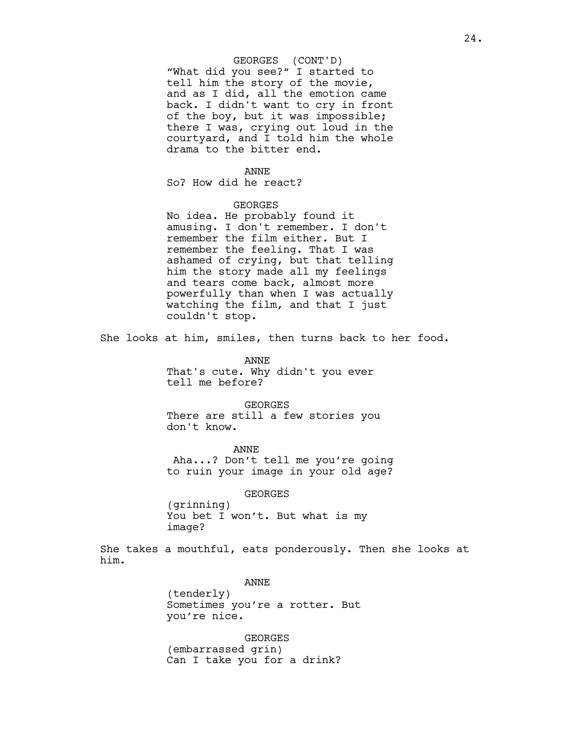GEORGES (CONT'D)
"What did you see?" I started to tell him the story of the movie, and as I did, all the emotion came back. I didn't want to cry in front of the boy, but it was impossible; there I was, crying out loud in the courtyard, and I told him the whole drama to the bitter end.

ANNE
So? How did he react?

GEORGES
No idea. He probably found it amusing. I don't remember. I don't remember the film either. But I remember the feeling. That I was ashamed of crying, but that telling him the story made all my feelings and tears come back, almost more powerfully than when I was actually watching the film, and that I just couldn't stop.

She looks at him, smiles, then turns back to her food.

ANNE
That's cute. Why didn't you ever tell me before?

GEORGES
There are still a few stories you don't know.

ANNE
Aha...? Don't tell me you're going to ruin your image in your old age?

GEORGES
(grinning)
You bet I won't. But what is my image?

She takes a mouthful, eats ponderously. Then she looks at him.

ANNE
(tenderly)
Sometimes you're a rotter. But you're nice.

GEORGES
(embarrassed grin)
Can I take you for a drink?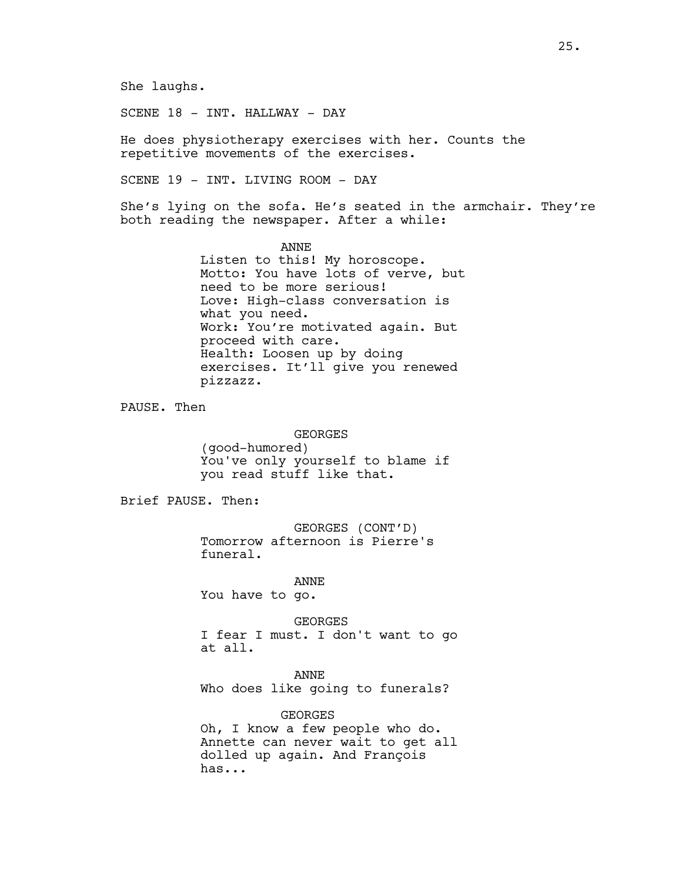She laughs.

SCENE 18 - INT. HALLWAY - DAY

He does physiotherapy exercises with her. Counts the repetitive movements of the exercises.

SCENE 19 - INT. LIVING ROOM - DAY

She's lying on the sofa. He's seated in the armchair. They're both reading the newspaper. After a while:

ANNE
Listen to this! My horoscope.
Motto: You have lots of verve, but need to be more serious!
Love: High-class conversation is what you need.
Work: You're motivated again. But proceed with care.
Health: Loosen up by doing exercises. It'll give you renewed pizzazz.

PAUSE. Then

GEORGES
(good-humored)
You've only yourself to blame if you read stuff like that.

Brief PAUSE. Then:

GEORGES (CONT'D)
Tomorrow afternoon is Pierre's funeral.

ANNE
You have to go.

GEORGES
I fear I must. I don't want to go at all.

ANNE
Who does like going to funerals?

GEORGES
Oh, I know a few people who do. Annette can never wait to get all dolled up again. And François has...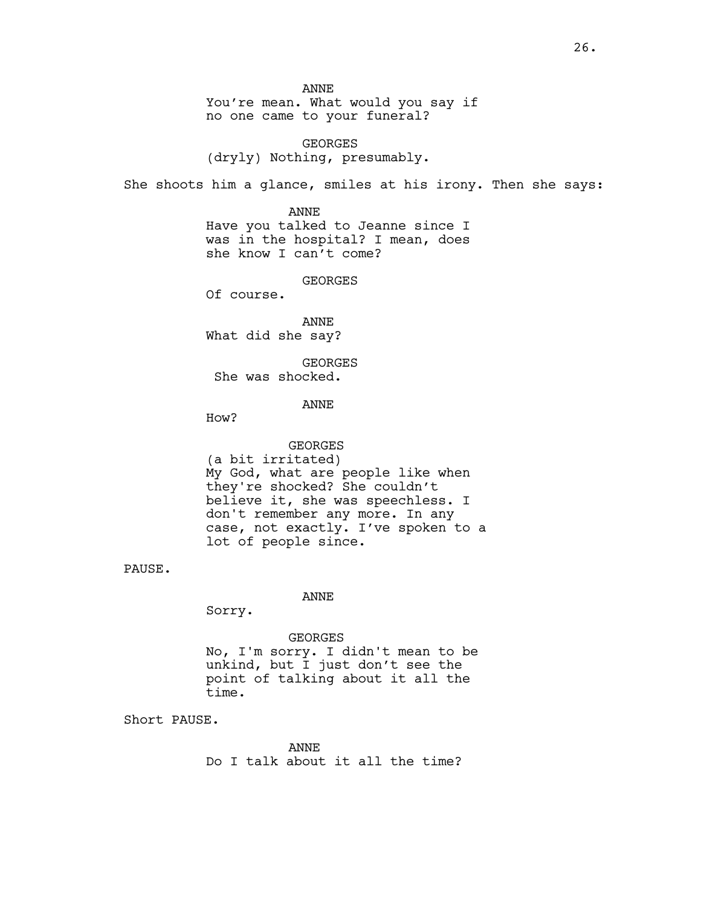ANNE
You're mean. What would you say if no one came to your funeral?

GEORGES
(dryly) Nothing, presumably.

She shoots him a glance, smiles at his irony. Then she says:

ANNE
Have you talked to Jeanne since I was in the hospital? I mean, does she know I can't come?

GEORGES
Of course.

ANNE
What did she say?

GEORGES
She was shocked.

ANNE
How?

GEORGES
(a bit irritated)
My God, what are people like when they're shocked? She couldn't believe it, she was speechless. I don't remember any more. In any case, not exactly. I've spoken to a lot of people since.

PAUSE.

ANNE
Sorry.

GEORGES
No, I'm sorry. I didn't mean to be unkind, but I just don't see the point of talking about it all the time.

Short PAUSE.

ANNE
Do I talk about it all the time?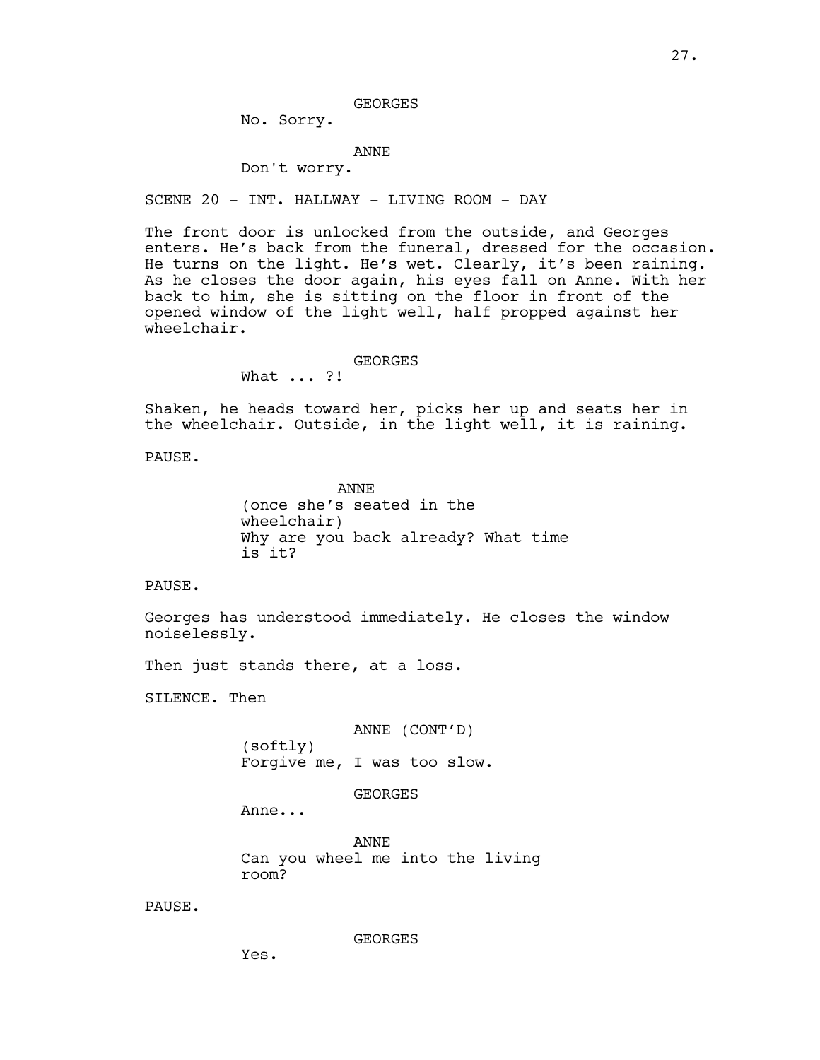GEORGES

No. Sorry.

ANNE

Don't worry.

SCENE 20 - INT. HALLWAY - LIVING ROOM - DAY

The front door is unlocked from the outside, and Georges enters. He's back from the funeral, dressed for the occasion. He turns on the light. He's wet. Clearly, it's been raining. As he closes the door again, his eyes fall on Anne. With her back to him, she is sitting on the floor in front of the opened window of the light well, half propped against her wheelchair.

GEORGES

What ... ?!

Shaken, he heads toward her, picks her up and seats her in the wheelchair. Outside, in the light well, it is raining.

PAUSE.

ANNE

(once she's seated in the wheelchair)

Why are you back already? What time is it?

PAUSE.

Georges has understood immediately. He closes the window noiselessly.

Then just stands there, at a loss.

SILENCE. Then

ANNE (CONT'D)

(softly)

Forgive me, I was too slow.

GEORGES

Anne...

ANNE

Can you wheel me into the living room?

PAUSE.

GEORGES

Yes.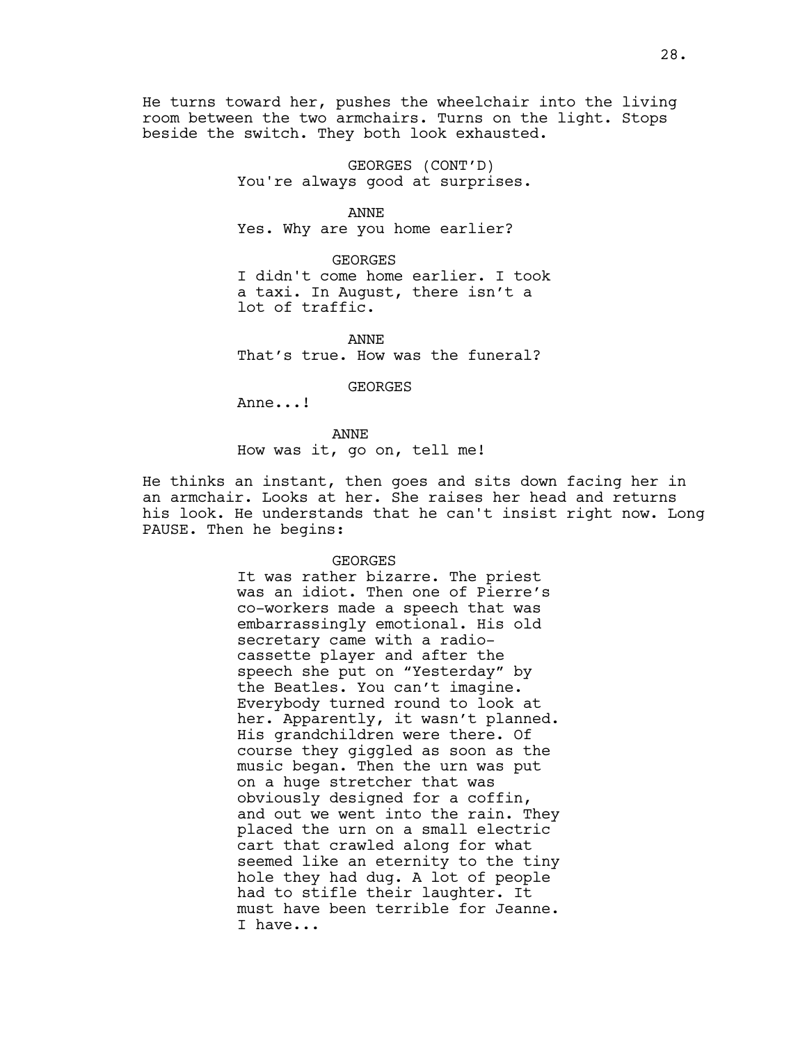He turns toward her, pushes the wheelchair into the living room between the two armchairs. Turns on the light. Stops beside the switch. They both look exhausted.

GEORGES (CONT'D)
You're always good at surprises.

ANNE
Yes. Why are you home earlier?

GEORGES
I didn't come home earlier. I took a taxi. In August, there isn't a lot of traffic.

ANNE
That's true. How was the funeral?

GEORGES
Anne...!

ANNE
How was it, go on, tell me!

He thinks an instant, then goes and sits down facing her in an armchair. Looks at her. She raises her head and returns his look. He understands that he can't insist right now. Long PAUSE. Then he begins:

GEORGES
It was rather bizarre. The priest was an idiot. Then one of Pierre's co-workers made a speech that was embarrassingly emotional. His old secretary came with a radio-cassette player and after the speech she put on "Yesterday" by the Beatles. You can't imagine. Everybody turned round to look at her. Apparently, it wasn't planned. His grandchildren were there. Of course they giggled as soon as the music began. Then the urn was put on a huge stretcher that was obviously designed for a coffin, and out we went into the rain. They placed the urn on a small electric cart that crawled along for what seemed like an eternity to the tiny hole they had dug. A lot of people had to stifle their laughter. It must have been terrible for Jeanne. I have...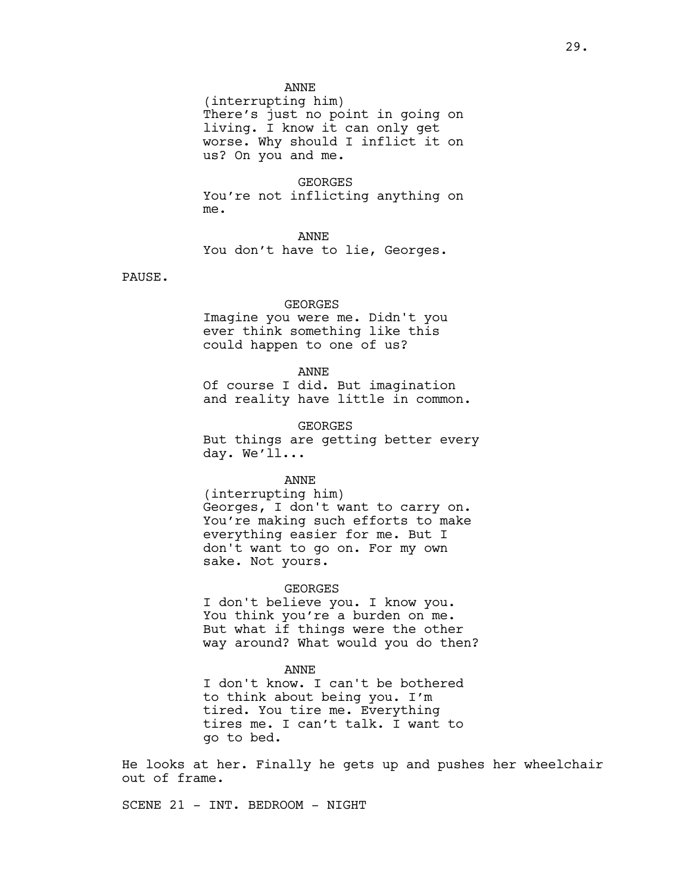ANNE
(interrupting him)
There's just no point in going on living. I know it can only get worse. Why should I inflict it on us? On you and me.

GEORGES
You're not inflicting anything on me.

ANNE
You don't have to lie, Georges.

PAUSE.

GEORGES
Imagine you were me. Didn't you ever think something like this could happen to one of us?

ANNE
Of course I did. But imagination and reality have little in common.

GEORGES
But things are getting better every day. We'll...

ANNE
(interrupting him)
Georges, I don't want to carry on. You're making such efforts to make everything easier for me. But I don't want to go on. For my own sake. Not yours.

GEORGES
I don't believe you. I know you. You think you're a burden on me. But what if things were the other way around? What would you do then?

ANNE
I don't know. I can't be bothered to think about being you. I'm tired. You tire me. Everything tires me. I can't talk. I want to go to bed.

He looks at her. Finally he gets up and pushes her wheelchair out of frame.

SCENE 21 - INT. BEDROOM - NIGHT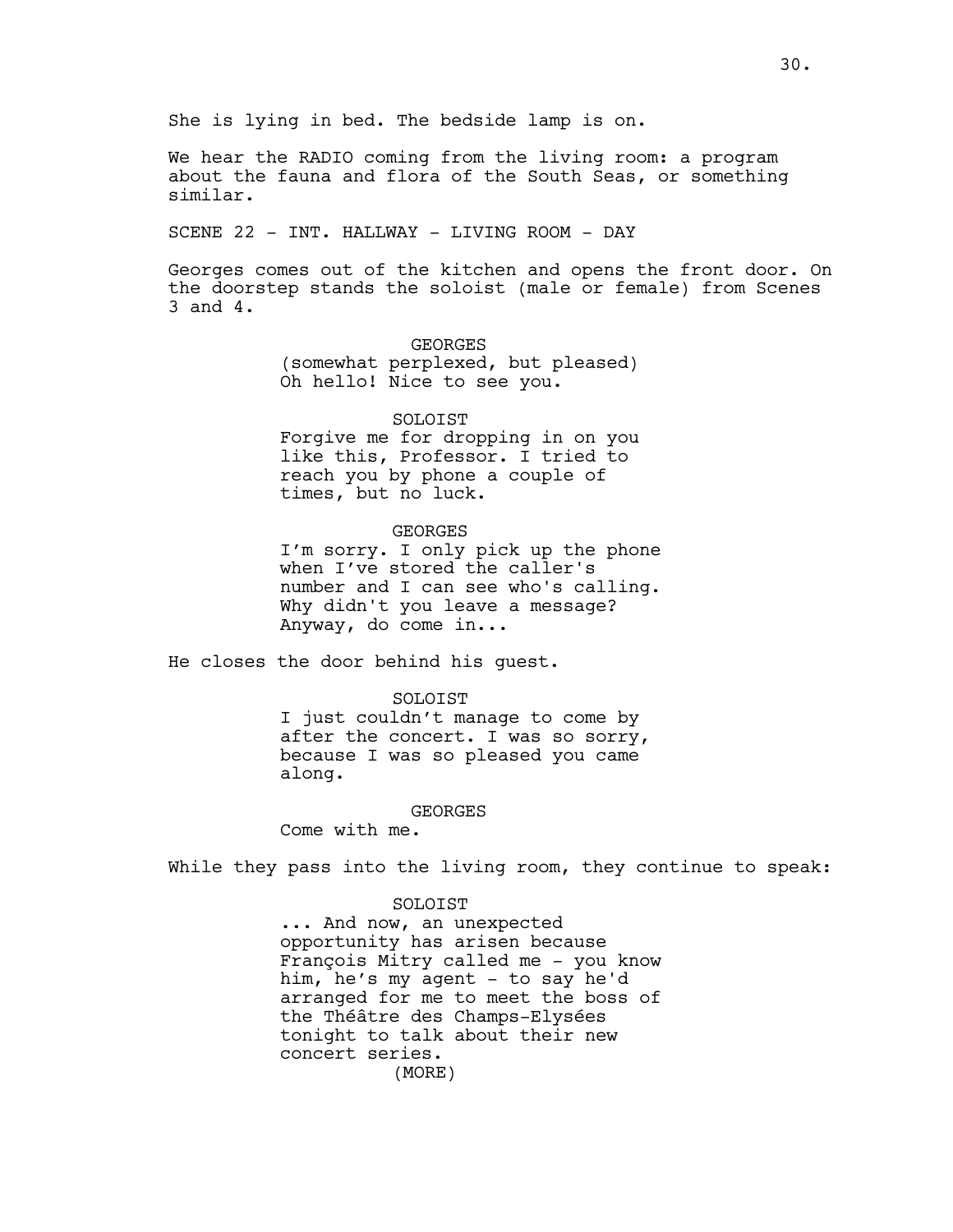She is lying in bed. The bedside lamp is on.

We hear the RADIO coming from the living room: a program about the fauna and flora of the South Seas, or something similar.

SCENE 22 - INT. HALLWAY - LIVING ROOM - DAY

Georges comes out of the kitchen and opens the front door. On the doorstep stands the soloist (male or female) from Scenes 3 and 4.

GEORGES
(somewhat perplexed, but pleased)
Oh hello! Nice to see you.

SOLOIST
Forgive me for dropping in on you like this, Professor. I tried to reach you by phone a couple of times, but no luck.

GEORGES
I'm sorry. I only pick up the phone when I've stored the caller's number and I can see who's calling. Why didn't you leave a message? Anyway, do come in...

He closes the door behind his guest.

SOLOIST
I just couldn't manage to come by after the concert. I was so sorry, because I was so pleased you came along.

GEORGES
Come with me.

While they pass into the living room, they continue to speak:

SOLOIST
... And now, an unexpected opportunity has arisen because François Mitry called me - you know him, he's my agent - to say he'd arranged for me to meet the boss of the Théâtre des Champs-Elysées tonight to talk about their new concert series.
(MORE)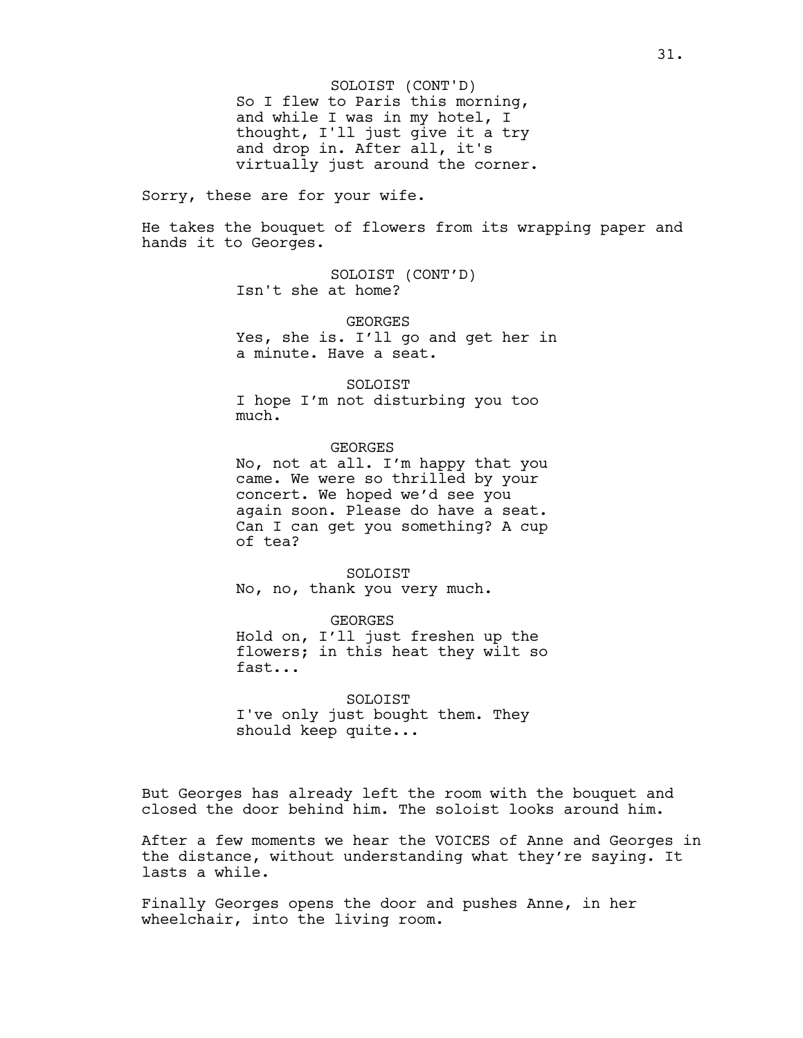SOLOIST (CONT'D)
So I flew to Paris this morning, and while I was in my hotel, I thought, I'll just give it a try and drop in. After all, it's virtually just around the corner.

Sorry, these are for your wife.

He takes the bouquet of flowers from its wrapping paper and hands it to Georges.

SOLOIST (CONT'D)
Isn't she at home?

GEORGES
Yes, she is. I'll go and get her in a minute. Have a seat.

SOLOIST
I hope I'm not disturbing you too much.

GEORGES
No, not at all. I'm happy that you came. We were so thrilled by your concert. We hoped we'd see you again soon. Please do have a seat. Can I can get you something? A cup of tea?

SOLOIST
No, no, thank you very much.

GEORGES
Hold on, I'll just freshen up the flowers; in this heat they wilt so fast...

SOLOIST
I've only just bought them. They should keep quite...

But Georges has already left the room with the bouquet and closed the door behind him. The soloist looks around him.

After a few moments we hear the VOICES of Anne and Georges in the distance, without understanding what they're saying. It lasts a while.

Finally Georges opens the door and pushes Anne, in her wheelchair, into the living room.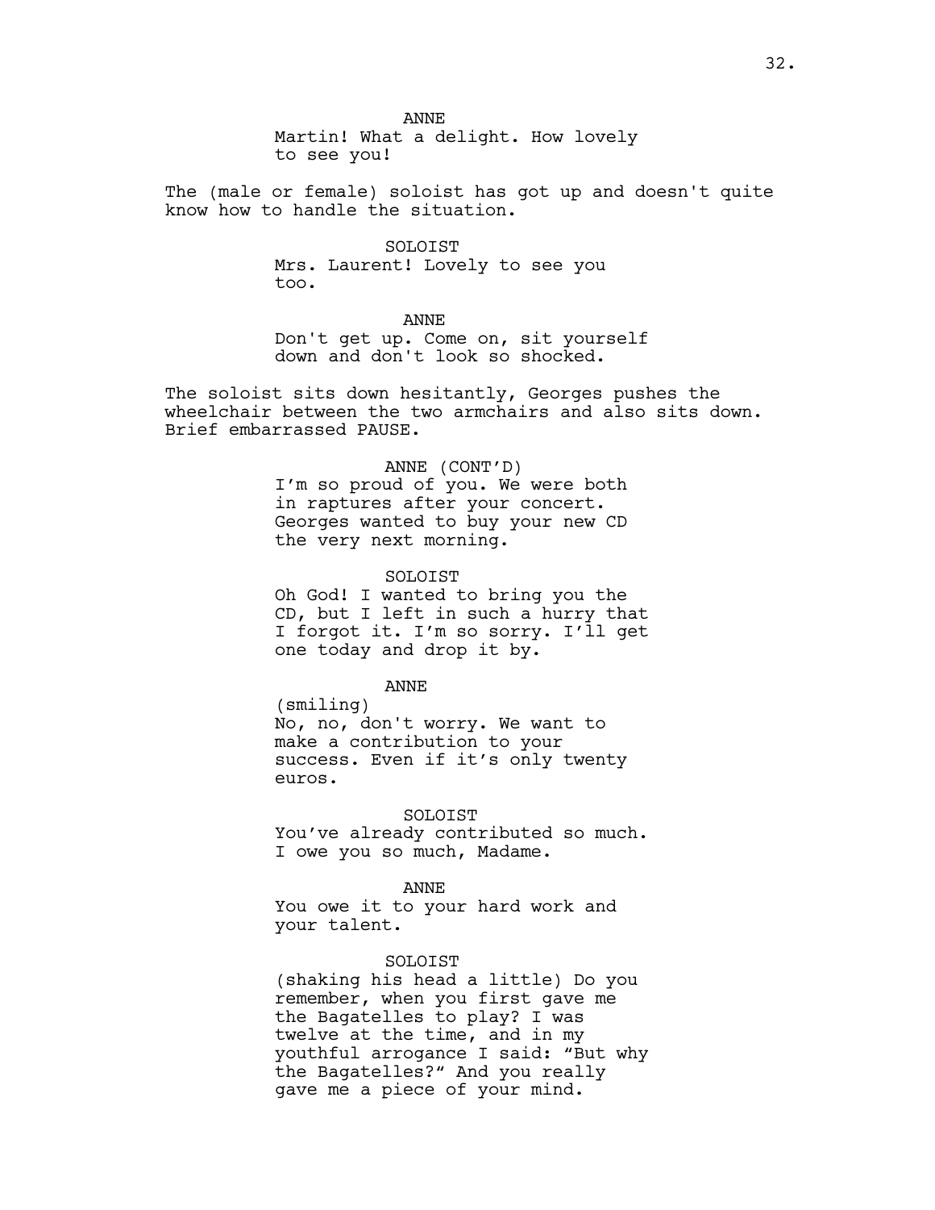ANNE
Martin! What a delight. How lovely to see you!

The (male or female) soloist has got up and doesn't quite know how to handle the situation.

SOLOIST
Mrs. Laurent! Lovely to see you too.

ANNE
Don't get up. Come on, sit yourself down and don't look so shocked.

The soloist sits down hesitantly, Georges pushes the wheelchair between the two armchairs and also sits down. Brief embarrassed PAUSE.

ANNE (CONT'D)
I'm so proud of you. We were both in raptures after your concert. Georges wanted to buy your new CD the very next morning.

SOLOIST
Oh God! I wanted to bring you the CD, but I left in such a hurry that I forgot it. I'm so sorry. I'll get one today and drop it by.

ANNE
(smiling)
No, no, don't worry. We want to make a contribution to your success. Even if it's only twenty euros.

SOLOIST
You've already contributed so much. I owe you so much, Madame.

ANNE
You owe it to your hard work and your talent.

SOLOIST
(shaking his head a little) Do you remember, when you first gave me the Bagatelles to play? I was twelve at the time, and in my youthful arrogance I said: "But why the Bagatelles?" And you really gave me a piece of your mind.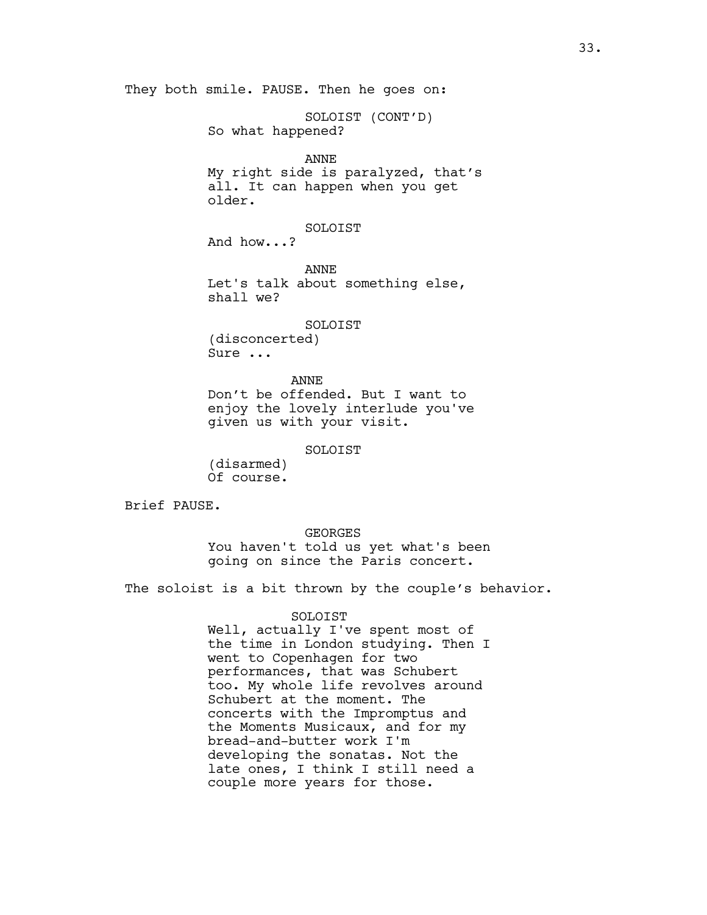They both smile. PAUSE. Then he goes on:

SOLOIST (CONT'D)
So what happened?

ANNE
My right side is paralyzed, that's all. It can happen when you get older.

SOLOIST
And how...?

ANNE
Let's talk about something else, shall we?

SOLOIST
(disconcerted)
Sure ...

ANNE
Don't be offended. But I want to enjoy the lovely interlude you've given us with your visit.

SOLOIST
(disarmed)
Of course.

Brief PAUSE.

GEORGES
You haven't told us yet what's been going on since the Paris concert.

The soloist is a bit thrown by the couple's behavior.

SOLOIST
Well, actually I've spent most of the time in London studying. Then I went to Copenhagen for two performances, that was Schubert too. My whole life revolves around Schubert at the moment. The concerts with the Impromptus and the Moments Musicaux, and for my bread-and-butter work I'm developing the sonatas. Not the late ones, I think I still need a couple more years for those.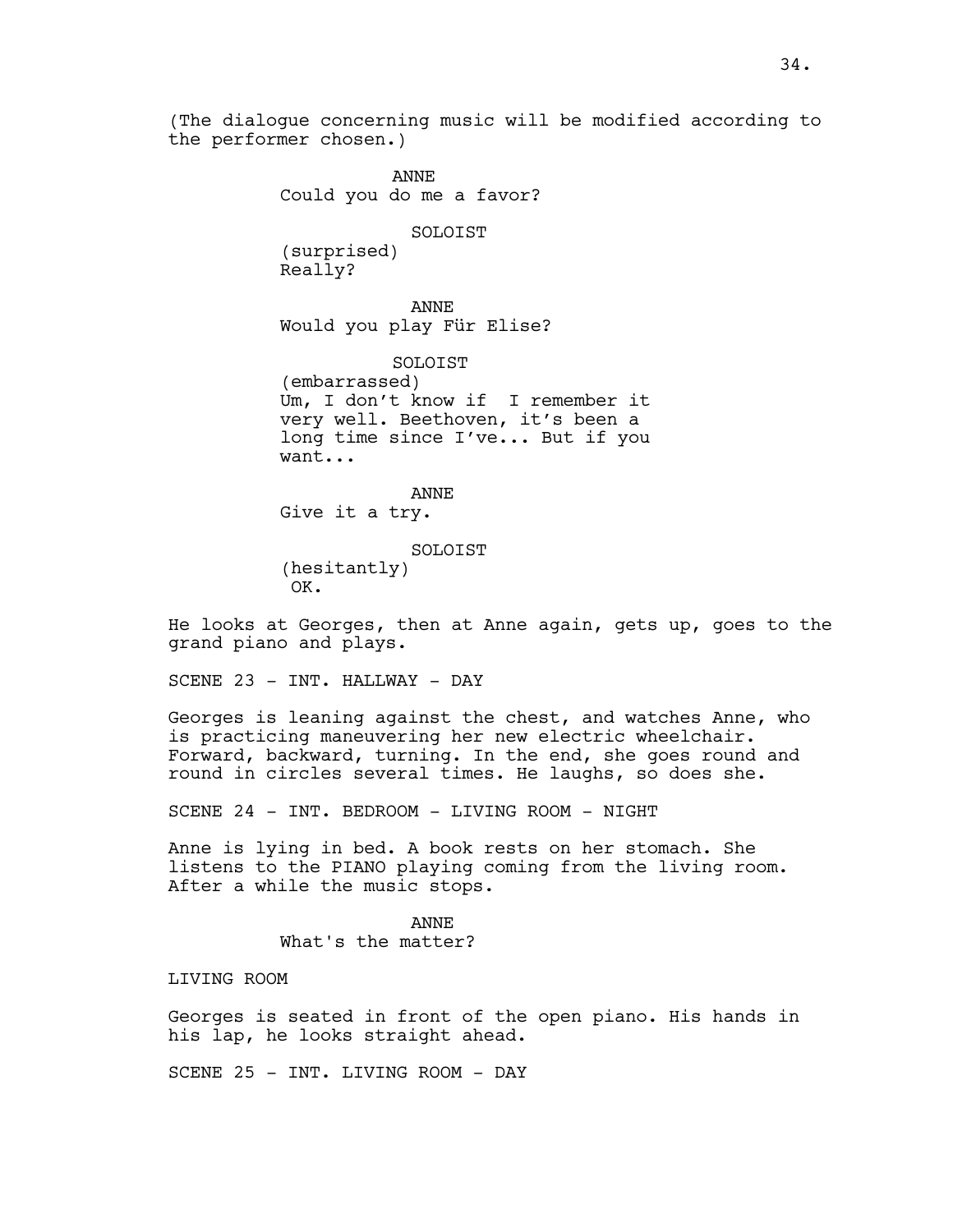(The dialogue concerning music will be modified according to the performer chosen.)

ANNE
Could you do me a favor?

SOLOIST
(surprised)
Really?

ANNE
Would you play Für Elise?

SOLOIST
(embarrassed)
Um, I don't know if I remember it very well. Beethoven, it's been a long time since I've... But if you want...

ANNE
Give it a try.

SOLOIST
(hesitantly)
OK.

He looks at Georges, then at Anne again, gets up, goes to the grand piano and plays.

SCENE 23 - INT. HALLWAY - DAY

Georges is leaning against the chest, and watches Anne, who is practicing maneuvering her new electric wheelchair. Forward, backward, turning. In the end, she goes round and round in circles several times. He laughs, so does she.

SCENE 24 - INT. BEDROOM - LIVING ROOM - NIGHT

Anne is lying in bed. A book rests on her stomach. She listens to the PIANO playing coming from the living room. After a while the music stops.

ANNE
What's the matter?

LIVING ROOM

Georges is seated in front of the open piano. His hands in his lap, he looks straight ahead.

SCENE 25 - INT. LIVING ROOM - DAY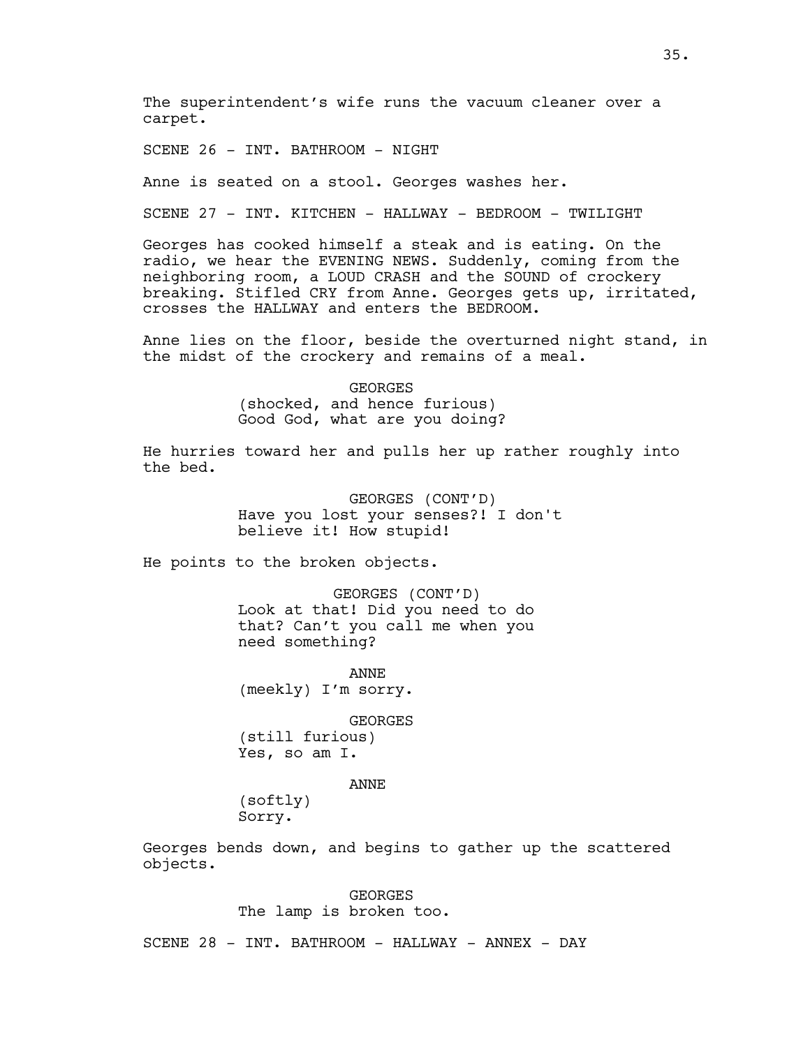The superintendent's wife runs the vacuum cleaner over a carpet.

SCENE 26 - INT. BATHROOM - NIGHT

Anne is seated on a stool. Georges washes her.

SCENE 27 - INT. KITCHEN - HALLWAY - BEDROOM - TWILIGHT

Georges has cooked himself a steak and is eating. On the radio, we hear the EVENING NEWS. Suddenly, coming from the neighboring room, a LOUD CRASH and the SOUND of crockery breaking. Stifled CRY from Anne. Georges gets up, irritated, crosses the HALLWAY and enters the BEDROOM.

Anne lies on the floor, beside the overturned night stand, in the midst of the crockery and remains of a meal.

GEORGES
(shocked, and hence furious)
Good God, what are you doing?

He hurries toward her and pulls her up rather roughly into the bed.

GEORGES (CONT'D)
Have you lost your senses?! I don't believe it! How stupid!

He points to the broken objects.

GEORGES (CONT'D)
Look at that! Did you need to do that? Can't you call me when you need something?

ANNE
(meekly) I'm sorry.

GEORGES
(still furious)
Yes, so am I.

ANNE
(softly)
Sorry.

Georges bends down, and begins to gather up the scattered objects.

GEORGES
The lamp is broken too.

SCENE 28 - INT. BATHROOM - HALLWAY - ANNEX - DAY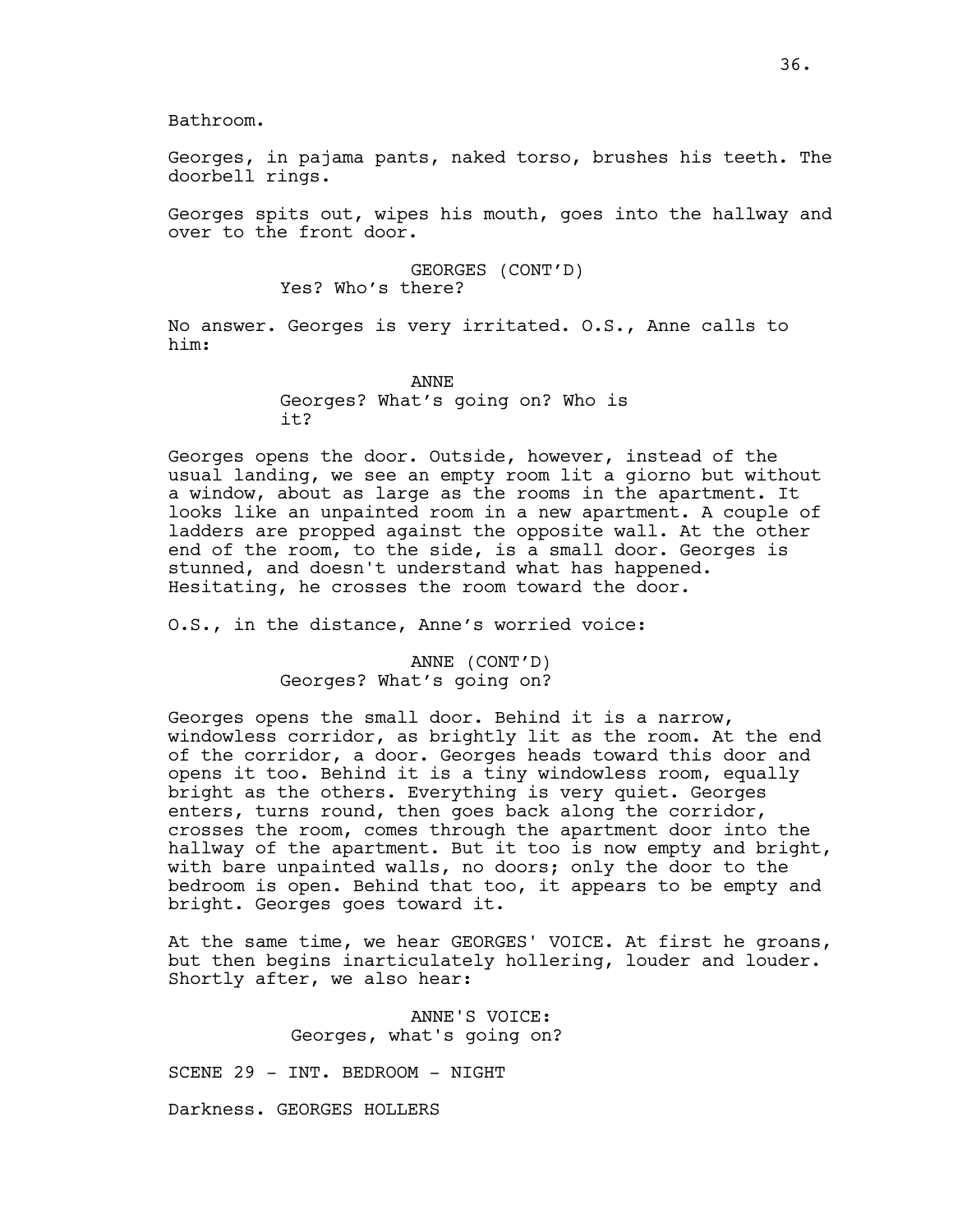Bathroom.

Georges, in pajama pants, naked torso, brushes his teeth. The doorbell rings.

Georges spits out, wipes his mouth, goes into the hallway and over to the front door.

GEORGES (CONT'D)
Yes? Who's there?

No answer. Georges is very irritated. O.S., Anne calls to him:

ANNE
Georges? What's going on? Who is it?

Georges opens the door. Outside, however, instead of the usual landing, we see an empty room lit a giorno but without a window, about as large as the rooms in the apartment. It looks like an unpainted room in a new apartment. A couple of ladders are propped against the opposite wall. At the other end of the room, to the side, is a small door. Georges is stunned, and doesn't understand what has happened. Hesitating, he crosses the room toward the door.

O.S., in the distance, Anne's worried voice:

ANNE (CONT'D)
Georges? What's going on?

Georges opens the small door. Behind it is a narrow, windowless corridor, as brightly lit as the room. At the end of the corridor, a door. Georges heads toward this door and opens it too. Behind it is a tiny windowless room, equally bright as the others. Everything is very quiet. Georges enters, turns round, then goes back along the corridor, crosses the room, comes through the apartment door into the hallway of the apartment. But it too is now empty and bright, with bare unpainted walls, no doors; only the door to the bedroom is open. Behind that too, it appears to be empty and bright. Georges goes toward it.

At the same time, we hear GEORGES' VOICE. At first he groans, but then begins inarticulately hollering, louder and louder. Shortly after, we also hear:

ANNE'S VOICE:
Georges, what's going on?

SCENE 29 - INT. BEDROOM - NIGHT

Darkness. GEORGES HOLLERS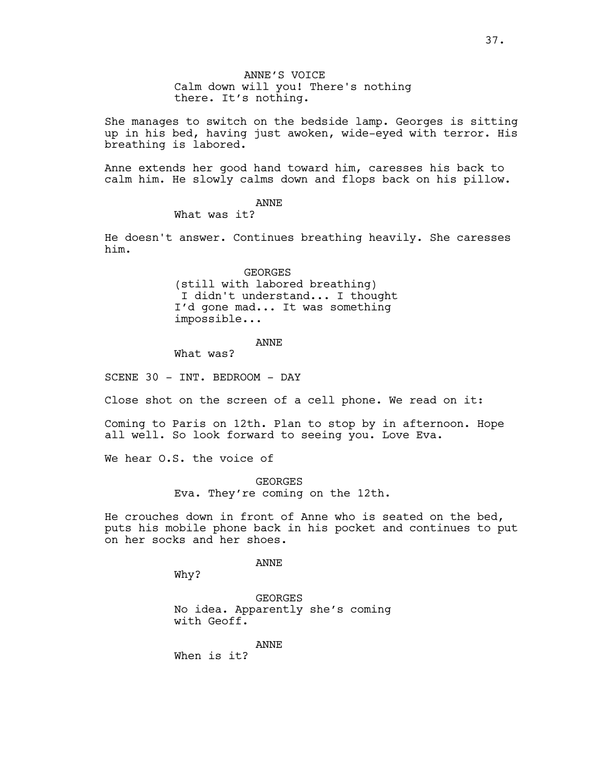ANNE'S VOICE
Calm down will you! There's nothing there. It's nothing.

She manages to switch on the bedside lamp. Georges is sitting up in his bed, having just awoken, wide-eyed with terror. His breathing is labored.

Anne extends her good hand toward him, caresses his back to calm him. He slowly calms down and flops back on his pillow.

ANNE
What was it?

He doesn't answer. Continues breathing heavily. She caresses him.

GEORGES
(still with labored breathing)
I didn't understand... I thought I'd gone mad... It was something impossible...

ANNE
What was?

SCENE 30 - INT. BEDROOM - DAY

Close shot on the screen of a cell phone. We read on it:

Coming to Paris on 12th. Plan to stop by in afternoon. Hope all well. So look forward to seeing you. Love Eva.

We hear O.S. the voice of

GEORGES
Eva. They're coming on the 12th.

He crouches down in front of Anne who is seated on the bed, puts his mobile phone back in his pocket and continues to put on her socks and her shoes.

ANNE
Why?

GEORGES
No idea. Apparently she's coming with Geoff.

ANNE
When is it?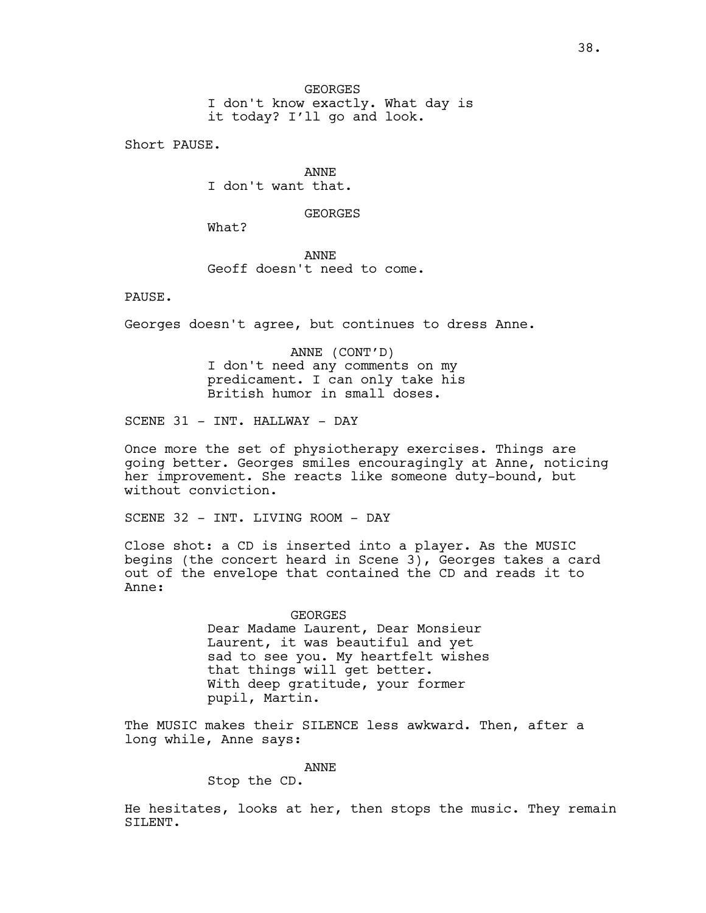GEORGES
I don't know exactly. What day is it today? I'll go and look.

Short PAUSE.

ANNE
I don't want that.

GEORGES
What?

ANNE
Geoff doesn't need to come.

PAUSE.

Georges doesn't agree, but continues to dress Anne.

ANNE (CONT'D)
I don't need any comments on my predicament. I can only take his British humor in small doses.

SCENE 31 - INT. HALLWAY - DAY

Once more the set of physiotherapy exercises. Things are going better. Georges smiles encouragingly at Anne, noticing her improvement. She reacts like someone duty-bound, but without conviction.

SCENE 32 - INT. LIVING ROOM - DAY

Close shot: a CD is inserted into a player. As the MUSIC begins (the concert heard in Scene 3), Georges takes a card out of the envelope that contained the CD and reads it to Anne:

GEORGES
Dear Madame Laurent, Dear Monsieur Laurent, it was beautiful and yet sad to see you. My heartfelt wishes that things will get better. With deep gratitude, your former pupil, Martin.

The MUSIC makes their SILENCE less awkward. Then, after a long while, Anne says:

ANNE
Stop the CD.

He hesitates, looks at her, then stops the music. They remain SILENT.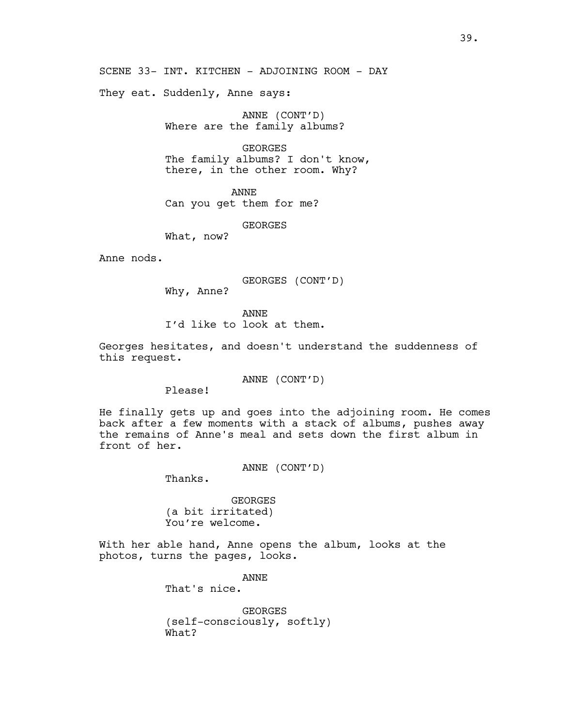SCENE 33- INT. KITCHEN - ADJOINING ROOM - DAY

They eat. Suddenly, Anne says:

ANNE (CONT'D)
Where are the family albums?

GEORGES
The family albums? I don't know, there, in the other room. Why?

ANNE
Can you get them for me?

GEORGES
What, now?

Anne nods.

GEORGES (CONT'D)
Why, Anne?

ANNE
I'd like to look at them.

Georges hesitates, and doesn't understand the suddenness of this request.

ANNE (CONT'D)
Please!

He finally gets up and goes into the adjoining room. He comes back after a few moments with a stack of albums, pushes away the remains of Anne's meal and sets down the first album in front of her.

ANNE (CONT'D)
Thanks.

GEORGES
(a bit irritated)
You're welcome.

With her able hand, Anne opens the album, looks at the photos, turns the pages, looks.

ANNE
That's nice.

GEORGES
(self-consciously, softly)
What?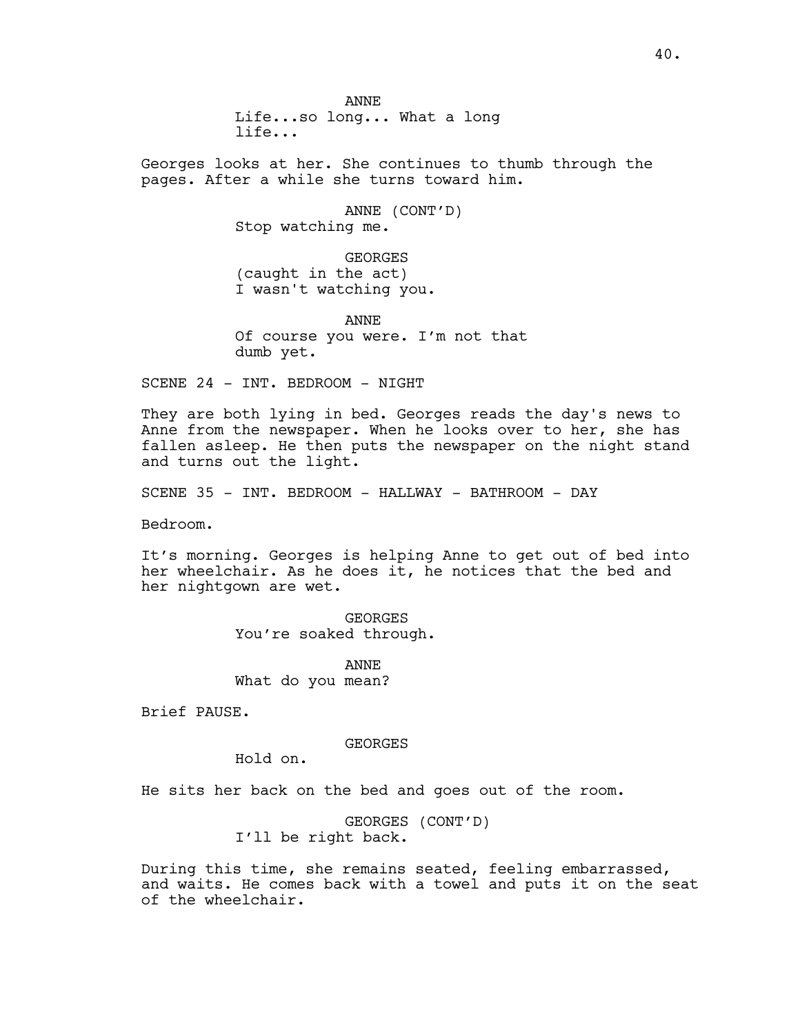ANNE
Life...so long... What a long life...

Georges looks at her. She continues to thumb through the pages. After a while she turns toward him.

ANNE (CONT'D)
Stop watching me.

GEORGES
(caught in the act)
I wasn't watching you.

ANNE
Of course you were. I'm not that dumb yet.

SCENE 24 - INT. BEDROOM - NIGHT

They are both lying in bed. Georges reads the day's news to Anne from the newspaper. When he looks over to her, she has fallen asleep. He then puts the newspaper on the night stand and turns out the light.

SCENE 35 - INT. BEDROOM - HALLWAY - BATHROOM - DAY

Bedroom.

It's morning. Georges is helping Anne to get out of bed into her wheelchair. As he does it, he notices that the bed and her nightgown are wet.

GEORGES
You're soaked through.

ANNE
What do you mean?

Brief PAUSE.

GEORGES
Hold on.

He sits her back on the bed and goes out of the room.

GEORGES (CONT'D)
I'll be right back.

During this time, she remains seated, feeling embarrassed, and waits. He comes back with a towel and puts it on the seat of the wheelchair.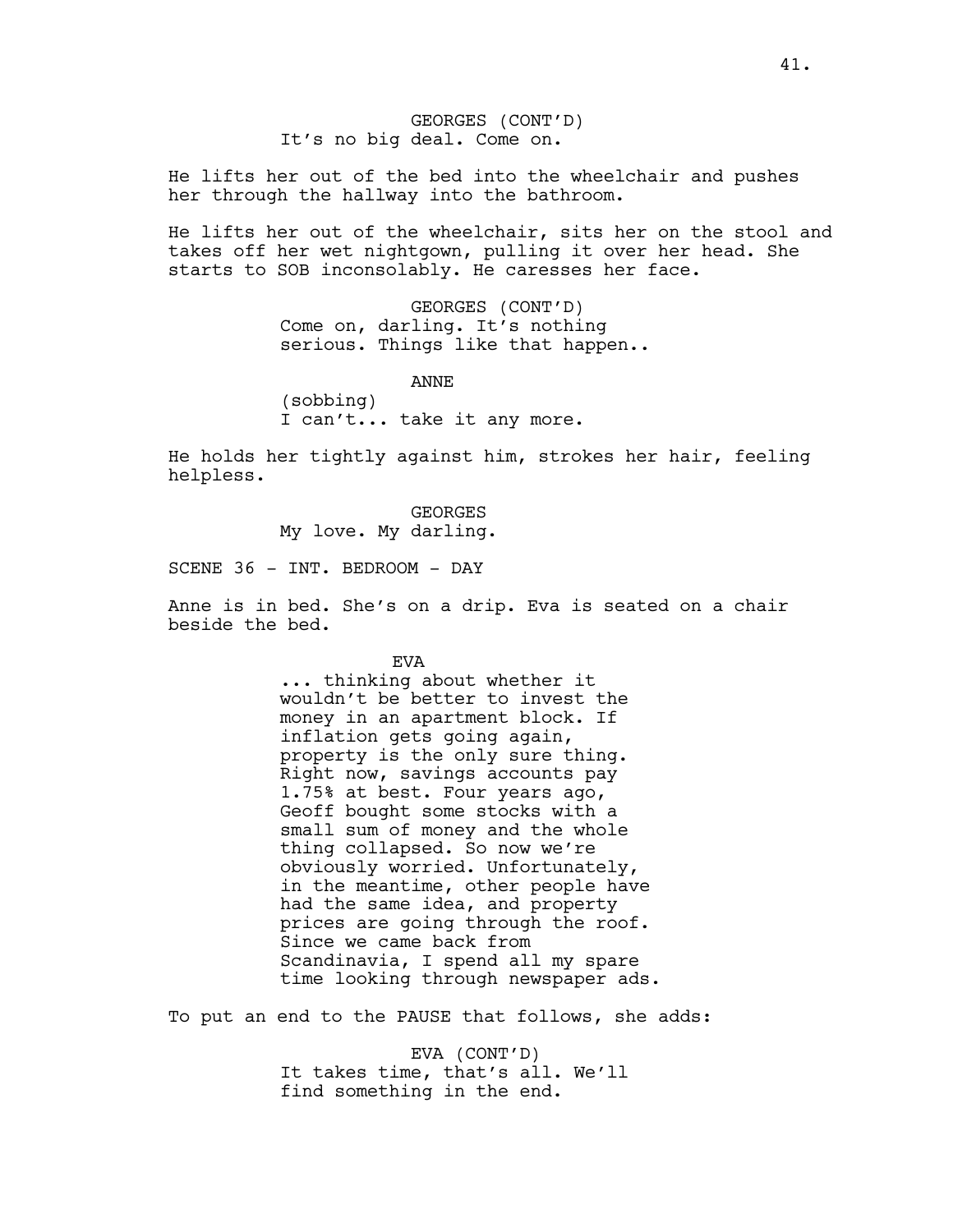GEORGES (CONT'D)
It's no big deal. Come on.

He lifts her out of the bed into the wheelchair and pushes her through the hallway into the bathroom.

He lifts her out of the wheelchair, sits her on the stool and takes off her wet nightgown, pulling it over her head. She starts to SOB inconsolably. He caresses her face.

GEORGES (CONT'D)
Come on, darling. It's nothing serious. Things like that happen..

ANNE
(sobbing)
I can't... take it any more.

He holds her tightly against him, strokes her hair, feeling helpless.

GEORGES
My love. My darling.

SCENE 36 - INT. BEDROOM - DAY

Anne is in bed. She's on a drip. Eva is seated on a chair beside the bed.

EVA
... thinking about whether it wouldn't be better to invest the money in an apartment block. If inflation gets going again, property is the only sure thing. Right now, savings accounts pay 1.75% at best. Four years ago, Geoff bought some stocks with a small sum of money and the whole thing collapsed. So now we're obviously worried. Unfortunately, in the meantime, other people have had the same idea, and property prices are going through the roof. Since we came back from Scandinavia, I spend all my spare time looking through newspaper ads.

To put an end to the PAUSE that follows, she adds:

EVA (CONT'D)
It takes time, that's all. We'll find something in the end.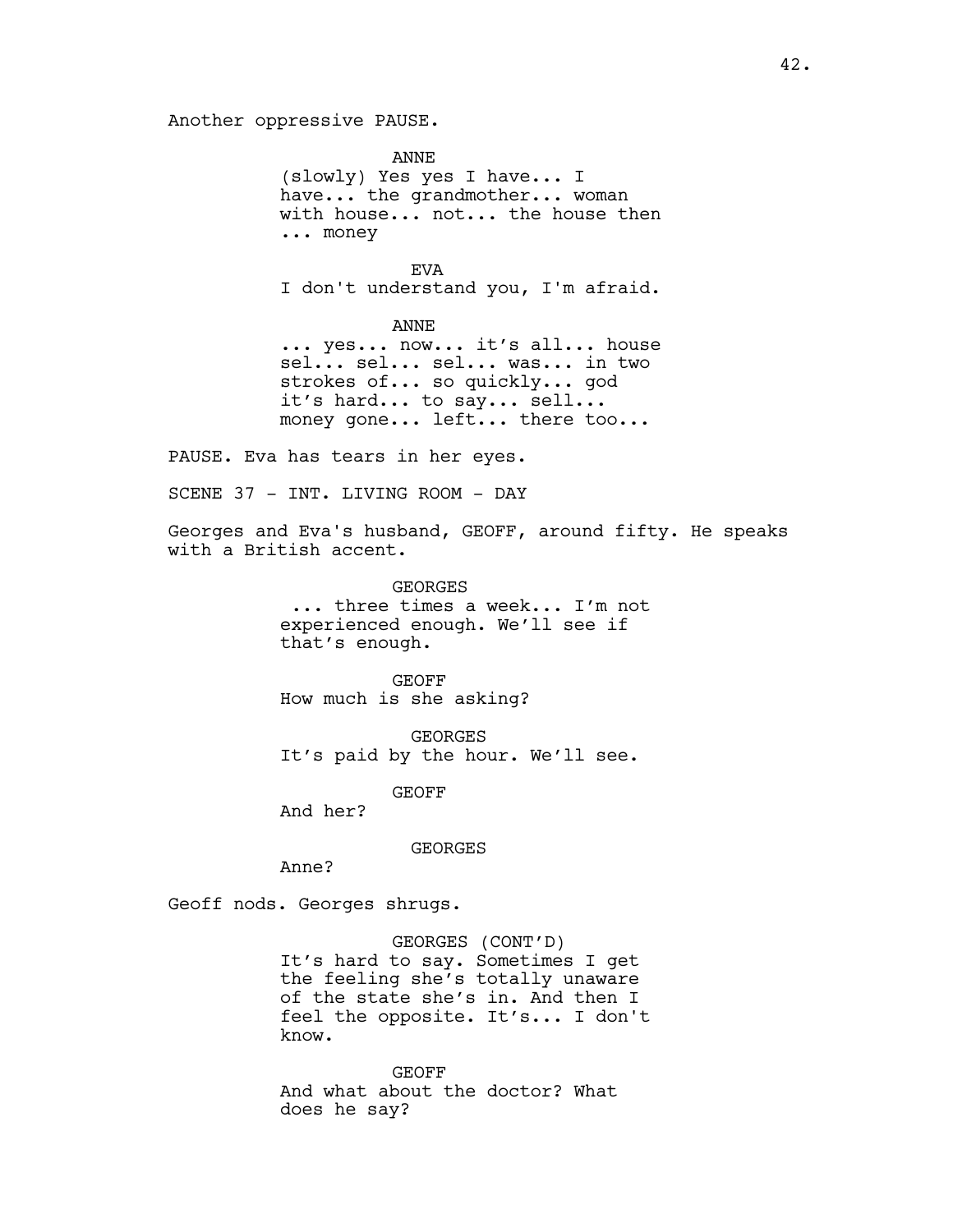Another oppressive PAUSE.

ANNE

(slowly) Yes yes I have... I have... the grandmother... woman with house... not... the house then ... money

EVA

I don't understand you, I'm afraid.

ANNE

... yes... now... it's all... house sel... sel... sel... was... in two strokes of... so quickly... god it's hard... to say... sell... money gone... left... there too...

PAUSE. Eva has tears in her eyes.

SCENE 37 - INT. LIVING ROOM - DAY

Georges and Eva's husband, GEOFF, around fifty. He speaks with a British accent.

GEORGES

... three times a week... I'm not experienced enough. We'll see if that's enough.

GEOFF

How much is she asking?

GEORGES

It's paid by the hour. We'll see.

GEOFF

And her?

GEORGES

Anne?

Geoff nods. Georges shrugs.

GEORGES (CONT'D)

It's hard to say. Sometimes I get the feeling she's totally unaware of the state she's in. And then I feel the opposite. It's... I don't know.

GEOFF

And what about the doctor? What does he say?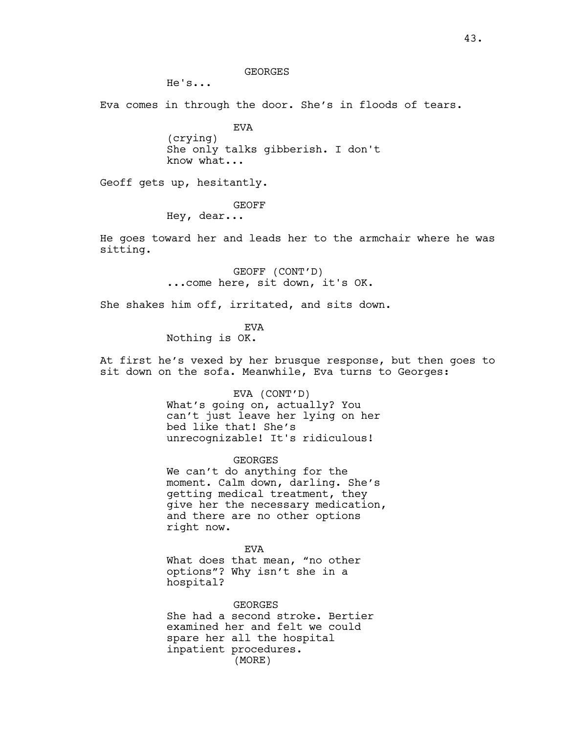GEORGES

He's...

Eva comes in through the door. She's in floods of tears.

EVA

(crying)

She only talks gibberish. I don't know what...

Geoff gets up, hesitantly.

GEOFF

Hey, dear...

He goes toward her and leads her to the armchair where he was sitting.

GEOFF (CONT'D)

...come here, sit down, it's OK.

She shakes him off, irritated, and sits down.

EVA

Nothing is OK.

At first he's vexed by her brusque response, but then goes to sit down on the sofa. Meanwhile, Eva turns to Georges:

EVA (CONT'D)

What's going on, actually? You can't just leave her lying on her bed like that! She's unrecognizable! It's ridiculous!

GEORGES

We can't do anything for the moment. Calm down, darling. She's getting medical treatment, they give her the necessary medication, and there are no other options right now.

EVA

What does that mean, "no other options"? Why isn't she in a hospital?

GEORGES

She had a second stroke. Bertier examined her and felt we could spare her all the hospital inpatient procedures.

(MORE)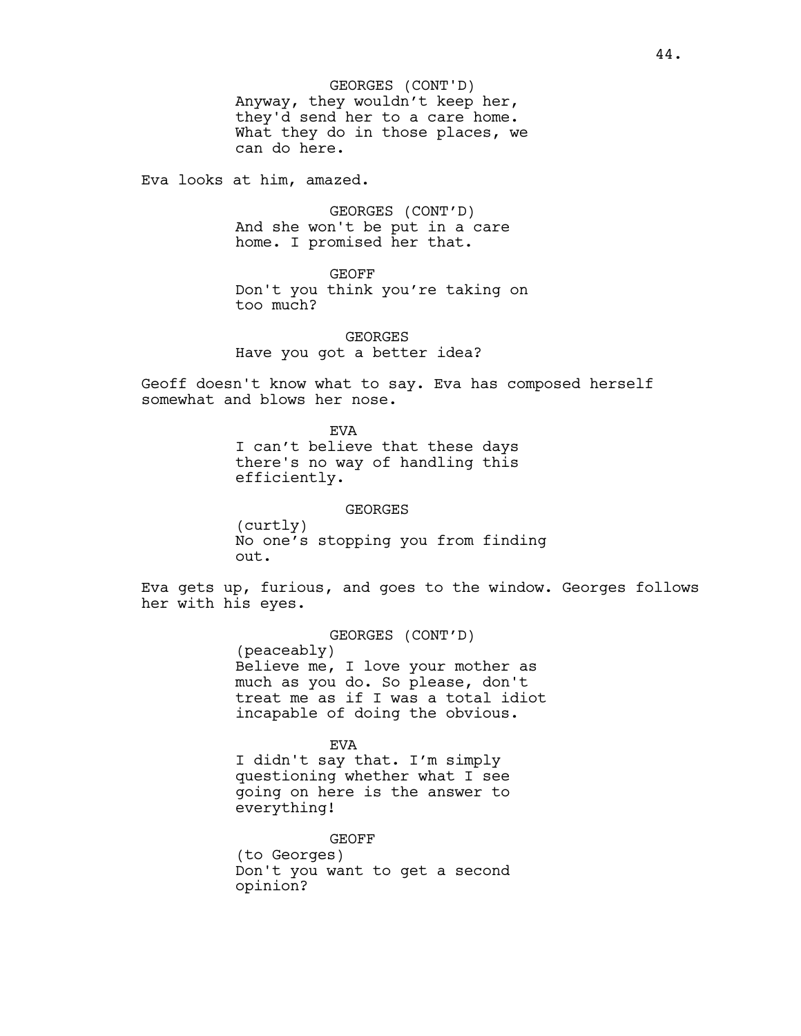GEORGES (CONT'D)
Anyway, they wouldn't keep her, they'd send her to a care home. What they do in those places, we can do here.

Eva looks at him, amazed.

GEORGES (CONT'D)
And she won't be put in a care home. I promised her that.

GEOFF
Don't you think you're taking on too much?

GEORGES
Have you got a better idea?

Geoff doesn't know what to say. Eva has composed herself somewhat and blows her nose.

EVA
I can't believe that these days there's no way of handling this efficiently.

GEORGES
(curtly)
No one's stopping you from finding out.

Eva gets up, furious, and goes to the window. Georges follows her with his eyes.

GEORGES (CONT'D)
(peaceably)
Believe me, I love your mother as much as you do. So please, don't treat me as if I was a total idiot incapable of doing the obvious.

EVA
I didn't say that. I'm simply questioning whether what I see going on here is the answer to everything!

GEOFF
(to Georges)
Don't you want to get a second opinion?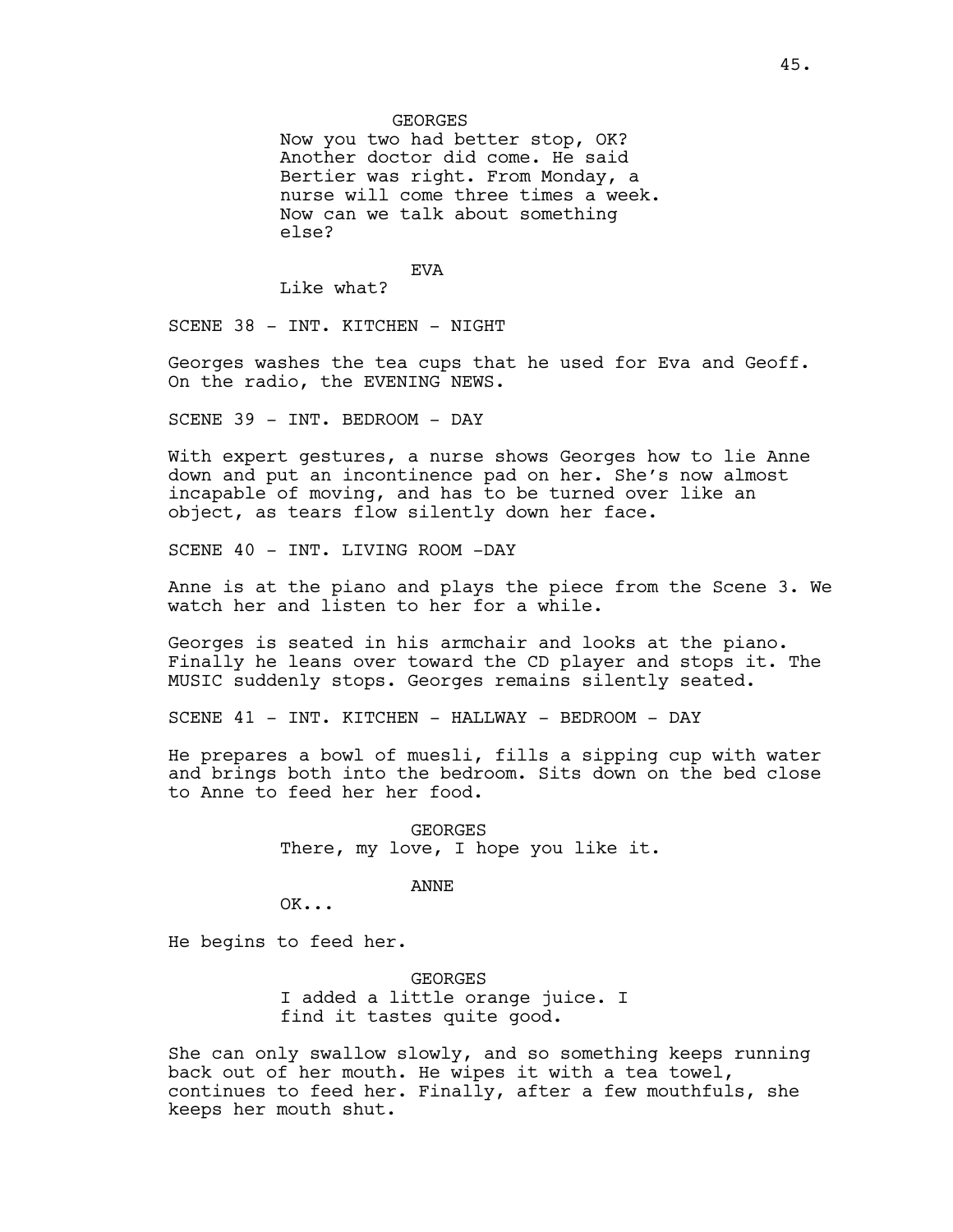GEORGES

Now you two had better stop, OK? Another doctor did come. He said Bertier was right. From Monday, a nurse will come three times a week. Now can we talk about something else?

EVA

Like what?

SCENE 38 - INT. KITCHEN - NIGHT

Georges washes the tea cups that he used for Eva and Geoff. On the radio, the EVENING NEWS.

SCENE 39 - INT. BEDROOM - DAY

With expert gestures, a nurse shows Georges how to lie Anne down and put an incontinence pad on her. She's now almost incapable of moving, and has to be turned over like an object, as tears flow silently down her face.

SCENE 40 - INT. LIVING ROOM -DAY

Anne is at the piano and plays the piece from the Scene 3. We watch her and listen to her for a while.

Georges is seated in his armchair and looks at the piano. Finally he leans over toward the CD player and stops it. The MUSIC suddenly stops. Georges remains silently seated.

SCENE 41 - INT. KITCHEN - HALLWAY - BEDROOM - DAY

He prepares a bowl of muesli, fills a sipping cup with water and brings both into the bedroom. Sits down on the bed close to Anne to feed her her food.

GEORGES

There, my love, I hope you like it.

ANNE

OK...

He begins to feed her.

GEORGES

I added a little orange juice. I find it tastes quite good.

She can only swallow slowly, and so something keeps running back out of her mouth. He wipes it with a tea towel, continues to feed her. Finally, after a few mouthfuls, she keeps her mouth shut.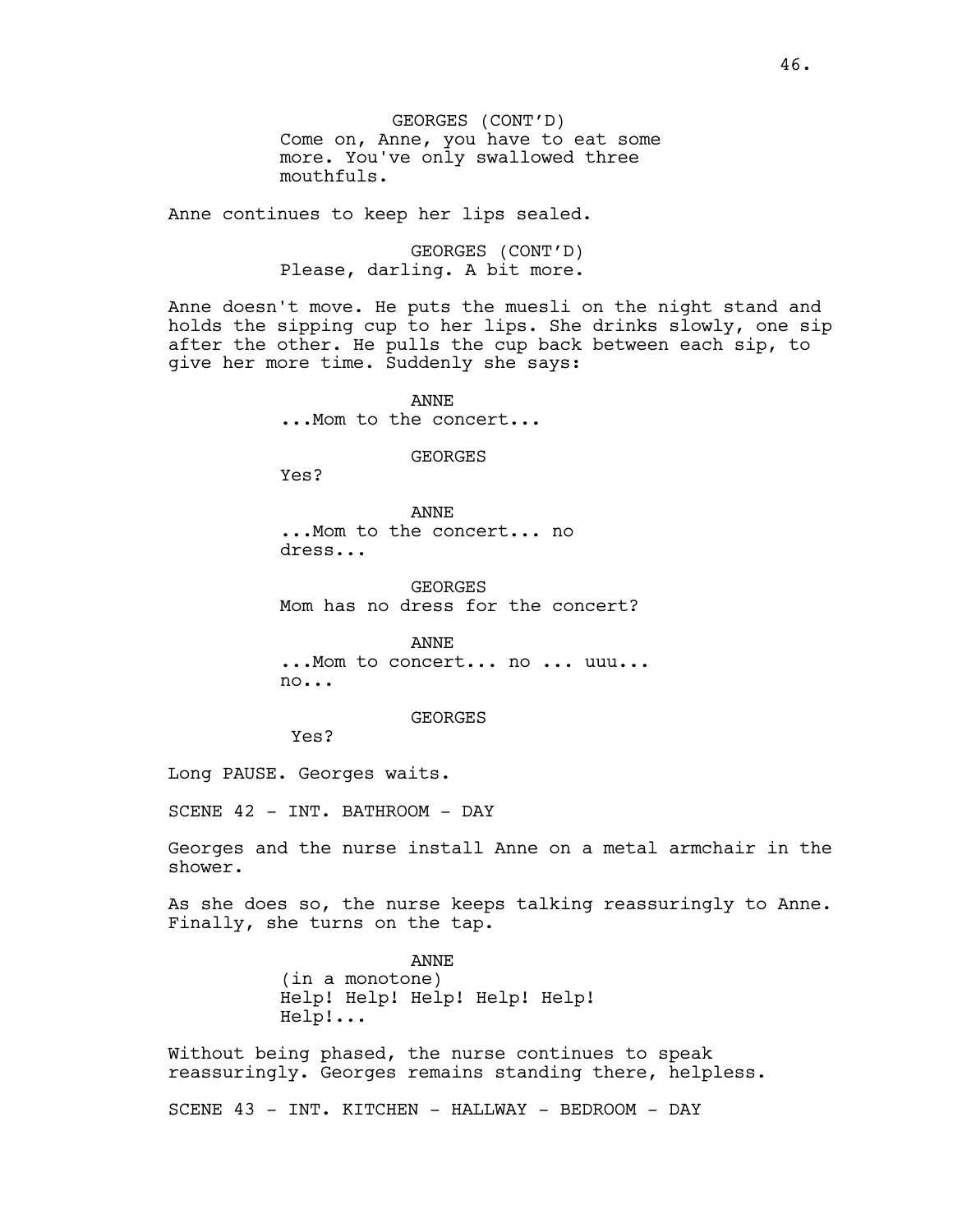GEORGES (CONT'D)
Come on, Anne, you have to eat some more. You've only swallowed three mouthfuls.

Anne continues to keep her lips sealed.

GEORGES (CONT'D)
Please, darling. A bit more.

Anne doesn't move. He puts the muesli on the night stand and holds the sipping cup to her lips. She drinks slowly, one sip after the other. He pulls the cup back between each sip, to give her more time. Suddenly she says:

ANNE
...Mom to the concert...

GEORGES
Yes?

ANNE
...Mom to the concert... no dress...

GEORGES
Mom has no dress for the concert?

ANNE
...Mom to concert... no ... uuu... no...

GEORGES
Yes?

Long PAUSE. Georges waits.

SCENE 42 - INT. BATHROOM - DAY

Georges and the nurse install Anne on a metal armchair in the shower.

As she does so, the nurse keeps talking reassuringly to Anne. Finally, she turns on the tap.

ANNE
(in a monotone)
Help! Help! Help! Help! Help! Help!...

Without being phased, the nurse continues to speak reassuringly. Georges remains standing there, helpless.

SCENE 43 - INT. KITCHEN - HALLWAY - BEDROOM - DAY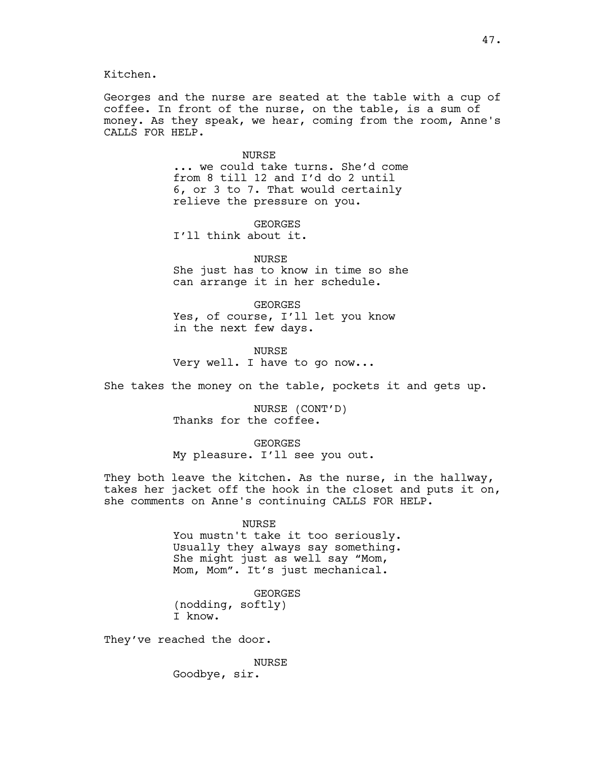Kitchen.

Georges and the nurse are seated at the table with a cup of coffee. In front of the nurse, on the table, is a sum of money. As they speak, we hear, coming from the room, Anne's CALLS FOR HELP.

NURSE
... we could take turns. She'd come from 8 till 12 and I'd do 2 until 6, or 3 to 7. That would certainly relieve the pressure on you.

GEORGES
I'll think about it.

NURSE
She just has to know in time so she can arrange it in her schedule.

GEORGES
Yes, of course, I'll let you know in the next few days.

NURSE
Very well. I have to go now...

She takes the money on the table, pockets it and gets up.

NURSE (CONT'D)
Thanks for the coffee.

GEORGES
My pleasure. I'll see you out.

They both leave the kitchen. As the nurse, in the hallway, takes her jacket off the hook in the closet and puts it on, she comments on Anne's continuing CALLS FOR HELP.

NURSE
You mustn't take it too seriously. Usually they always say something. She might just as well say "Mom, Mom, Mom". It's just mechanical.

GEORGES
(nodding, softly)
I know.

They've reached the door.

NURSE
Goodbye, sir.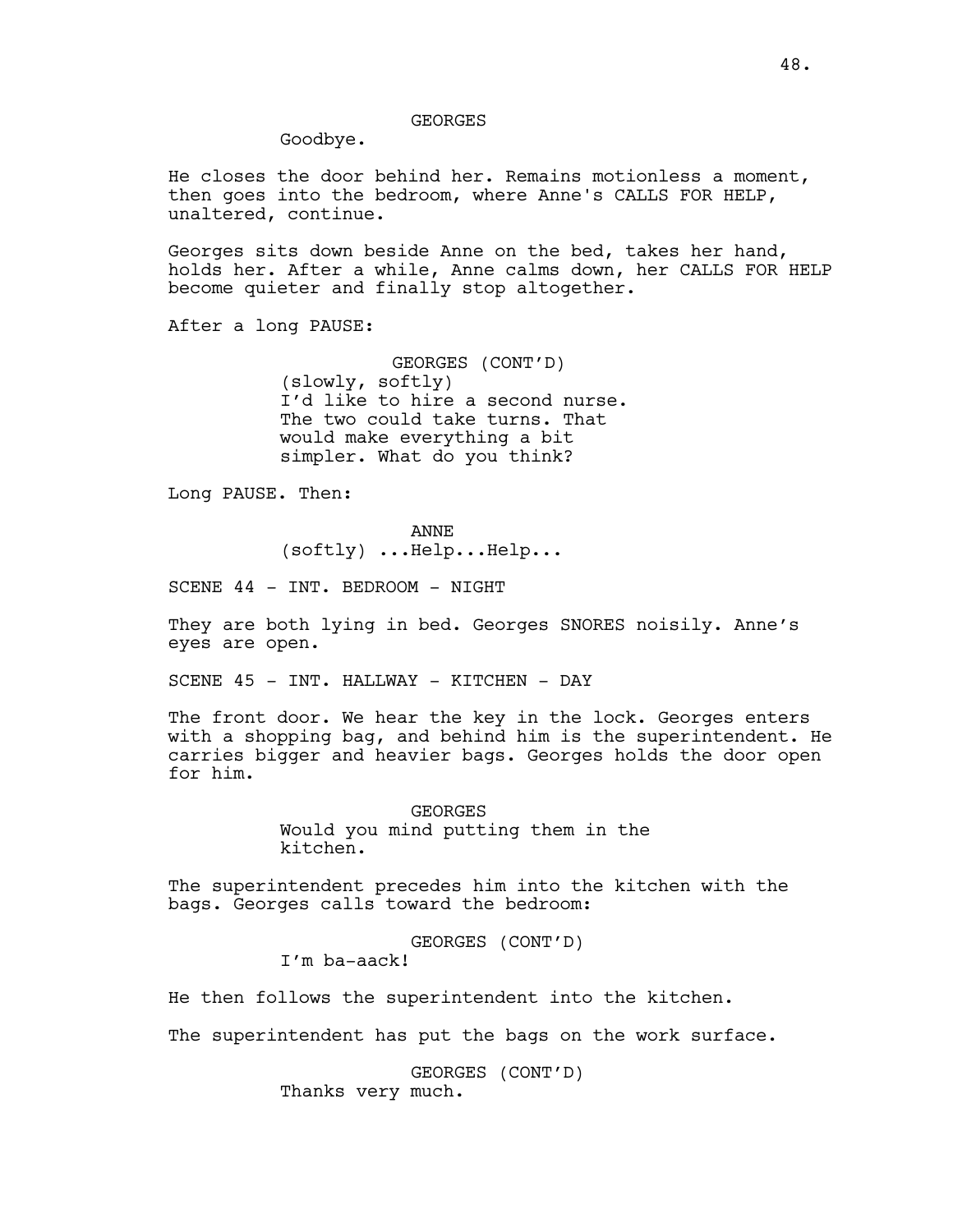GEORGES

Goodbye.

He closes the door behind her. Remains motionless a moment, then goes into the bedroom, where Anne's CALLS FOR HELP, unaltered, continue.

Georges sits down beside Anne on the bed, takes her hand, holds her. After a while, Anne calms down, her CALLS FOR HELP become quieter and finally stop altogether.

After a long PAUSE:

GEORGES (CONT'D)

(slowly, softly)
I'd like to hire a second nurse. The two could take turns. That would make everything a bit simpler. What do you think?

Long PAUSE. Then:

ANNE

(softly) ...Help...Help...

SCENE 44 - INT. BEDROOM - NIGHT

They are both lying in bed. Georges SNORES noisily. Anne's eyes are open.

SCENE 45 - INT. HALLWAY - KITCHEN - DAY

The front door. We hear the key in the lock. Georges enters with a shopping bag, and behind him is the superintendent. He carries bigger and heavier bags. Georges holds the door open for him.

GEORGES

Would you mind putting them in the kitchen.

The superintendent precedes him into the kitchen with the bags. Georges calls toward the bedroom:

GEORGES (CONT'D)

I'm ba-aack!

He then follows the superintendent into the kitchen.

The superintendent has put the bags on the work surface.

GEORGES (CONT'D)

Thanks very much.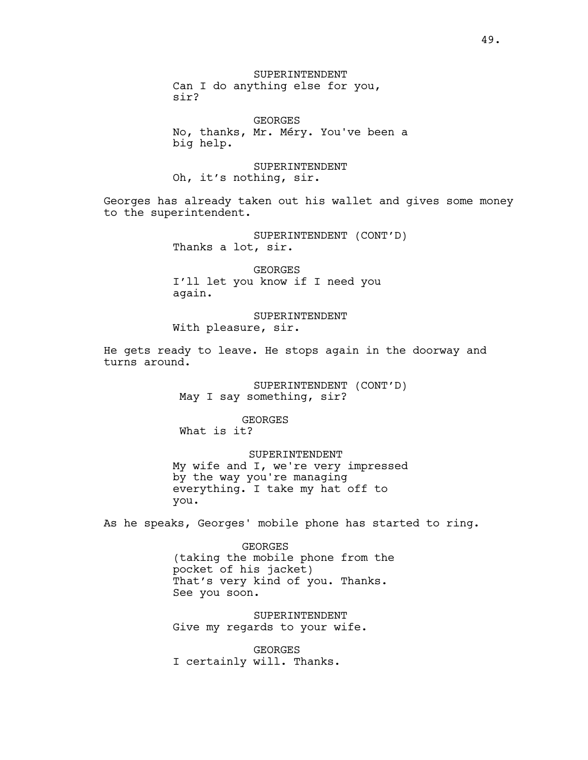SUPERINTENDENT
Can I do anything else for you, sir?

GEORGES
No, thanks, Mr. Méry. You've been a big help.

SUPERINTENDENT
Oh, it's nothing, sir.

Georges has already taken out his wallet and gives some money to the superintendent.

SUPERINTENDENT (CONT'D)
Thanks a lot, sir.

GEORGES
I'll let you know if I need you again.

SUPERINTENDENT
With pleasure, sir.

He gets ready to leave. He stops again in the doorway and turns around.

SUPERINTENDENT (CONT'D)
May I say something, sir?

GEORGES
What is it?

SUPERINTENDENT
My wife and I, we're very impressed by the way you're managing everything. I take my hat off to you.

As he speaks, Georges' mobile phone has started to ring.

GEORGES
(taking the mobile phone from the pocket of his jacket)
That's very kind of you. Thanks. See you soon.

SUPERINTENDENT
Give my regards to your wife.

GEORGES
I certainly will. Thanks.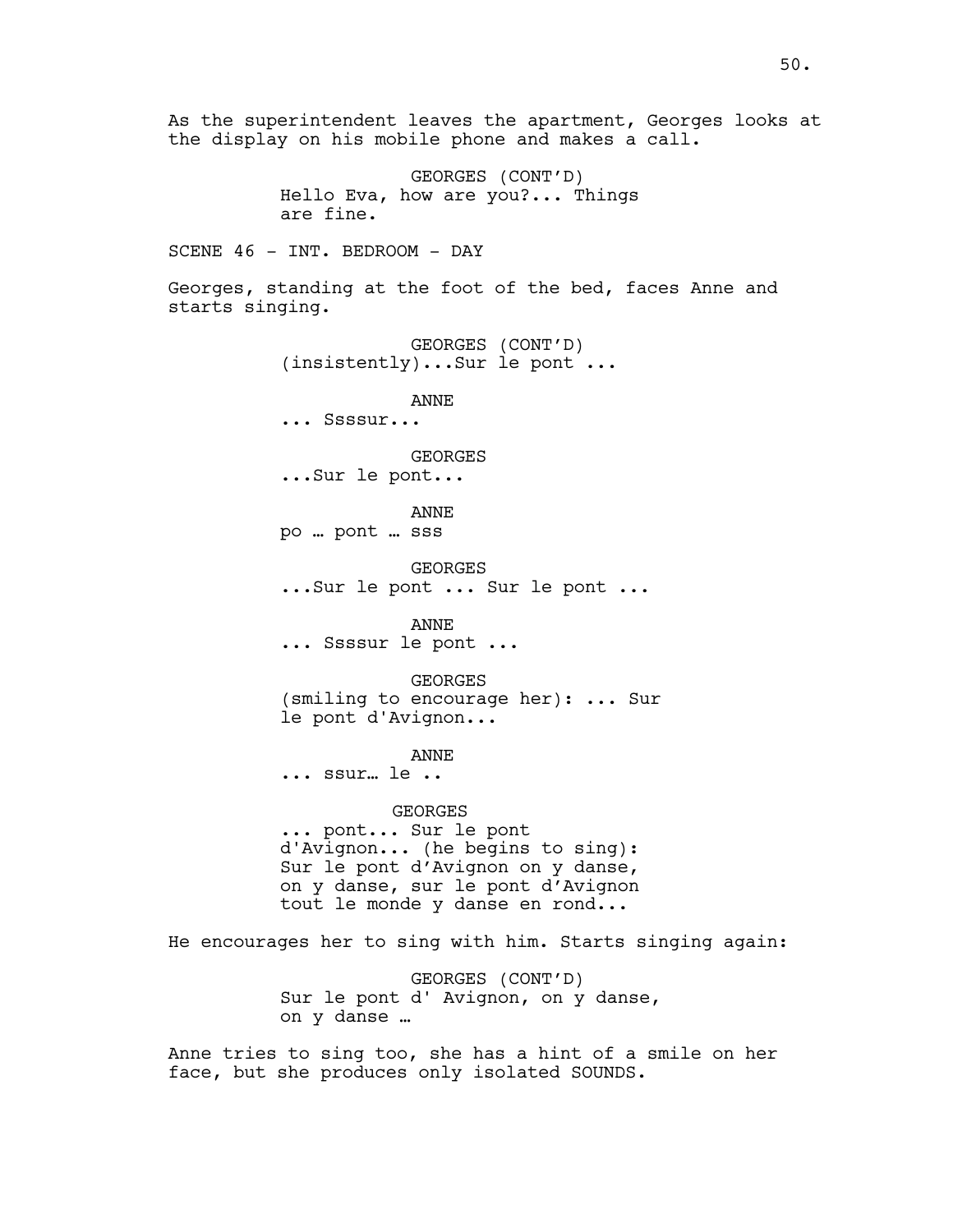As the superintendent leaves the apartment, Georges looks at the display on his mobile phone and makes a call.

GEORGES (CONT'D)
Hello Eva, how are you?... Things are fine.

SCENE 46 - INT. BEDROOM - DAY

Georges, standing at the foot of the bed, faces Anne and starts singing.

GEORGES (CONT'D)
(insistently)...Sur le pont ...

ANNE
... Ssssur...

GEORGES
...Sur le pont...

ANNE
po … pont … sss

GEORGES
...Sur le pont ... Sur le pont ...

ANNE
... Ssssur le pont ...

GEORGES
(smiling to encourage her): ... Sur le pont d'Avignon...

ANNE
... ssur… le ..

GEORGES
... pont... Sur le pont d'Avignon... (he begins to sing): Sur le pont d'Avignon on y danse, on y danse, sur le pont d'Avignon tout le monde y danse en rond...

He encourages her to sing with him. Starts singing again:

GEORGES (CONT'D)
Sur le pont d' Avignon, on y danse, on y danse …

Anne tries to sing too, she has a hint of a smile on her face, but she produces only isolated SOUNDS.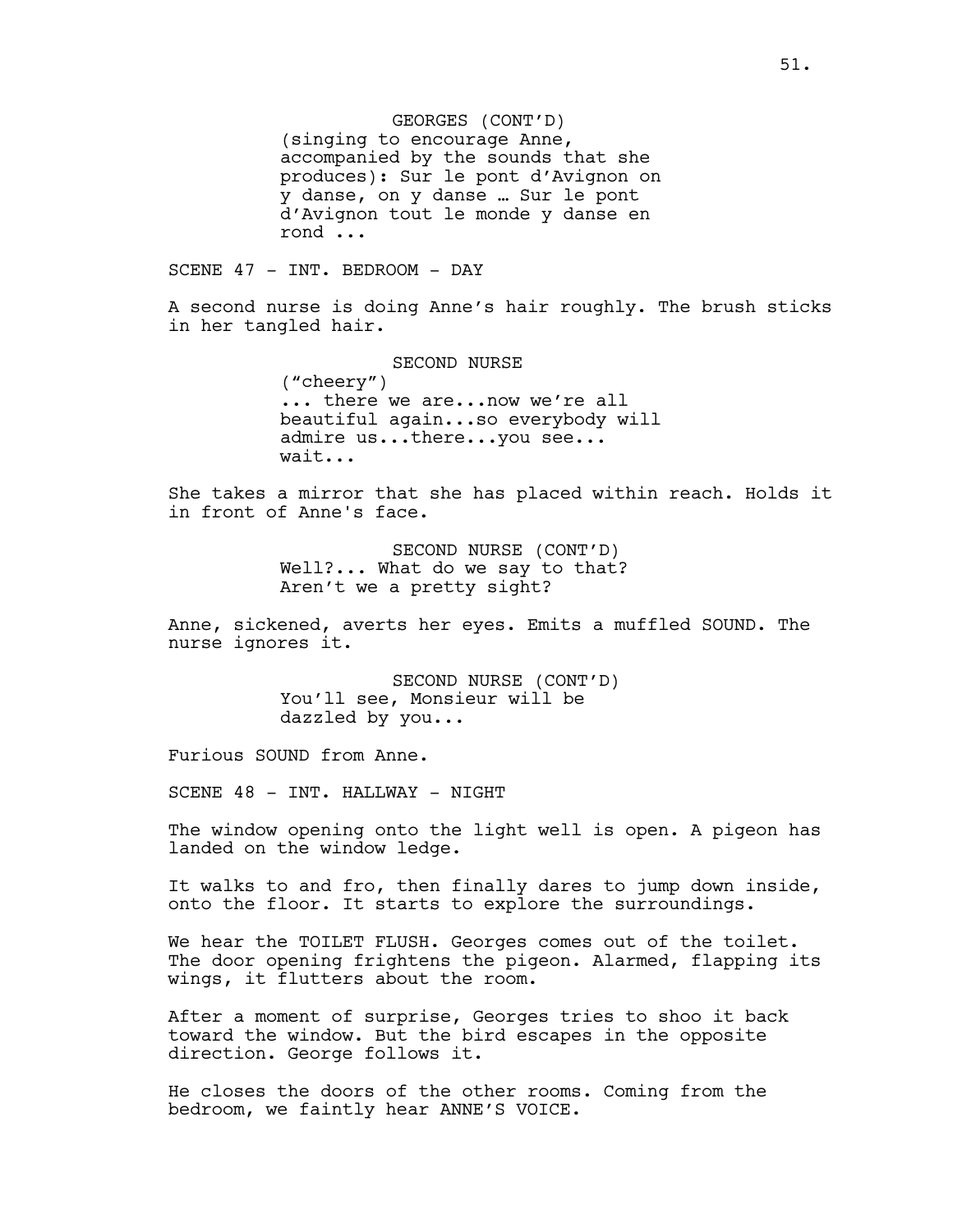GEORGES (CONT'D)
(singing to encourage Anne, accompanied by the sounds that she produces): Sur le pont d'Avignon on y danse, on y danse … Sur le pont d'Avignon tout le monde y danse en rond ...

SCENE 47 - INT. BEDROOM - DAY

A second nurse is doing Anne's hair roughly. The brush sticks in her tangled hair.

SECOND NURSE
("cheery")
... there we are...now we're all beautiful again...so everybody will admire us...there...you see... wait...

She takes a mirror that she has placed within reach. Holds it in front of Anne's face.

SECOND NURSE (CONT'D)
Well?... What do we say to that? Aren't we a pretty sight?

Anne, sickened, averts her eyes. Emits a muffled SOUND. The nurse ignores it.

SECOND NURSE (CONT'D)
You'll see, Monsieur will be dazzled by you...

Furious SOUND from Anne.

SCENE 48 - INT. HALLWAY - NIGHT

The window opening onto the light well is open. A pigeon has landed on the window ledge.

It walks to and fro, then finally dares to jump down inside, onto the floor. It starts to explore the surroundings.

We hear the TOILET FLUSH. Georges comes out of the toilet. The door opening frightens the pigeon. Alarmed, flapping its wings, it flutters about the room.

After a moment of surprise, Georges tries to shoo it back toward the window. But the bird escapes in the opposite direction. George follows it.

He closes the doors of the other rooms. Coming from the bedroom, we faintly hear ANNE'S VOICE.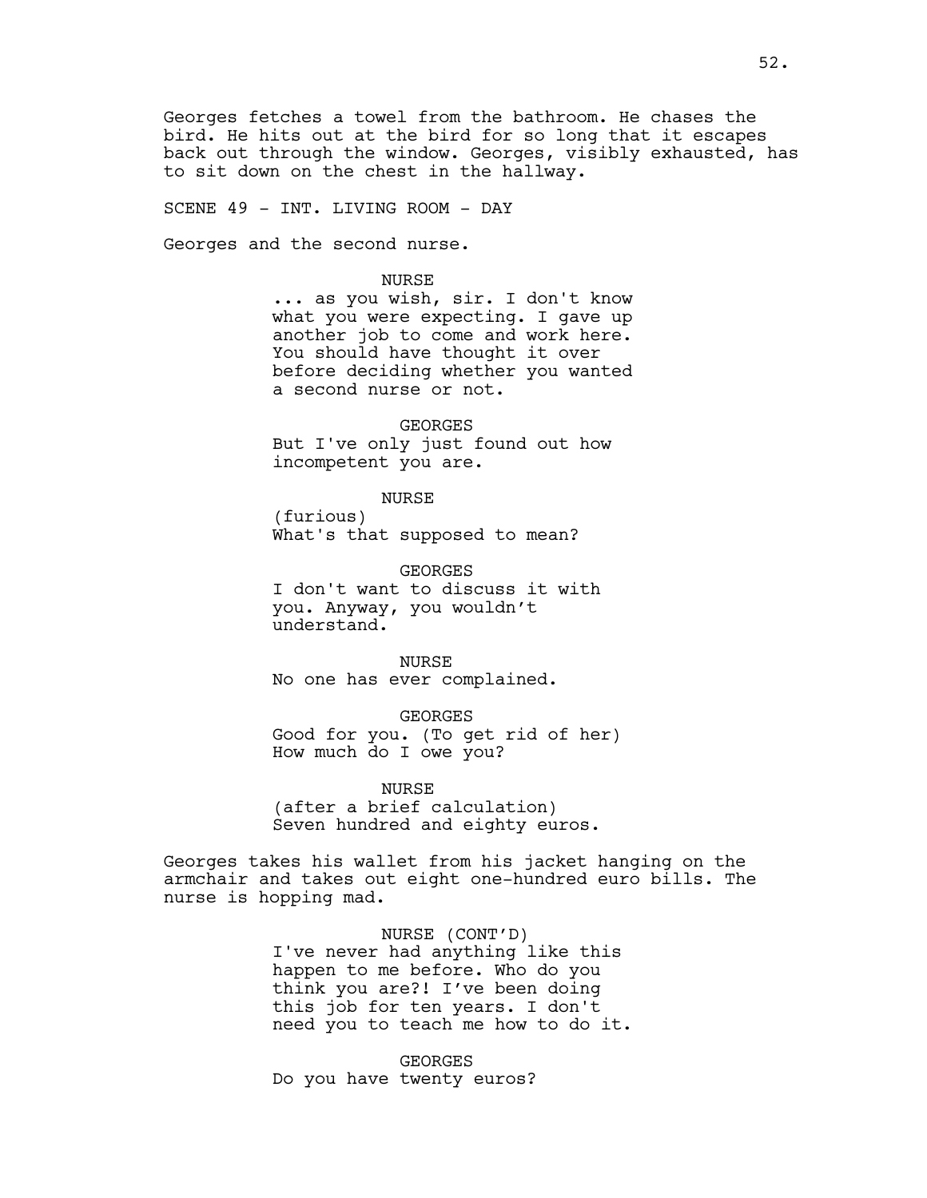Georges fetches a towel from the bathroom. He chases the bird. He hits out at the bird for so long that it escapes back out through the window. Georges, visibly exhausted, has to sit down on the chest in the hallway.

SCENE 49 - INT. LIVING ROOM - DAY

Georges and the second nurse.

NURSE
... as you wish, sir. I don't know what you were expecting. I gave up another job to come and work here. You should have thought it over before deciding whether you wanted a second nurse or not.

GEORGES
But I've only just found out how incompetent you are.

NURSE
(furious)
What's that supposed to mean?

GEORGES
I don't want to discuss it with you. Anyway, you wouldn't understand.

NURSE
No one has ever complained.

GEORGES
Good for you. (To get rid of her)
How much do I owe you?

NURSE
(after a brief calculation)
Seven hundred and eighty euros.

Georges takes his wallet from his jacket hanging on the armchair and takes out eight one-hundred euro bills. The nurse is hopping mad.

NURSE (CONT'D)
I've never had anything like this happen to me before. Who do you think you are?! I've been doing this job for ten years. I don't need you to teach me how to do it.

GEORGES
Do you have twenty euros?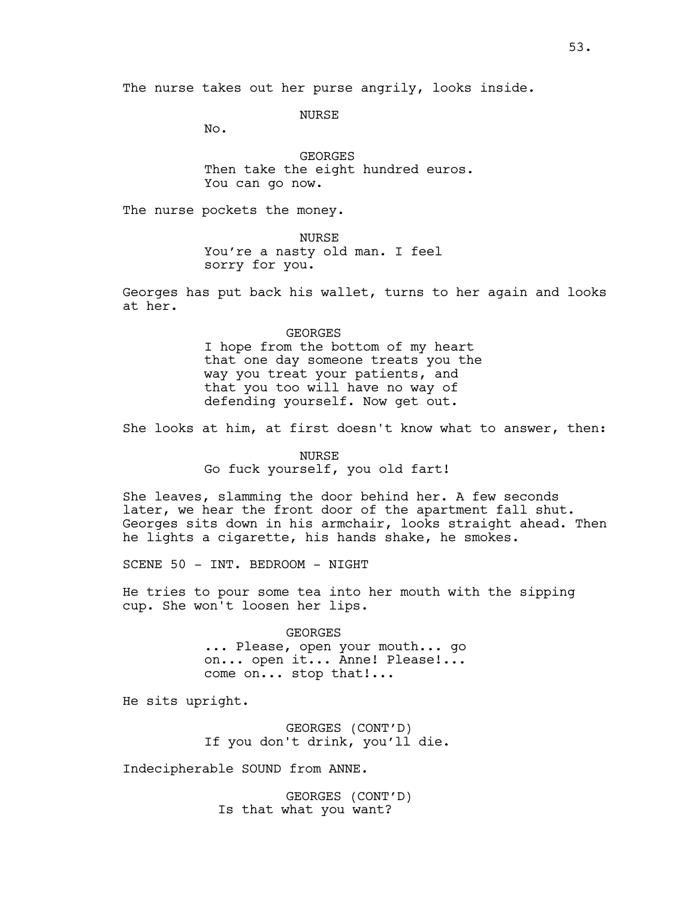The nurse takes out her purse angrily, looks inside.

NURSE

No.

GEORGES

Then take the eight hundred euros.
You can go now.

The nurse pockets the money.

NURSE

You're a nasty old man. I feel
sorry for you.

Georges has put back his wallet, turns to her again and looks at her.

GEORGES

I hope from the bottom of my heart
that one day someone treats you the
way you treat your patients, and
that you too will have no way of
defending yourself. Now get out.

She looks at him, at first doesn't know what to answer, then:

NURSE

Go fuck yourself, you old fart!

She leaves, slamming the door behind her. A few seconds later, we hear the front door of the apartment fall shut. Georges sits down in his armchair, looks straight ahead. Then he lights a cigarette, his hands shake, he smokes.

SCENE 50 - INT. BEDROOM - NIGHT

He tries to pour some tea into her mouth with the sipping cup. She won't loosen her lips.

GEORGES

... Please, open your mouth... go
on... open it... Anne! Please!...
come on... stop that!...

He sits upright.

GEORGES (CONT'D)

If you don't drink, you'll die.

Indecipherable SOUND from ANNE.

GEORGES (CONT'D)

Is that what you want?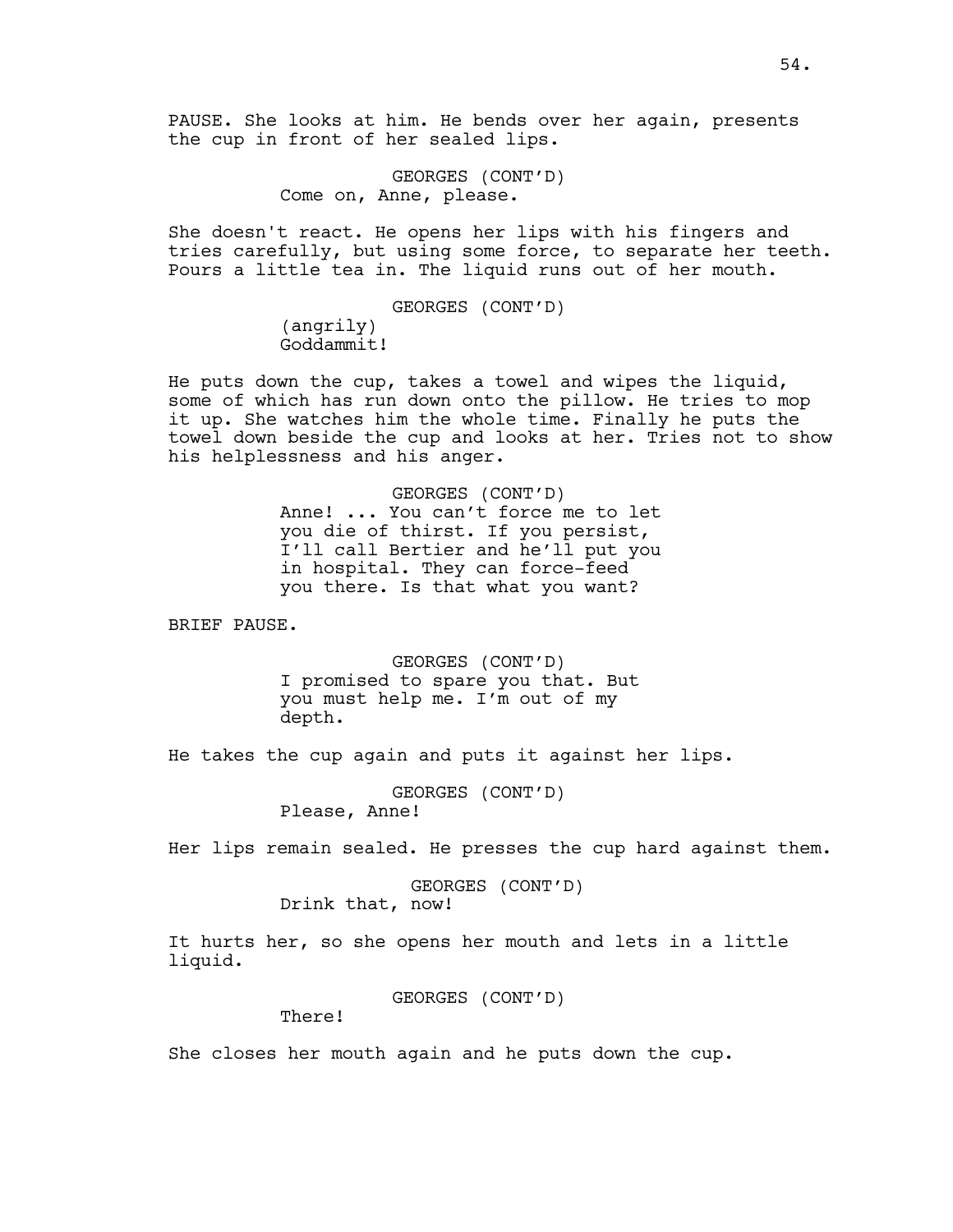PAUSE. She looks at him. He bends over her again, presents the cup in front of her sealed lips.

GEORGES (CONT'D)
Come on, Anne, please.

She doesn't react. He opens her lips with his fingers and tries carefully, but using some force, to separate her teeth. Pours a little tea in. The liquid runs out of her mouth.

GEORGES (CONT'D)
(angrily)
Goddammit!

He puts down the cup, takes a towel and wipes the liquid, some of which has run down onto the pillow. He tries to mop it up. She watches him the whole time. Finally he puts the towel down beside the cup and looks at her. Tries not to show his helplessness and his anger.

GEORGES (CONT'D)
Anne! ... You can't force me to let you die of thirst. If you persist, I'll call Bertier and he'll put you in hospital. They can force-feed you there. Is that what you want?

BRIEF PAUSE.

GEORGES (CONT'D)
I promised to spare you that. But you must help me. I'm out of my depth.

He takes the cup again and puts it against her lips.

GEORGES (CONT'D)
Please, Anne!

Her lips remain sealed. He presses the cup hard against them.

GEORGES (CONT'D)
Drink that, now!

It hurts her, so she opens her mouth and lets in a little liquid.

GEORGES (CONT'D)
There!

She closes her mouth again and he puts down the cup.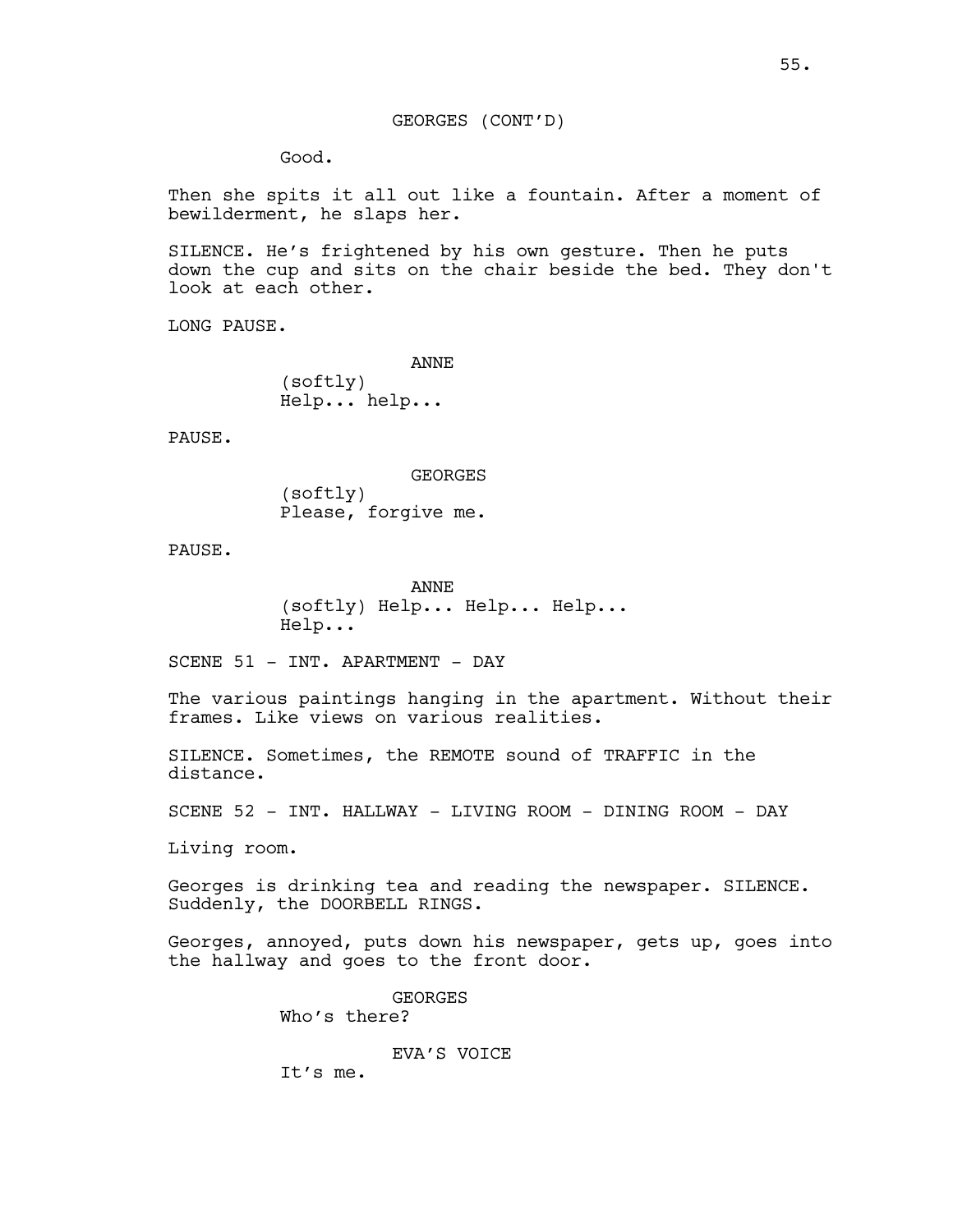GEORGES (CONT'D)

Good.

Then she spits it all out like a fountain. After a moment of bewilderment, he slaps her.

SILENCE. He's frightened by his own gesture. Then he puts down the cup and sits on the chair beside the bed. They don't look at each other.

LONG PAUSE.

ANNE

(softly)

Help... help...

PAUSE.

GEORGES

(softly)

Please, forgive me.

PAUSE.

ANNE

(softly) Help... Help... Help... Help...

SCENE 51 - INT. APARTMENT - DAY

The various paintings hanging in the apartment. Without their frames. Like views on various realities.

SILENCE. Sometimes, the REMOTE sound of TRAFFIC in the distance.

SCENE 52 - INT. HALLWAY - LIVING ROOM - DINING ROOM - DAY

Living room.

Georges is drinking tea and reading the newspaper. SILENCE. Suddenly, the DOORBELL RINGS.

Georges, annoyed, puts down his newspaper, gets up, goes into the hallway and goes to the front door.

GEORGES

Who's there?

EVA'S VOICE

It's me.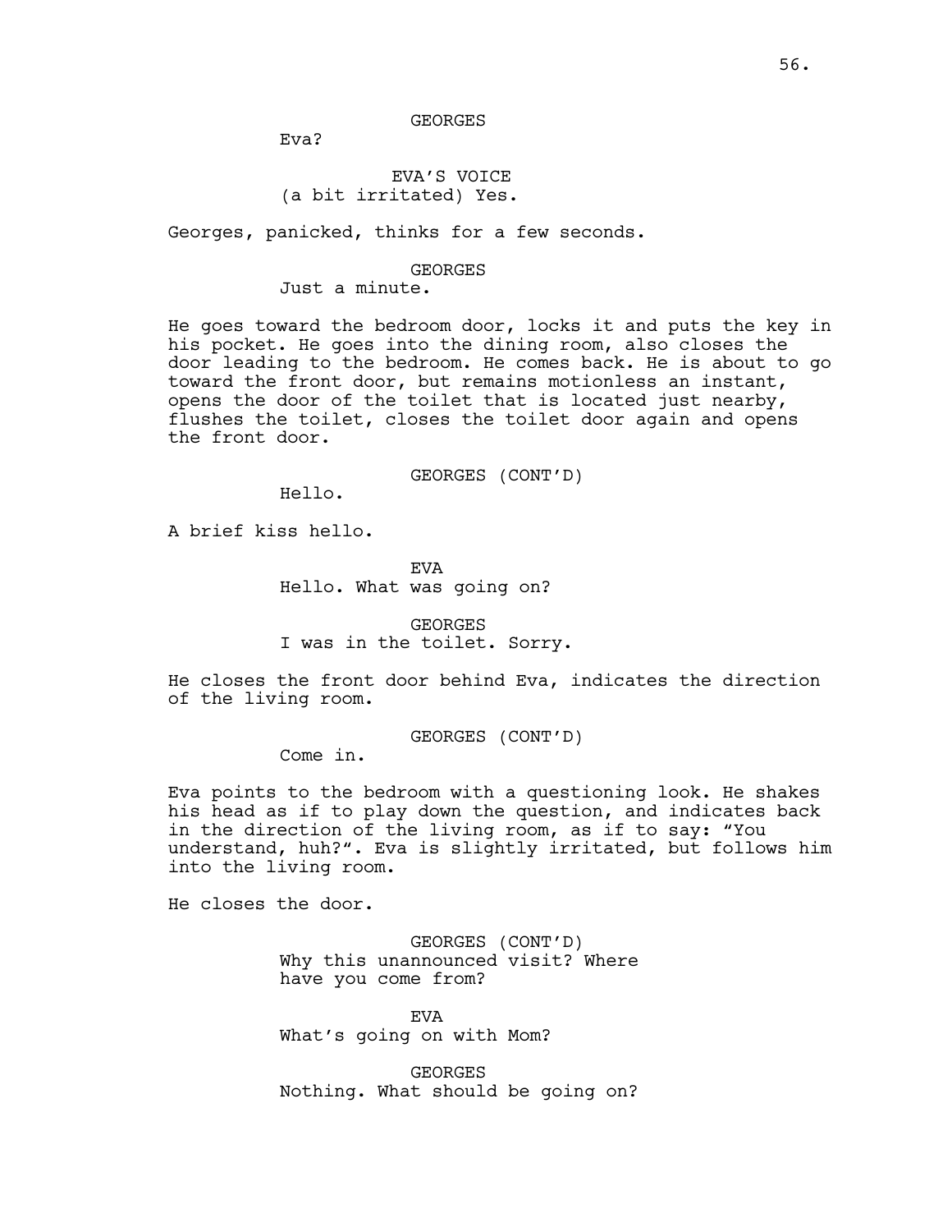GEORGES

Eva?

EVA'S VOICE

(a bit irritated) Yes.

Georges, panicked, thinks for a few seconds.

GEORGES

Just a minute.

He goes toward the bedroom door, locks it and puts the key in his pocket. He goes into the dining room, also closes the door leading to the bedroom. He comes back. He is about to go toward the front door, but remains motionless an instant, opens the door of the toilet that is located just nearby, flushes the toilet, closes the toilet door again and opens the front door.

GEORGES (CONT'D)

Hello.

A brief kiss hello.

EVA

Hello. What was going on?

GEORGES

I was in the toilet. Sorry.

He closes the front door behind Eva, indicates the direction of the living room.

GEORGES (CONT'D)

Come in.

Eva points to the bedroom with a questioning look. He shakes his head as if to play down the question, and indicates back in the direction of the living room, as if to say: "You understand, huh?". Eva is slightly irritated, but follows him into the living room.

He closes the door.

GEORGES (CONT'D)

Why this unannounced visit? Where have you come from?

EVA

What's going on with Mom?

GEORGES

Nothing. What should be going on?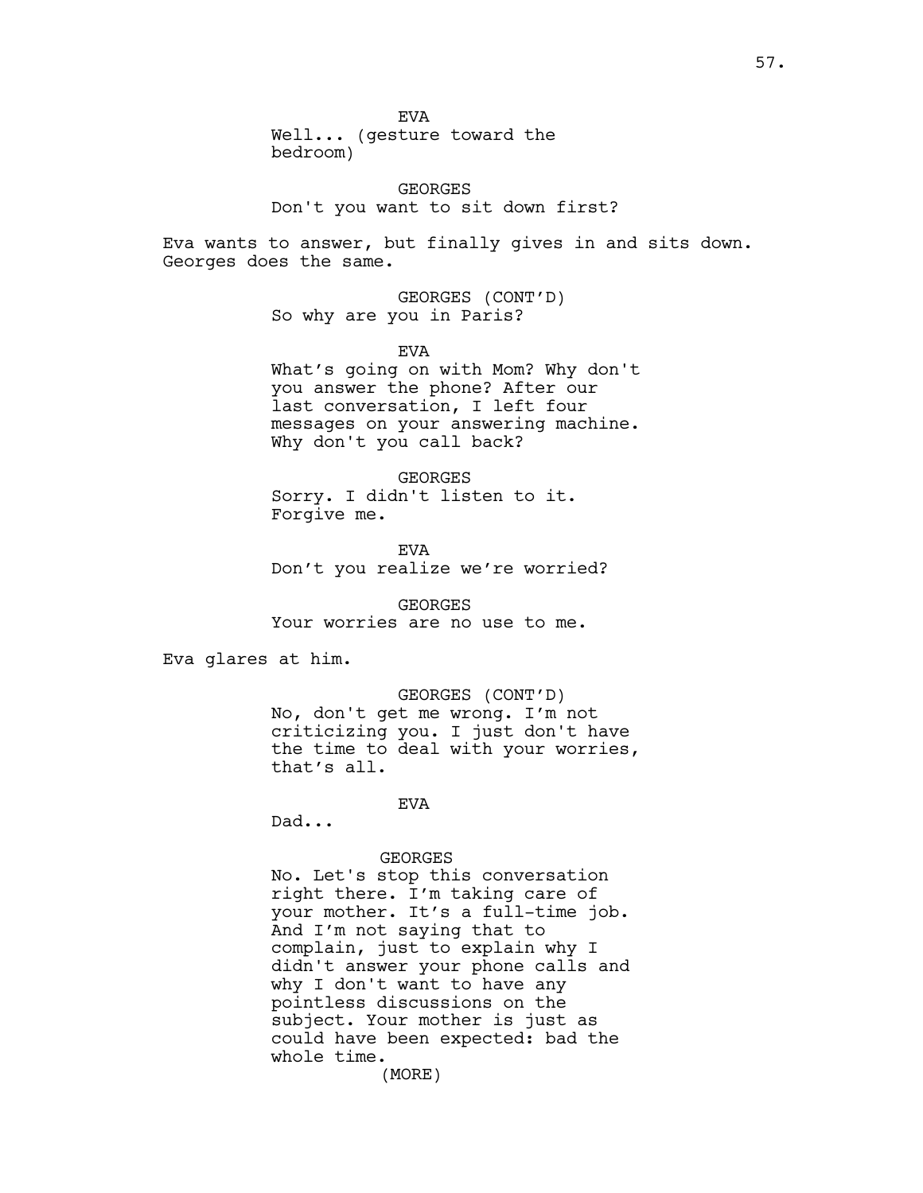EVA
Well... (gesture toward the bedroom)

GEORGES
Don't you want to sit down first?

Eva wants to answer, but finally gives in and sits down. Georges does the same.

GEORGES (CONT'D)
So why are you in Paris?

EVA
What's going on with Mom? Why don't you answer the phone? After our last conversation, I left four messages on your answering machine. Why don't you call back?

GEORGES
Sorry. I didn't listen to it. Forgive me.

EVA
Don't you realize we're worried?

GEORGES
Your worries are no use to me.

Eva glares at him.

GEORGES (CONT'D)
No, don't get me wrong. I'm not criticizing you. I just don't have the time to deal with your worries, that's all.

EVA
Dad...

GEORGES
No. Let's stop this conversation right there. I'm taking care of your mother. It's a full-time job. And I'm not saying that to complain, just to explain why I didn't answer your phone calls and why I don't want to have any pointless discussions on the subject. Your mother is just as could have been expected: bad the whole time.
(MORE)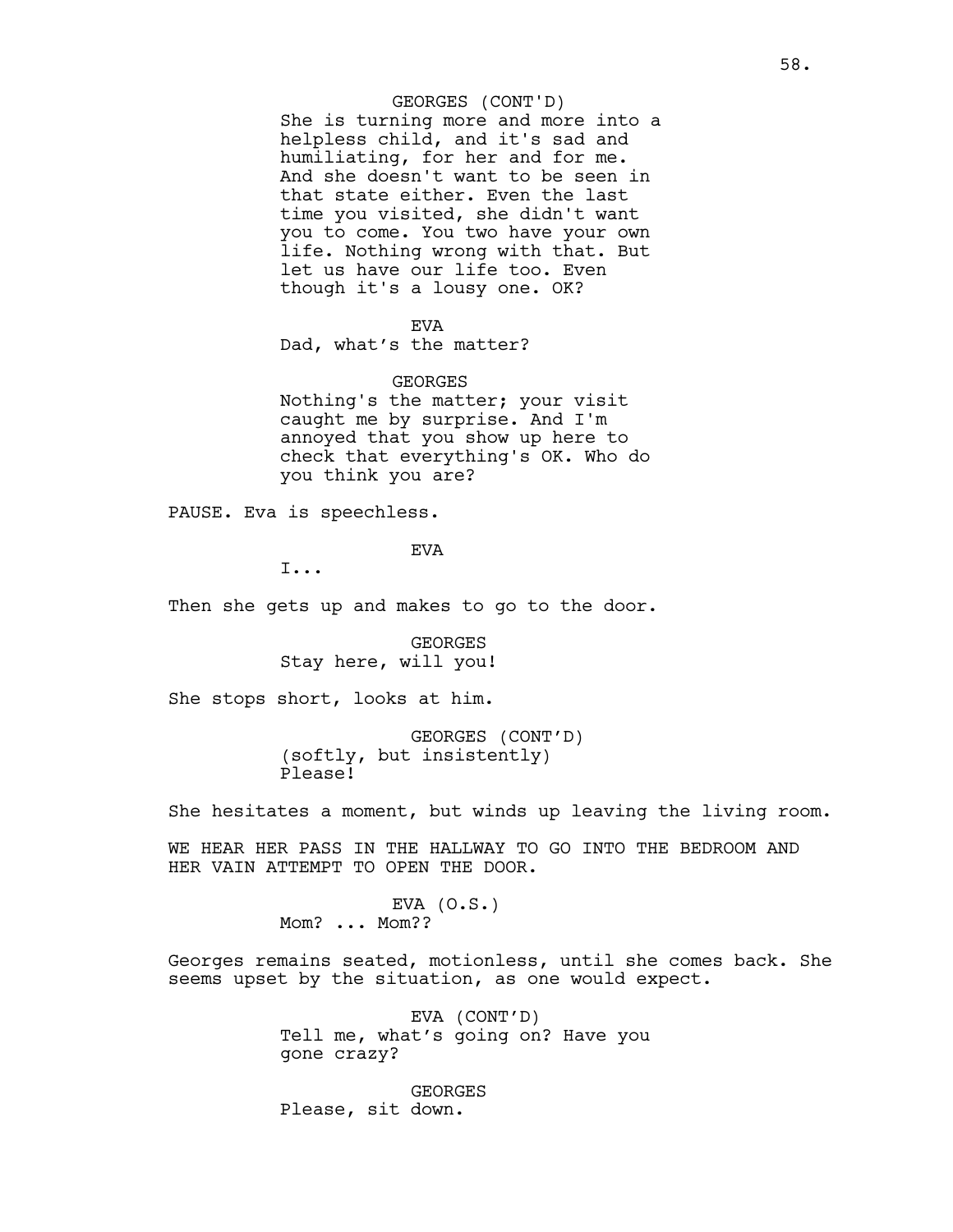GEORGES (CONT'D)
She is turning more and more into a helpless child, and it's sad and humiliating, for her and for me. And she doesn't want to be seen in that state either. Even the last time you visited, she didn't want you to come. You two have your own life. Nothing wrong with that. But let us have our life too. Even though it's a lousy one. OK?

EVA
Dad, what's the matter?

GEORGES
Nothing's the matter; your visit caught me by surprise. And I'm annoyed that you show up here to check that everything's OK. Who do you think you are?

PAUSE. Eva is speechless.

EVA
I...

Then she gets up and makes to go to the door.

GEORGES
Stay here, will you!

She stops short, looks at him.

GEORGES (CONT'D)
(softly, but insistently)
Please!

She hesitates a moment, but winds up leaving the living room.

WE HEAR HER PASS IN THE HALLWAY TO GO INTO THE BEDROOM AND HER VAIN ATTEMPT TO OPEN THE DOOR.

EVA (O.S.)
Mom? ... Mom??

Georges remains seated, motionless, until she comes back. She seems upset by the situation, as one would expect.

EVA (CONT'D)
Tell me, what's going on? Have you gone crazy?

GEORGES
Please, sit down.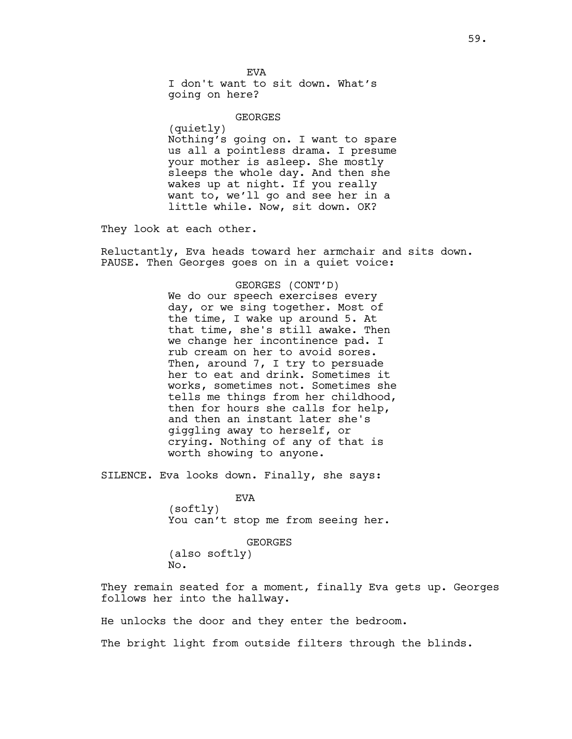EVA

I don't want to sit down. What's going on here?

GEORGES

(quietly)

Nothing's going on. I want to spare us all a pointless drama. I presume your mother is asleep. She mostly sleeps the whole day. And then she wakes up at night. If you really want to, we'll go and see her in a little while. Now, sit down. OK?

They look at each other.

Reluctantly, Eva heads toward her armchair and sits down. PAUSE. Then Georges goes on in a quiet voice:

GEORGES (CONT'D)

We do our speech exercises every day, or we sing together. Most of the time, I wake up around 5. At that time, she's still awake. Then we change her incontinence pad. I rub cream on her to avoid sores. Then, around 7, I try to persuade her to eat and drink. Sometimes it works, sometimes not. Sometimes she tells me things from her childhood, then for hours she calls for help, and then an instant later she's giggling away to herself, or crying. Nothing of any of that is worth showing to anyone.

SILENCE. Eva looks down. Finally, she says:

EVA

(softly)

You can't stop me from seeing her.

GEORGES

(also softly)

No.

They remain seated for a moment, finally Eva gets up. Georges follows her into the hallway.

He unlocks the door and they enter the bedroom.

The bright light from outside filters through the blinds.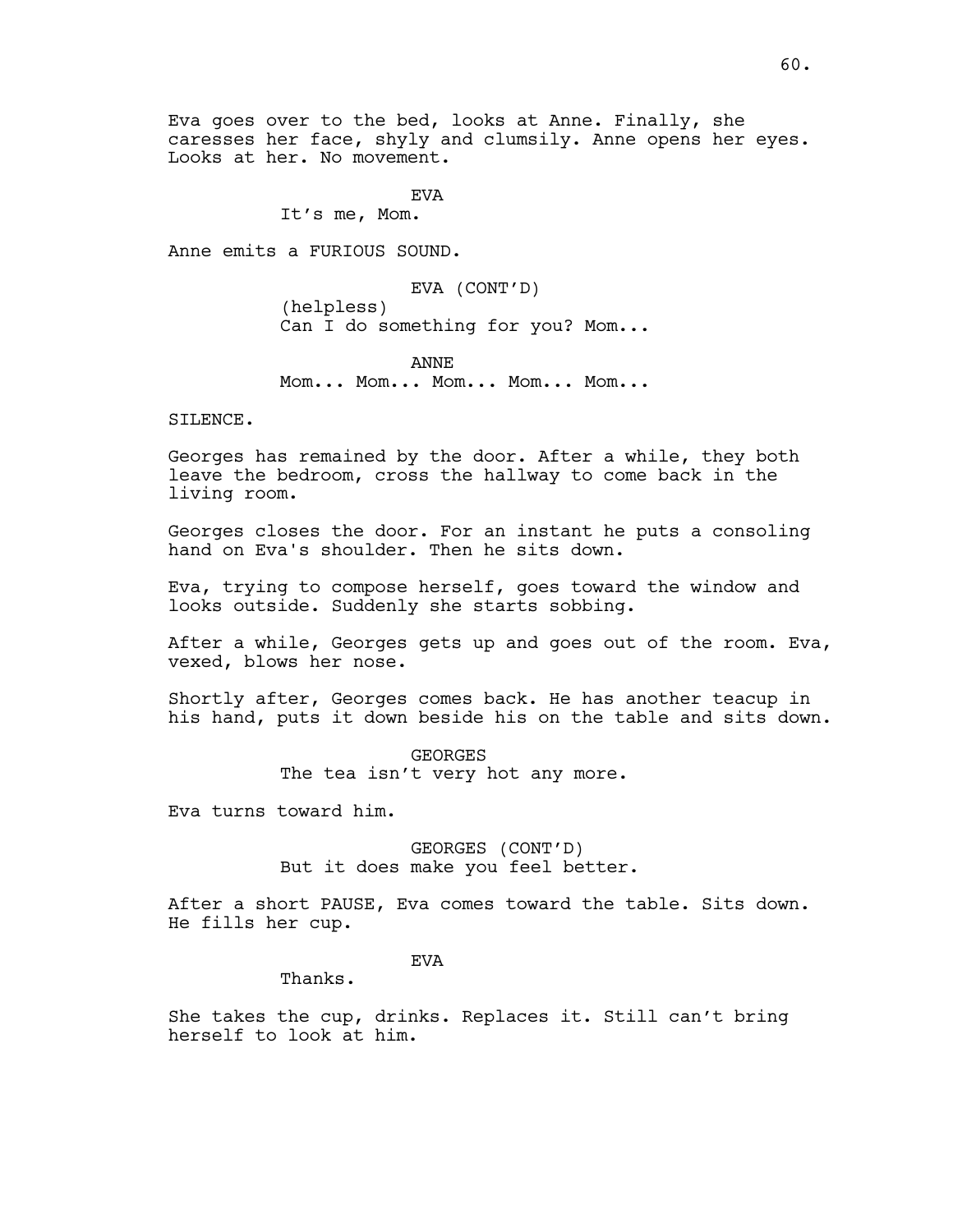Eva goes over to the bed, looks at Anne. Finally, she caresses her face, shyly and clumsily. Anne opens her eyes. Looks at her. No movement.

EVA

It's me, Mom.

Anne emits a FURIOUS SOUND.

EVA (CONT'D)

(helpless)

Can I do something for you? Mom...

ANNE

Mom... Mom... Mom... Mom... Mom...

SILENCE.

Georges has remained by the door. After a while, they both leave the bedroom, cross the hallway to come back in the living room.

Georges closes the door. For an instant he puts a consoling hand on Eva's shoulder. Then he sits down.

Eva, trying to compose herself, goes toward the window and looks outside. Suddenly she starts sobbing.

After a while, Georges gets up and goes out of the room. Eva, vexed, blows her nose.

Shortly after, Georges comes back. He has another teacup in his hand, puts it down beside his on the table and sits down.

GEORGES

The tea isn't very hot any more.

Eva turns toward him.

GEORGES (CONT'D)

But it does make you feel better.

After a short PAUSE, Eva comes toward the table. Sits down. He fills her cup.

EVA

Thanks.

She takes the cup, drinks. Replaces it. Still can't bring herself to look at him.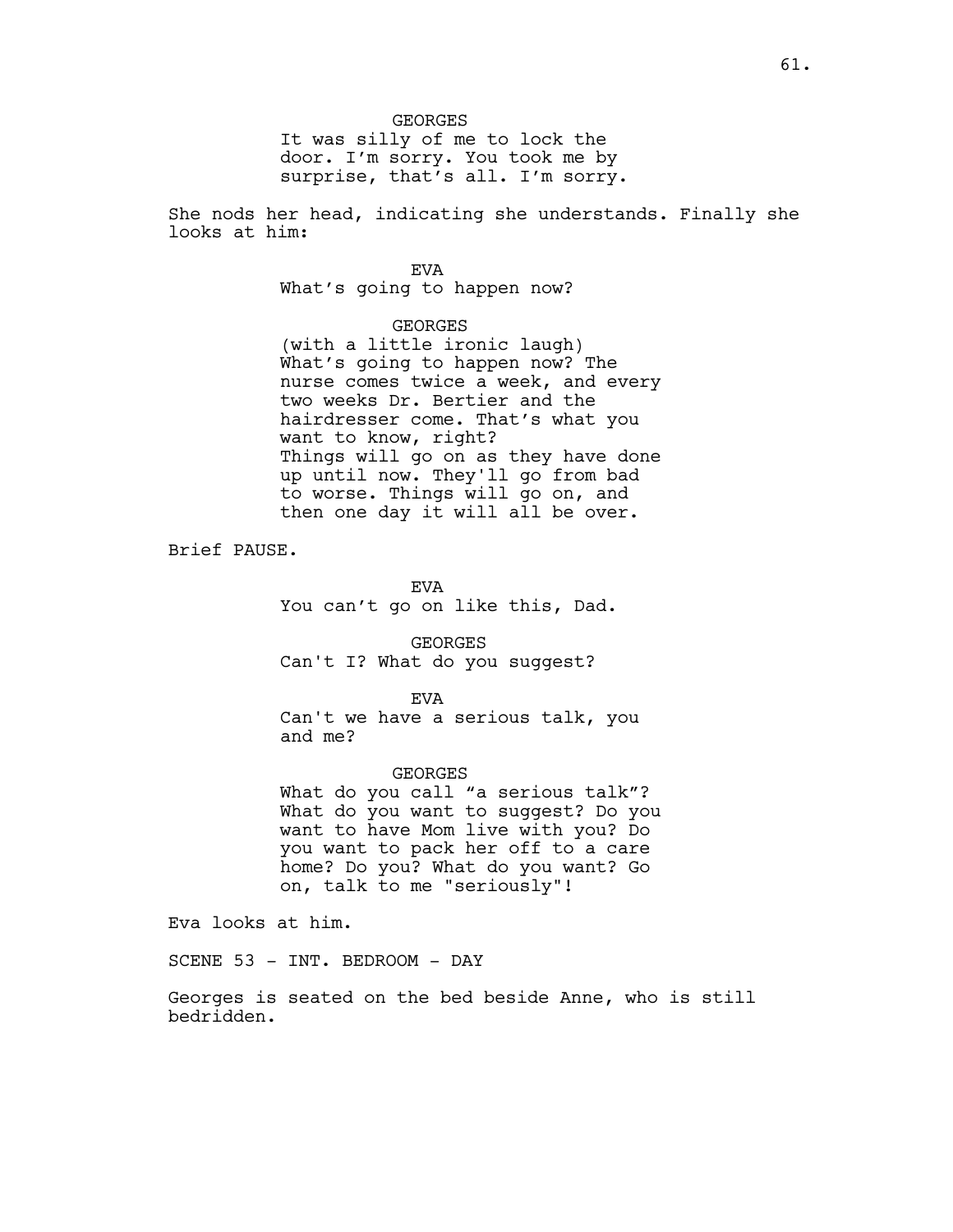GEORGES

It was silly of me to lock the door. I'm sorry. You took me by surprise, that's all. I'm sorry.

She nods her head, indicating she understands. Finally she looks at him:

EVA

What's going to happen now?

GEORGES

(with a little ironic laugh)

What's going to happen now? The nurse comes twice a week, and every two weeks Dr. Bertier and the hairdresser come. That's what you want to know, right?

Things will go on as they have done up until now. They'll go from bad to worse. Things will go on, and then one day it will all be over.

Brief PAUSE.

EVA

You can't go on like this, Dad.

GEORGES

Can't I? What do you suggest?

EVA

Can't we have a serious talk, you and me?

GEORGES

What do you call "a serious talk"? What do you want to suggest? Do you want to have Mom live with you? Do you want to pack her off to a care home? Do you? What do you want? Go on, talk to me "seriously"!

Eva looks at him.

SCENE 53 - INT. BEDROOM - DAY

Georges is seated on the bed beside Anne, who is still bedridden.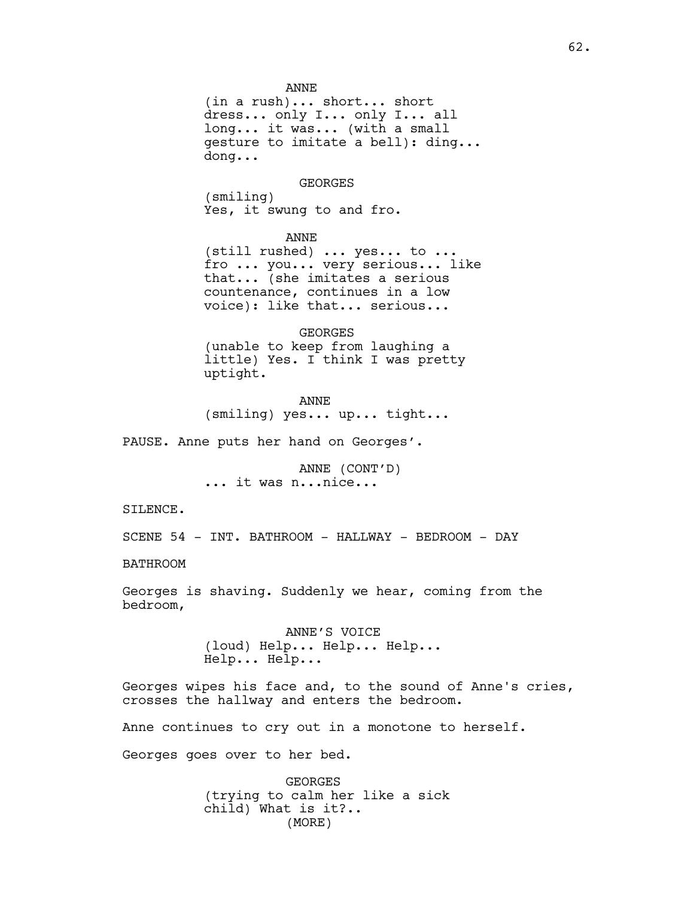ANNE

(in a rush)... short... short dress... only I... only I... all long... it was... (with a small gesture to imitate a bell): ding... dong...

GEORGES

(smiling)
Yes, it swung to and fro.

ANNE

(still rushed) ... yes... to ... fro ... you... very serious... like that... (she imitates a serious countenance, continues in a low voice): like that... serious...

GEORGES

(unable to keep from laughing a little) Yes. I think I was pretty uptight.

ANNE

(smiling) yes... up... tight...

PAUSE. Anne puts her hand on Georges'.

ANNE (CONT'D)

... it was n...nice...

SILENCE.

SCENE 54 - INT. BATHROOM - HALLWAY - BEDROOM - DAY

BATHROOM

Georges is shaving. Suddenly we hear, coming from the bedroom,

ANNE'S VOICE

(loud) Help... Help... Help... Help... Help...

Georges wipes his face and, to the sound of Anne's cries, crosses the hallway and enters the bedroom.

Anne continues to cry out in a monotone to herself.

Georges goes over to her bed.

GEORGES

(trying to calm her like a sick child) What is it?..

(MORE)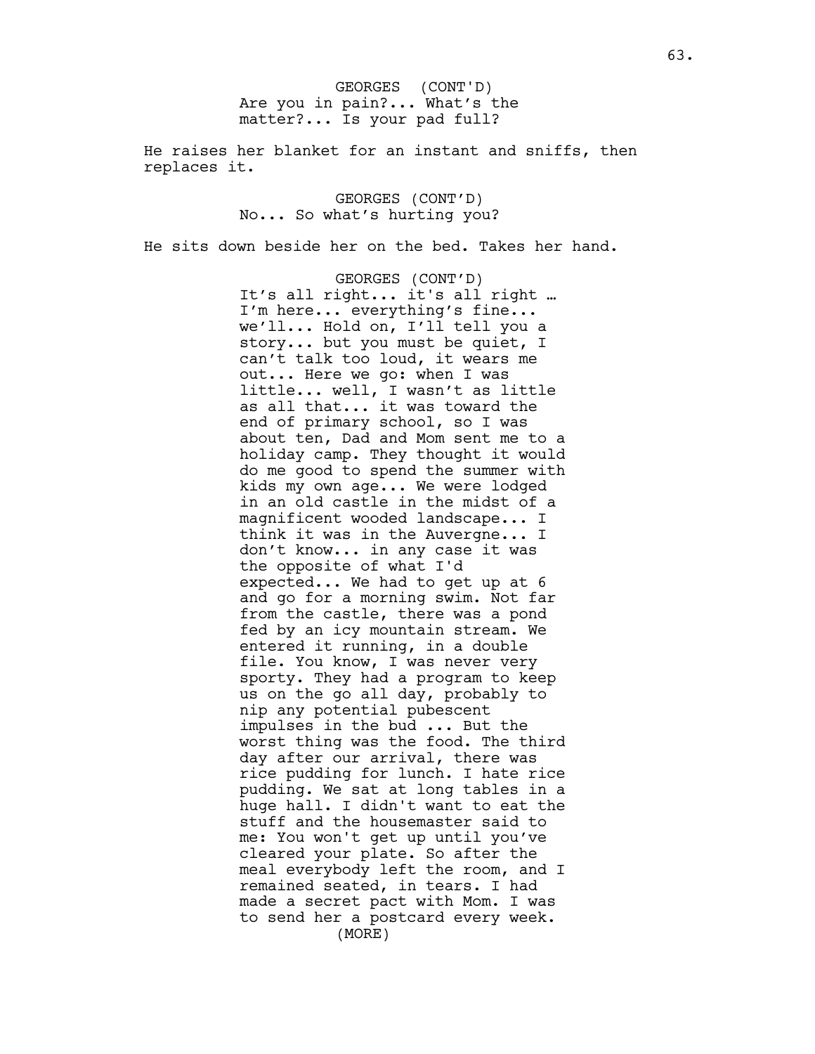GEORGES (CONT'D)
Are you in pain?... What's the matter?... Is your pad full?

He raises her blanket for an instant and sniffs, then replaces it.

GEORGES (CONT'D)
No... So what's hurting you?

He sits down beside her on the bed. Takes her hand.

GEORGES (CONT'D)
It's all right... it's all right … I'm here... everything's fine... we'll... Hold on, I'll tell you a story... but you must be quiet, I can't talk too loud, it wears me out... Here we go: when I was little... well, I wasn't as little as all that... it was toward the end of primary school, so I was about ten, Dad and Mom sent me to a holiday camp. They thought it would do me good to spend the summer with kids my own age... We were lodged in an old castle in the midst of a magnificent wooded landscape... I think it was in the Auvergne... I don't know... in any case it was the opposite of what I'd expected... We had to get up at 6 and go for a morning swim. Not far from the castle, there was a pond fed by an icy mountain stream. We entered it running, in a double file. You know, I was never very sporty. They had a program to keep us on the go all day, probably to nip any potential pubescent impulses in the bud ... But the worst thing was the food. The third day after our arrival, there was rice pudding for lunch. I hate rice pudding. We sat at long tables in a huge hall. I didn't want to eat the stuff and the housemaster said to me: You won't get up until you've cleared your plate. So after the meal everybody left the room, and I remained seated, in tears. I had made a secret pact with Mom. I was to send her a postcard every week.
(MORE)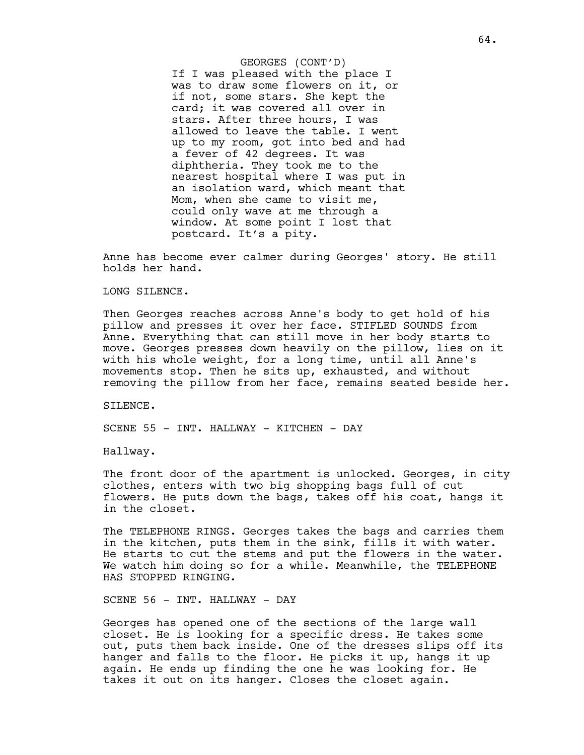GEORGES (CONT'D)

If I was pleased with the place I was to draw some flowers on it, or if not, some stars. She kept the card; it was covered all over in stars. After three hours, I was allowed to leave the table. I went up to my room, got into bed and had a fever of 42 degrees. It was diphtheria. They took me to the nearest hospital where I was put in an isolation ward, which meant that Mom, when she came to visit me, could only wave at me through a window. At some point I lost that postcard. It's a pity.

Anne has become ever calmer during Georges' story. He still holds her hand.

LONG SILENCE.

Then Georges reaches across Anne's body to get hold of his pillow and presses it over her face. STIFLED SOUNDS from Anne. Everything that can still move in her body starts to move. Georges presses down heavily on the pillow, lies on it with his whole weight, for a long time, until all Anne's movements stop. Then he sits up, exhausted, and without removing the pillow from her face, remains seated beside her.

SILENCE.

SCENE 55 - INT. HALLWAY - KITCHEN - DAY

Hallway.

The front door of the apartment is unlocked. Georges, in city clothes, enters with two big shopping bags full of cut flowers. He puts down the bags, takes off his coat, hangs it in the closet.

The TELEPHONE RINGS. Georges takes the bags and carries them in the kitchen, puts them in the sink, fills it with water. He starts to cut the stems and put the flowers in the water. We watch him doing so for a while. Meanwhile, the TELEPHONE HAS STOPPED RINGING.

SCENE 56 - INT. HALLWAY - DAY

Georges has opened one of the sections of the large wall closet. He is looking for a specific dress. He takes some out, puts them back inside. One of the dresses slips off its hanger and falls to the floor. He picks it up, hangs it up again. He ends up finding the one he was looking for. He takes it out on its hanger. Closes the closet again.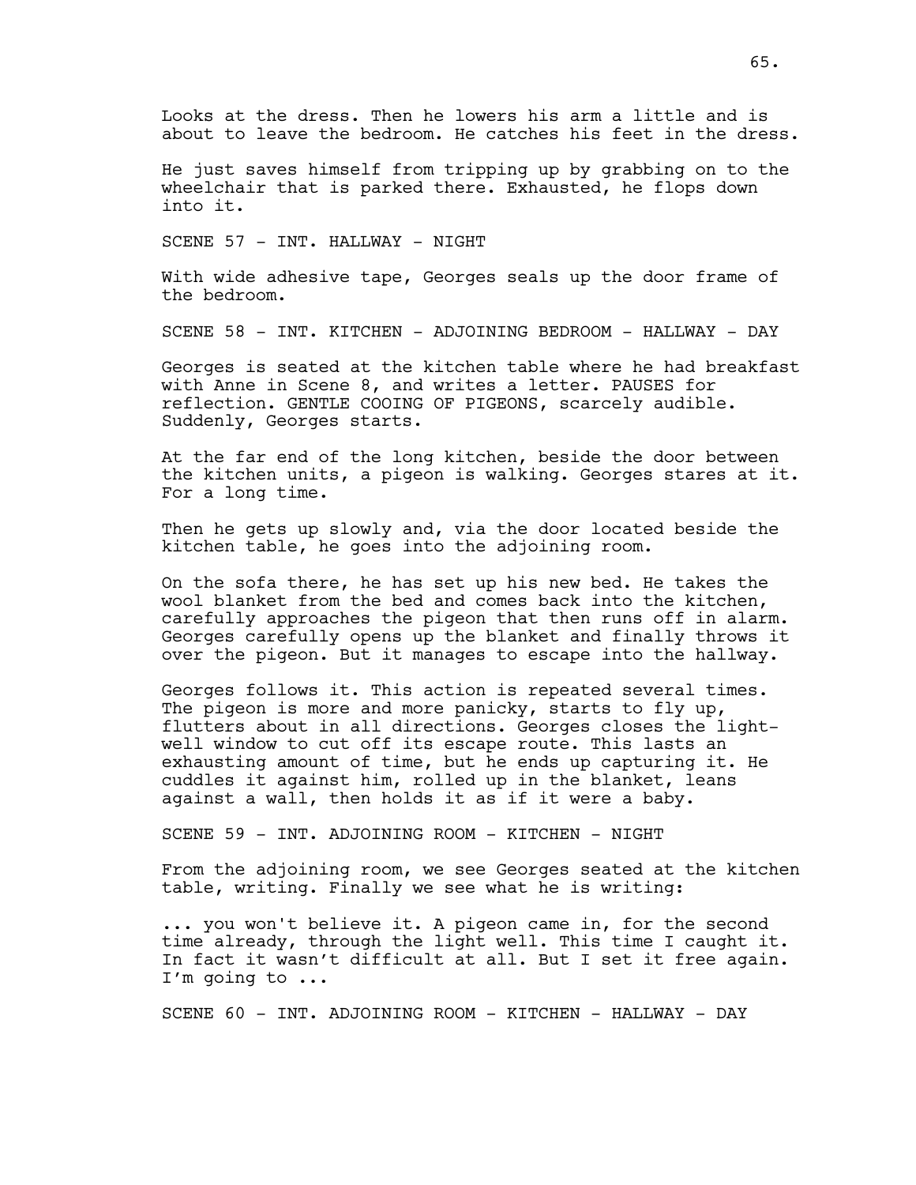Looks at the dress. Then he lowers his arm a little and is about to leave the bedroom. He catches his feet in the dress.

He just saves himself from tripping up by grabbing on to the wheelchair that is parked there. Exhausted, he flops down into it.

SCENE 57 - INT. HALLWAY - NIGHT

With wide adhesive tape, Georges seals up the door frame of the bedroom.

SCENE 58 - INT. KITCHEN - ADJOINING BEDROOM - HALLWAY - DAY

Georges is seated at the kitchen table where he had breakfast with Anne in Scene 8, and writes a letter. PAUSES for reflection. GENTLE COOING OF PIGEONS, scarcely audible. Suddenly, Georges starts.

At the far end of the long kitchen, beside the door between the kitchen units, a pigeon is walking. Georges stares at it. For a long time.

Then he gets up slowly and, via the door located beside the kitchen table, he goes into the adjoining room.

On the sofa there, he has set up his new bed. He takes the wool blanket from the bed and comes back into the kitchen, carefully approaches the pigeon that then runs off in alarm. Georges carefully opens up the blanket and finally throws it over the pigeon. But it manages to escape into the hallway.

Georges follows it. This action is repeated several times. The pigeon is more and more panicky, starts to fly up, flutters about in all directions. Georges closes the light-well window to cut off its escape route. This lasts an exhausting amount of time, but he ends up capturing it. He cuddles it against him, rolled up in the blanket, leans against a wall, then holds it as if it were a baby.

SCENE 59 - INT. ADJOINING ROOM - KITCHEN - NIGHT

From the adjoining room, we see Georges seated at the kitchen table, writing. Finally we see what he is writing:

... you won't believe it. A pigeon came in, for the second time already, through the light well. This time I caught it. In fact it wasn't difficult at all. But I set it free again. I'm going to ...

SCENE 60 - INT. ADJOINING ROOM - KITCHEN - HALLWAY - DAY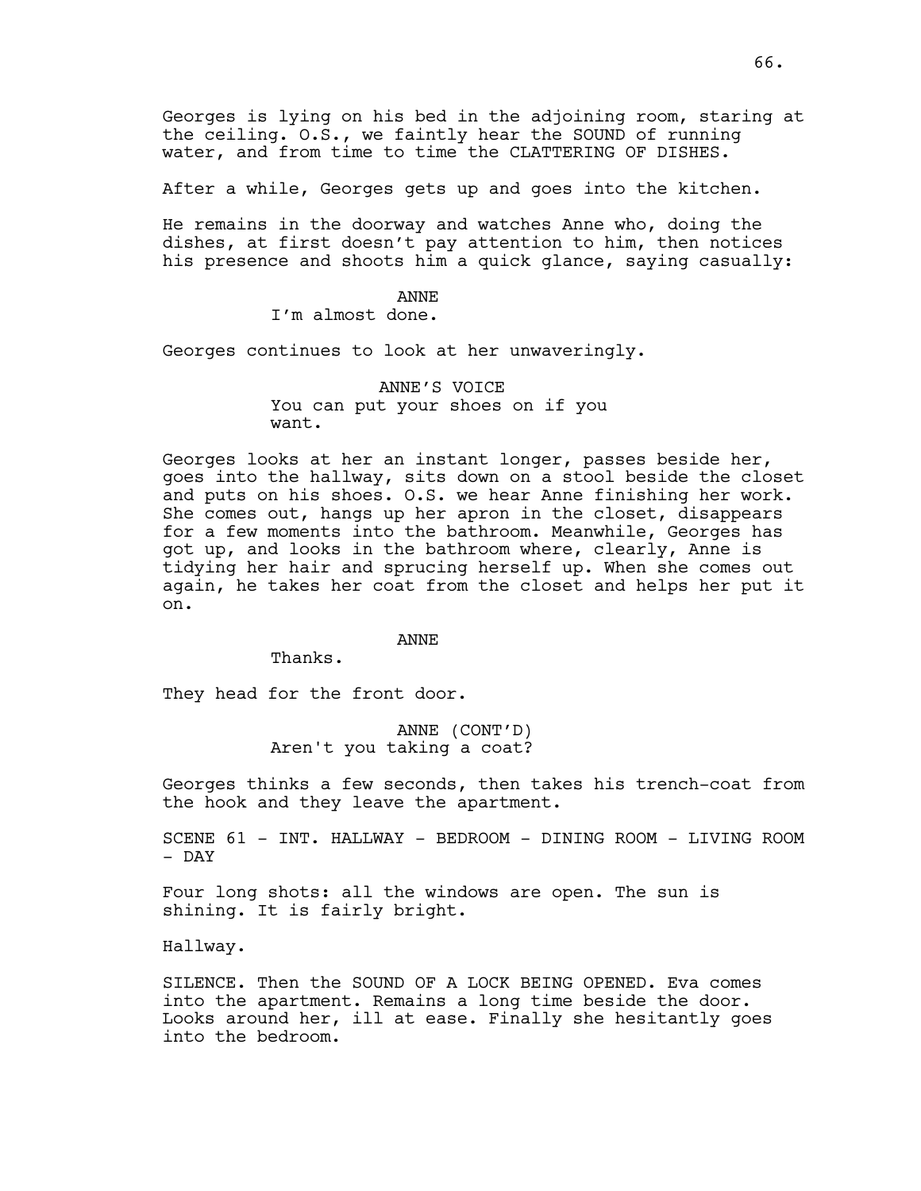Georges is lying on his bed in the adjoining room, staring at the ceiling. O.S., we faintly hear the SOUND of running water, and from time to time the CLATTERING OF DISHES.

After a while, Georges gets up and goes into the kitchen.

He remains in the doorway and watches Anne who, doing the dishes, at first doesn't pay attention to him, then notices his presence and shoots him a quick glance, saying casually:

ANNE
I'm almost done.

Georges continues to look at her unwaveringly.

ANNE'S VOICE
You can put your shoes on if you want.

Georges looks at her an instant longer, passes beside her, goes into the hallway, sits down on a stool beside the closet and puts on his shoes. O.S. we hear Anne finishing her work. She comes out, hangs up her apron in the closet, disappears for a few moments into the bathroom. Meanwhile, Georges has got up, and looks in the bathroom where, clearly, Anne is tidying her hair and sprucing herself up. When she comes out again, he takes her coat from the closet and helps her put it on.

ANNE
Thanks.

They head for the front door.

ANNE (CONT'D)
Aren't you taking a coat?

Georges thinks a few seconds, then takes his trench-coat from the hook and they leave the apartment.

SCENE 61 - INT. HALLWAY - BEDROOM - DINING ROOM - LIVING ROOM - DAY

Four long shots: all the windows are open. The sun is shining. It is fairly bright.

Hallway.

SILENCE. Then the SOUND OF A LOCK BEING OPENED. Eva comes into the apartment. Remains a long time beside the door. Looks around her, ill at ease. Finally she hesitantly goes into the bedroom.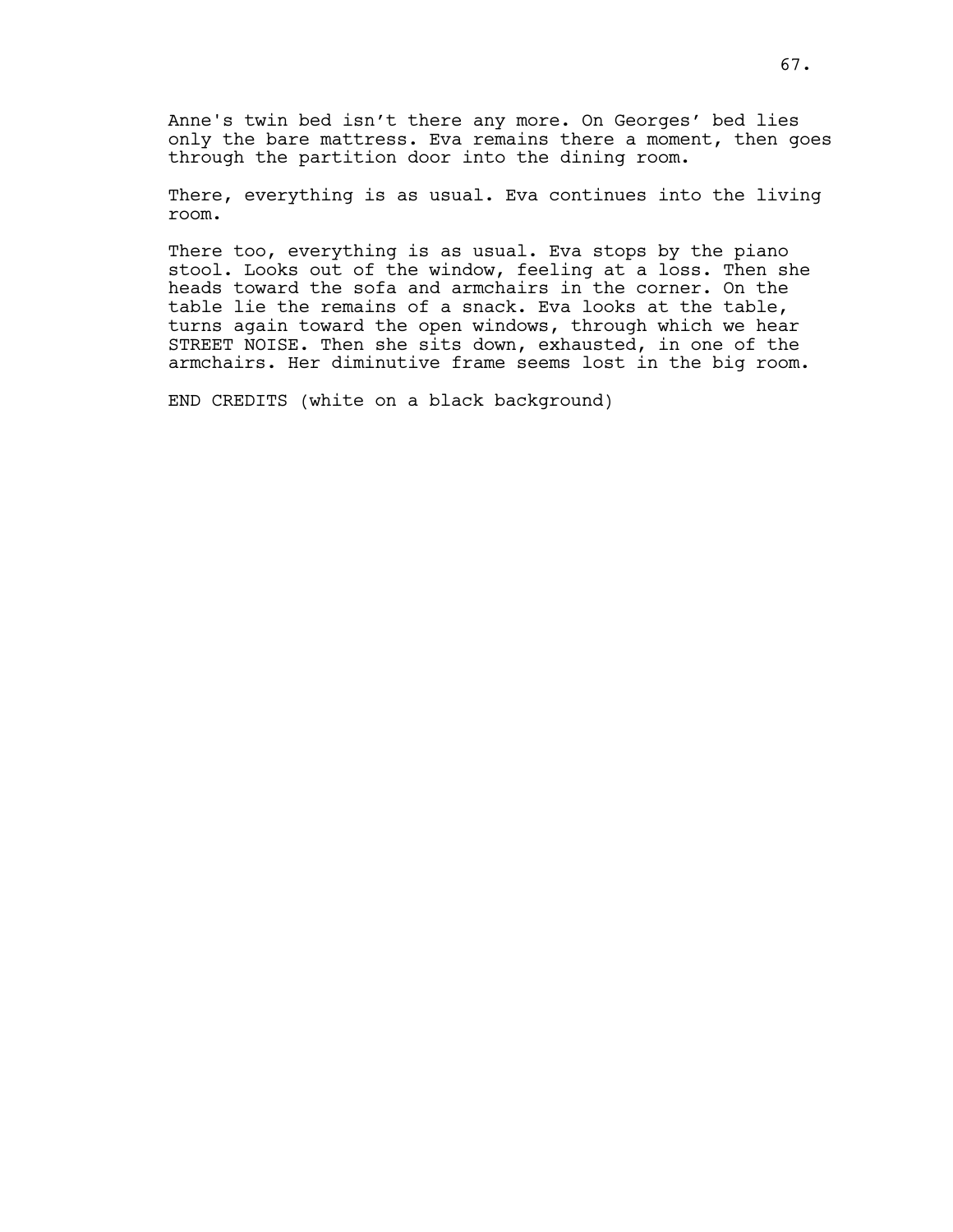Anne's twin bed isn’t there any more. On Georges’ bed lies only the bare mattress. Eva remains there a moment, then goes through the partition door into the dining room.

There, everything is as usual. Eva continues into the living room.

There too, everything is as usual. Eva stops by the piano stool. Looks out of the window, feeling at a loss. Then she heads toward the sofa and armchairs in the corner. On the table lie the remains of a snack. Eva looks at the table, turns again toward the open windows, through which we hear STREET NOISE. Then she sits down, exhausted, in one of the armchairs. Her diminutive frame seems lost in the big room.

END CREDITS (white on a black background)